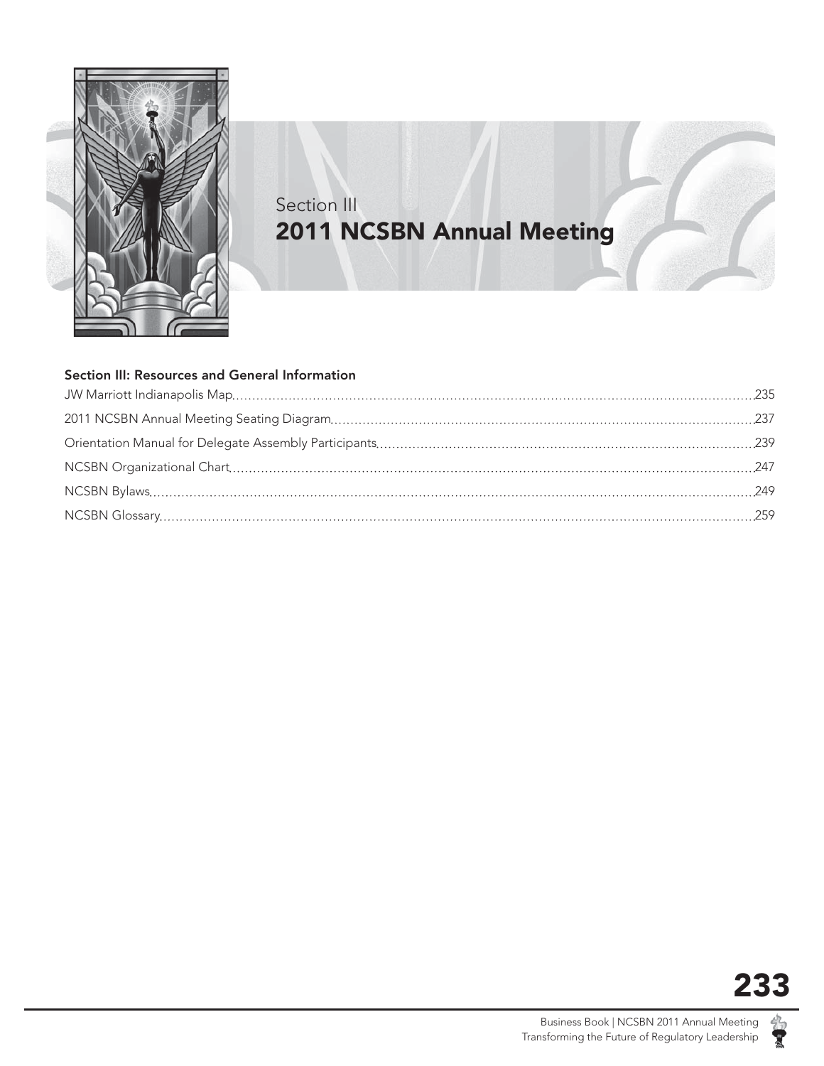# Section III
# 2011 NCSBN Annual Meeting

### Section III: Resources and General Information

JW Marriott Indianapolis Map ........ 235

2011 NCSBN Annual Meeting Seating Diagram ........ 237

Orientation Manual for Delegate Assembly Participants ........ 239

NCSBN Organizational Chart ........ 247

NCSBN Bylaws ........ 249

NCSBN Glossary ........ 259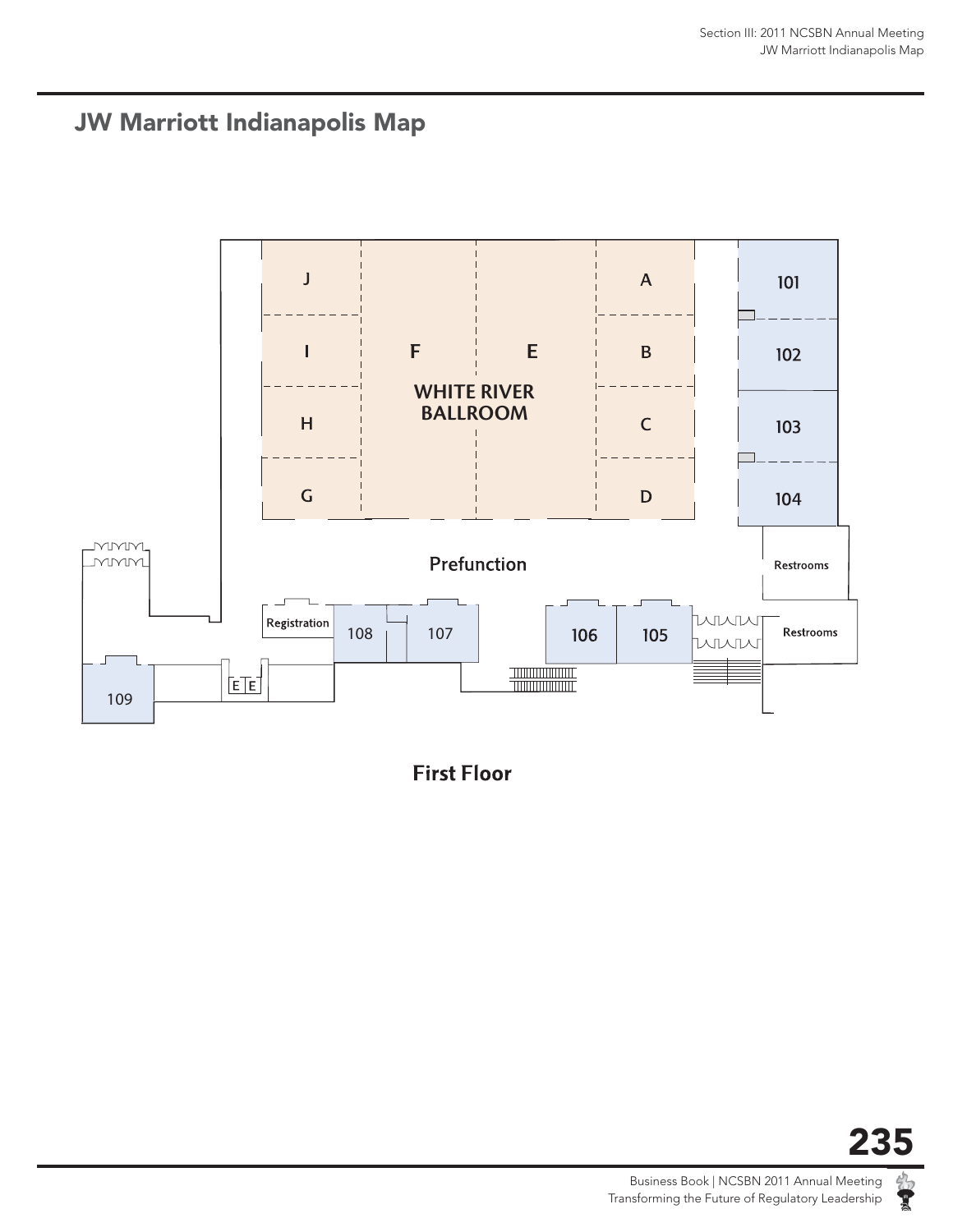# JW Marriott Indianapolis Map

J

A

101

I

F

E

B

102

WHITE RIVER BALLROOM

H

C

103

G

D

104

Prefunction

Restrooms

Registration

108

107

106

105

Restrooms

E E

109

**First Floor**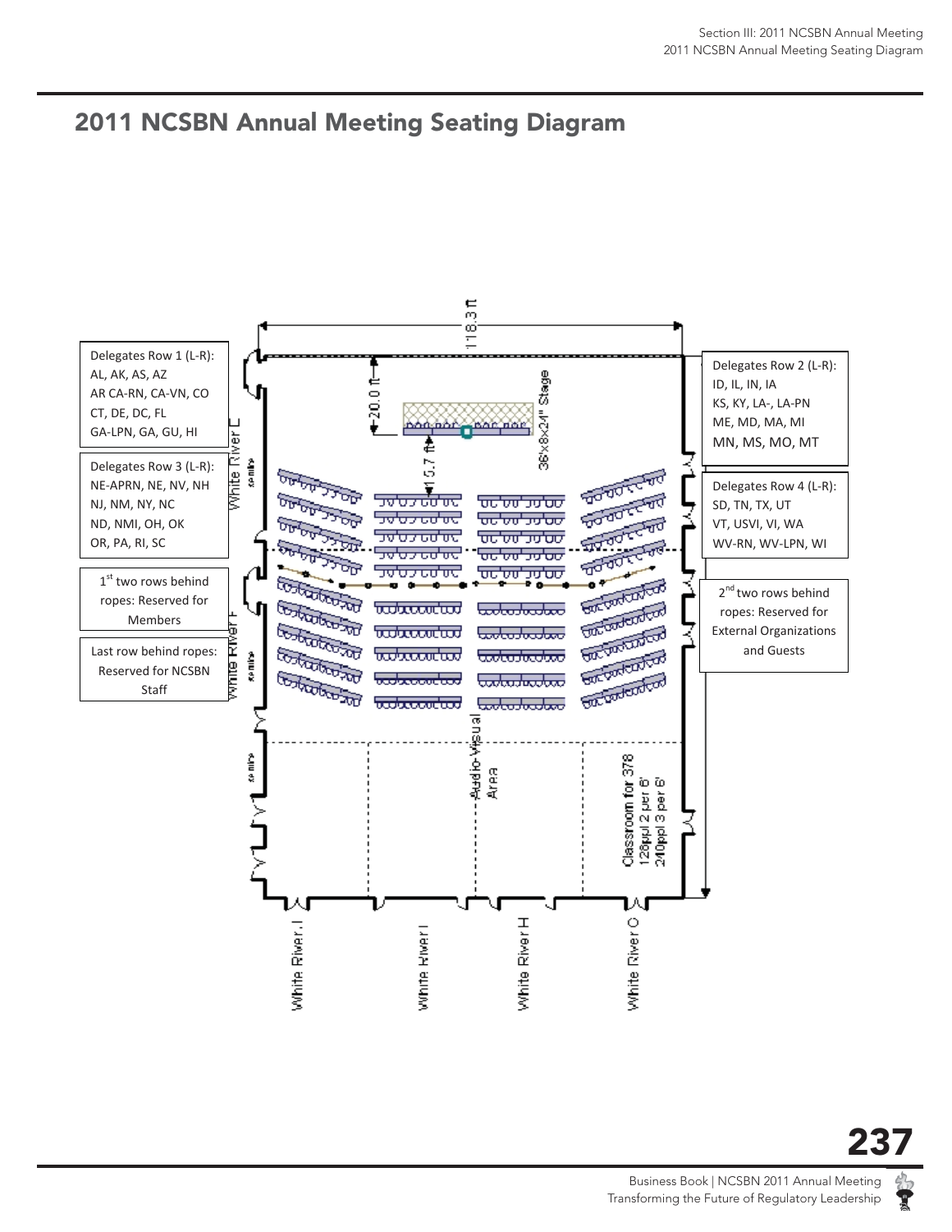## 2011 NCSBN Annual Meeting Seating Diagram

Delegates Row 1 (L-R):
AL, AK, AS, AZ
AR CA-RN, CA-VN, CO
CT, DE, DC, FL
GA-LPN, GA, GU, HI

Delegates Row 2 (L-R):
ID, IL, IN, IA
KS, KY, LA-, LA-PN
ME, MD, MA, MI
MN, MS, MO, MT

Delegates Row 3 (L-R):
NE-APRN, NE, NV, NH
NJ, NM, NY, NC
ND, NMI, OH, OK
OR, PA, RI, SC

Delegates Row 4 (L-R):
SD, TN, TX, UT
VT, USVI, VI, WA
WV-RN, WV-LPN, WI

1st two rows behind ropes: Reserved for Members

2nd two rows behind ropes: Reserved for External Organizations and Guests

Last row behind ropes: Reserved for NCSBN Staff

118.3 ft

20.0 ft

15.7 ft

36'x8'x24" Stage

White River E

White River F

Audio-Visual Area

Classroom for 378
128ppl 2 per 6'
240ppl 3 per 6'

White River J

White River I

White River H

White River G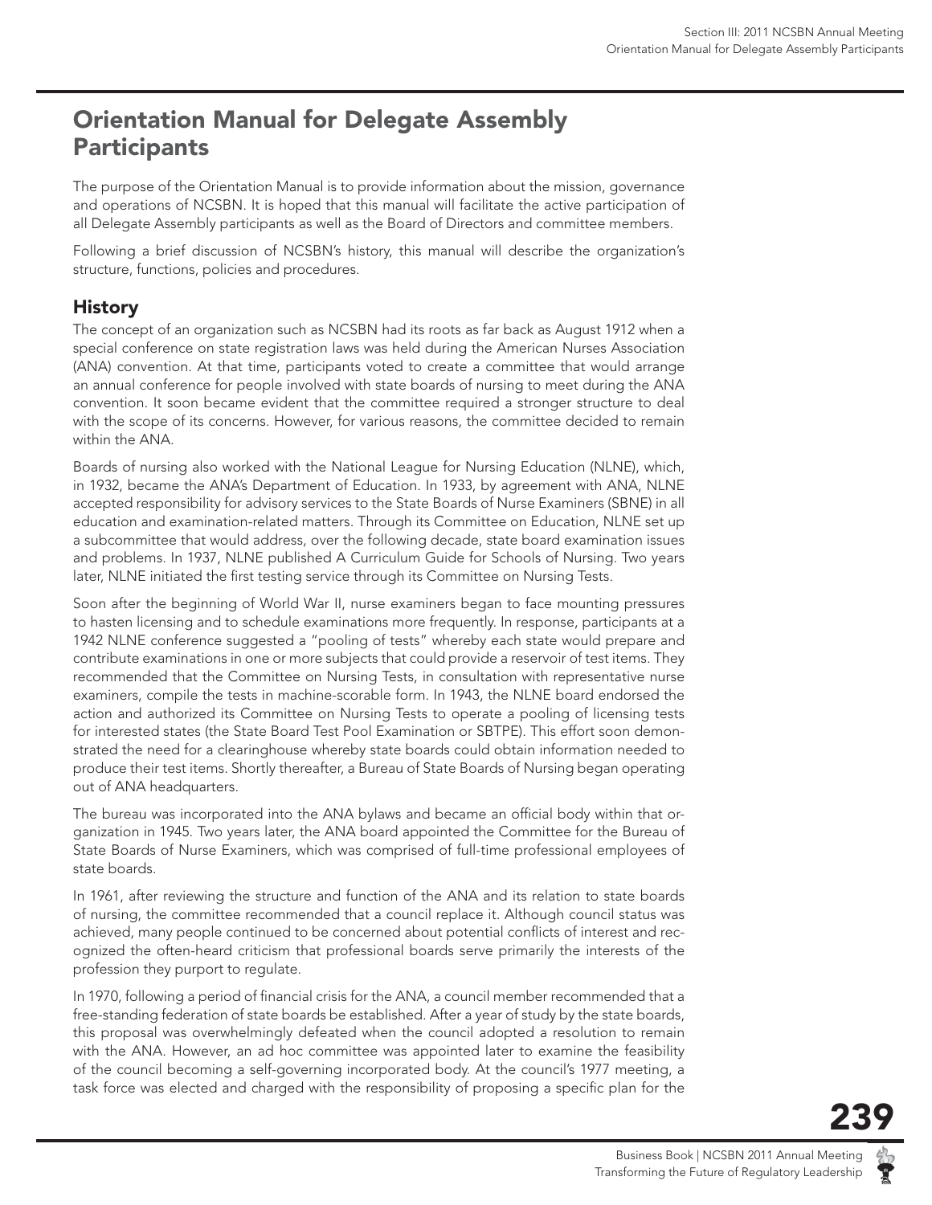# Orientation Manual for Delegate Assembly Participants

The purpose of the Orientation Manual is to provide information about the mission, governance and operations of NCSBN. It is hoped that this manual will facilitate the active participation of all Delegate Assembly participants as well as the Board of Directors and committee members.

Following a brief discussion of NCSBN's history, this manual will describe the organization's structure, functions, policies and procedures.

## History

The concept of an organization such as NCSBN had its roots as far back as August 1912 when a special conference on state registration laws was held during the American Nurses Association (ANA) convention. At that time, participants voted to create a committee that would arrange an annual conference for people involved with state boards of nursing to meet during the ANA convention. It soon became evident that the committee required a stronger structure to deal with the scope of its concerns. However, for various reasons, the committee decided to remain within the ANA.

Boards of nursing also worked with the National League for Nursing Education (NLNE), which, in 1932, became the ANA's Department of Education. In 1933, by agreement with ANA, NLNE accepted responsibility for advisory services to the State Boards of Nurse Examiners (SBNE) in all education and examination-related matters. Through its Committee on Education, NLNE set up a subcommittee that would address, over the following decade, state board examination issues and problems. In 1937, NLNE published A Curriculum Guide for Schools of Nursing. Two years later, NLNE initiated the first testing service through its Committee on Nursing Tests.

Soon after the beginning of World War II, nurse examiners began to face mounting pressures to hasten licensing and to schedule examinations more frequently. In response, participants at a 1942 NLNE conference suggested a "pooling of tests" whereby each state would prepare and contribute examinations in one or more subjects that could provide a reservoir of test items. They recommended that the Committee on Nursing Tests, in consultation with representative nurse examiners, compile the tests in machine-scorable form. In 1943, the NLNE board endorsed the action and authorized its Committee on Nursing Tests to operate a pooling of licensing tests for interested states (the State Board Test Pool Examination or SBTPE). This effort soon demonstrated the need for a clearinghouse whereby state boards could obtain information needed to produce their test items. Shortly thereafter, a Bureau of State Boards of Nursing began operating out of ANA headquarters.

The bureau was incorporated into the ANA bylaws and became an official body within that organization in 1945. Two years later, the ANA board appointed the Committee for the Bureau of State Boards of Nurse Examiners, which was comprised of full-time professional employees of state boards.

In 1961, after reviewing the structure and function of the ANA and its relation to state boards of nursing, the committee recommended that a council replace it. Although council status was achieved, many people continued to be concerned about potential conflicts of interest and recognized the often-heard criticism that professional boards serve primarily the interests of the profession they purport to regulate.

In 1970, following a period of financial crisis for the ANA, a council member recommended that a free-standing federation of state boards be established. After a year of study by the state boards, this proposal was overwhelmingly defeated when the council adopted a resolution to remain with the ANA. However, an ad hoc committee was appointed later to examine the feasibility of the council becoming a self-governing incorporated body. At the council's 1977 meeting, a task force was elected and charged with the responsibility of proposing a specific plan for the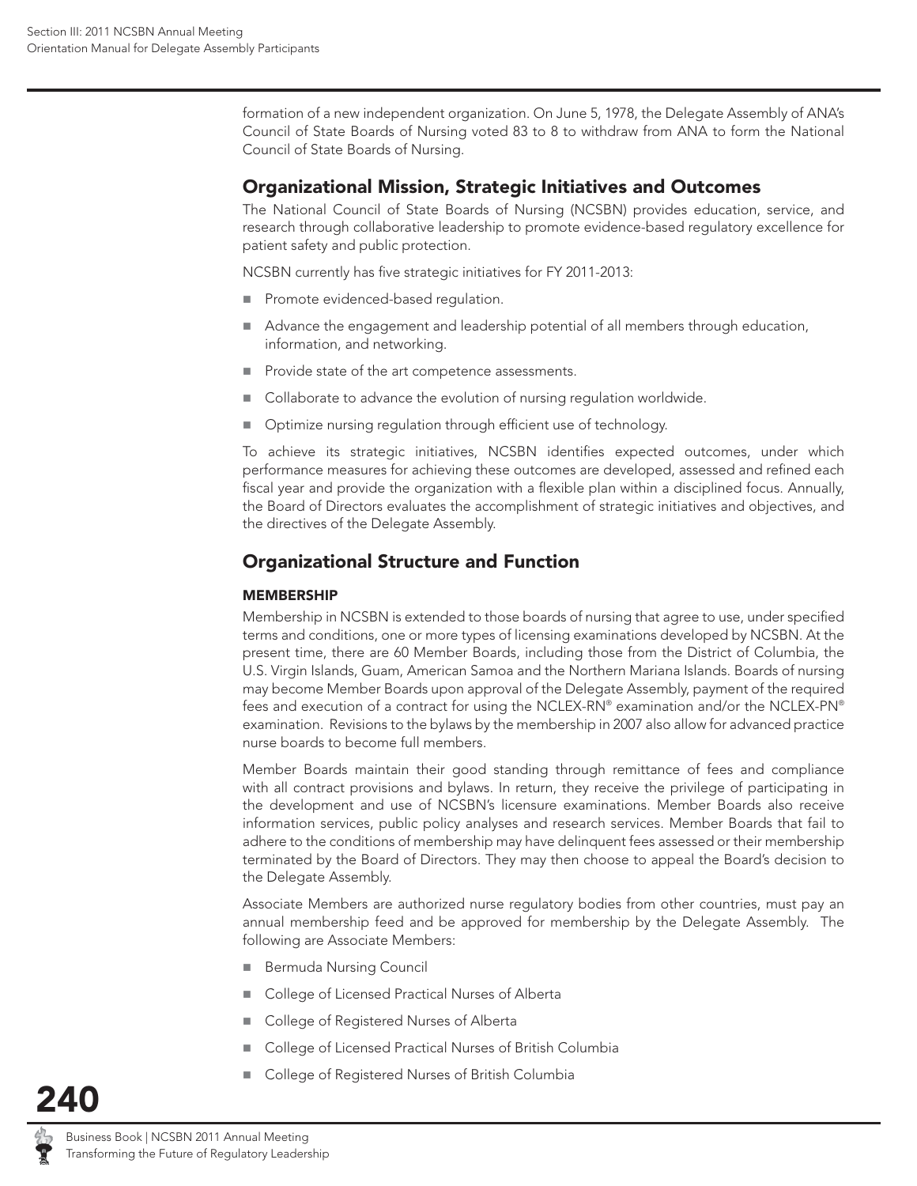formation of a new independent organization. On June 5, 1978, the Delegate Assembly of ANA's Council of State Boards of Nursing voted 83 to 8 to withdraw from ANA to form the National Council of State Boards of Nursing.

## Organizational Mission, Strategic Initiatives and Outcomes

The National Council of State Boards of Nursing (NCSBN) provides education, service, and research through collaborative leadership to promote evidence-based regulatory excellence for patient safety and public protection.

NCSBN currently has five strategic initiatives for FY 2011-2013:

- Promote evidenced-based regulation.
- Advance the engagement and leadership potential of all members through education, information, and networking.
- Provide state of the art competence assessments.
- Collaborate to advance the evolution of nursing regulation worldwide.
- Optimize nursing regulation through efficient use of technology.

To achieve its strategic initiatives, NCSBN identifies expected outcomes, under which performance measures for achieving these outcomes are developed, assessed and refined each fiscal year and provide the organization with a flexible plan within a disciplined focus. Annually, the Board of Directors evaluates the accomplishment of strategic initiatives and objectives, and the directives of the Delegate Assembly.

## Organizational Structure and Function

### MEMBERSHIP

Membership in NCSBN is extended to those boards of nursing that agree to use, under specified terms and conditions, one or more types of licensing examinations developed by NCSBN. At the present time, there are 60 Member Boards, including those from the District of Columbia, the U.S. Virgin Islands, Guam, American Samoa and the Northern Mariana Islands. Boards of nursing may become Member Boards upon approval of the Delegate Assembly, payment of the required fees and execution of a contract for using the NCLEX-RN® examination and/or the NCLEX-PN® examination. Revisions to the bylaws by the membership in 2007 also allow for advanced practice nurse boards to become full members.

Member Boards maintain their good standing through remittance of fees and compliance with all contract provisions and bylaws. In return, they receive the privilege of participating in the development and use of NCSBN's licensure examinations. Member Boards also receive information services, public policy analyses and research services. Member Boards that fail to adhere to the conditions of membership may have delinquent fees assessed or their membership terminated by the Board of Directors. They may then choose to appeal the Board's decision to the Delegate Assembly.

Associate Members are authorized nurse regulatory bodies from other countries, must pay an annual membership feed and be approved for membership by the Delegate Assembly. The following are Associate Members:

- Bermuda Nursing Council
- College of Licensed Practical Nurses of Alberta
- College of Registered Nurses of Alberta
- College of Licensed Practical Nurses of British Columbia
- College of Registered Nurses of British Columbia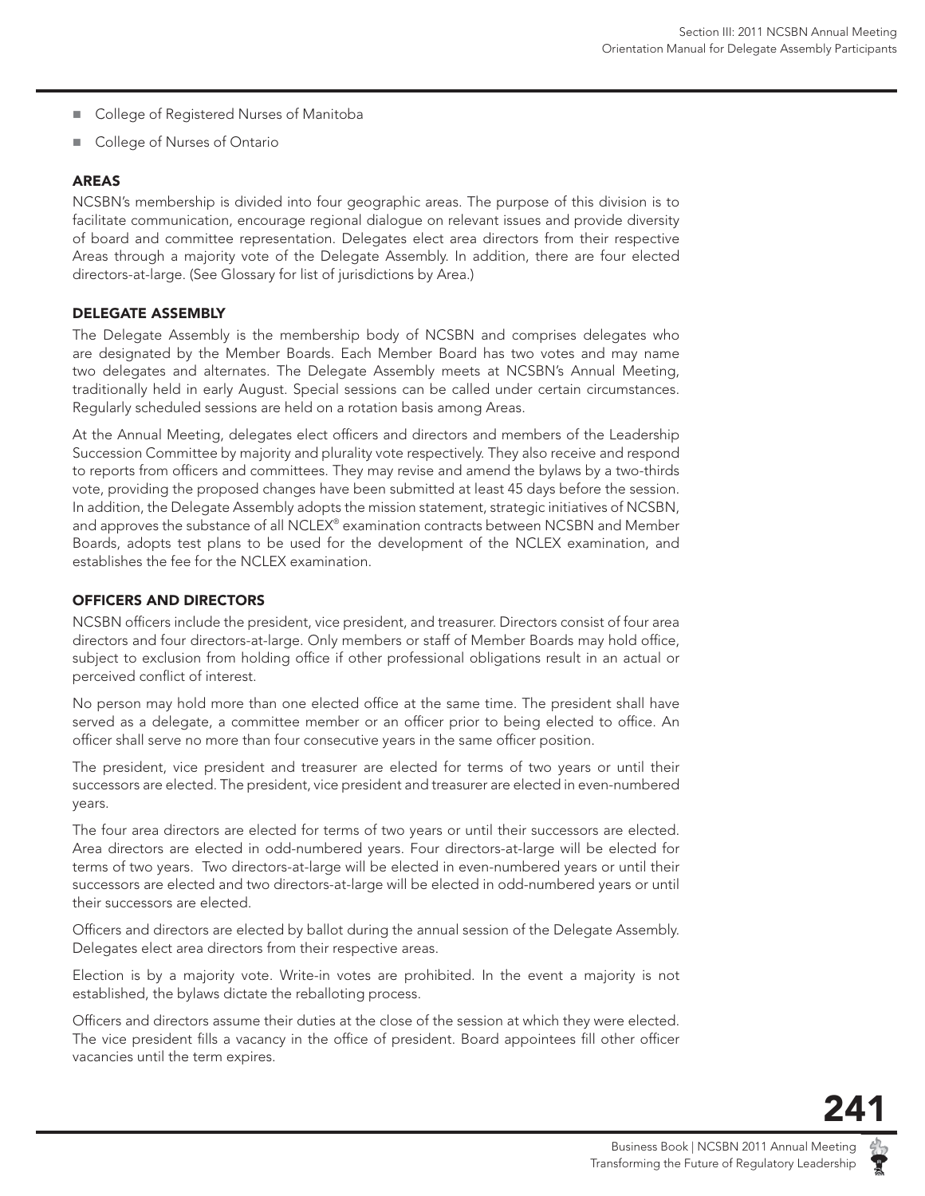- College of Registered Nurses of Manitoba
- College of Nurses of Ontario

### AREAS

NCSBN's membership is divided into four geographic areas. The purpose of this division is to facilitate communication, encourage regional dialogue on relevant issues and provide diversity of board and committee representation. Delegates elect area directors from their respective Areas through a majority vote of the Delegate Assembly. In addition, there are four elected directors-at-large. (See Glossary for list of jurisdictions by Area.)

### DELEGATE ASSEMBLY

The Delegate Assembly is the membership body of NCSBN and comprises delegates who are designated by the Member Boards. Each Member Board has two votes and may name two delegates and alternates. The Delegate Assembly meets at NCSBN's Annual Meeting, traditionally held in early August. Special sessions can be called under certain circumstances. Regularly scheduled sessions are held on a rotation basis among Areas.

At the Annual Meeting, delegates elect officers and directors and members of the Leadership Succession Committee by majority and plurality vote respectively. They also receive and respond to reports from officers and committees. They may revise and amend the bylaws by a two-thirds vote, providing the proposed changes have been submitted at least 45 days before the session. In addition, the Delegate Assembly adopts the mission statement, strategic initiatives of NCSBN, and approves the substance of all NCLEX® examination contracts between NCSBN and Member Boards, adopts test plans to be used for the development of the NCLEX examination, and establishes the fee for the NCLEX examination.

### OFFICERS AND DIRECTORS

NCSBN officers include the president, vice president, and treasurer. Directors consist of four area directors and four directors-at-large. Only members or staff of Member Boards may hold office, subject to exclusion from holding office if other professional obligations result in an actual or perceived conflict of interest.

No person may hold more than one elected office at the same time. The president shall have served as a delegate, a committee member or an officer prior to being elected to office. An officer shall serve no more than four consecutive years in the same officer position.

The president, vice president and treasurer are elected for terms of two years or until their successors are elected. The president, vice president and treasurer are elected in even-numbered years.

The four area directors are elected for terms of two years or until their successors are elected. Area directors are elected in odd-numbered years. Four directors-at-large will be elected for terms of two years. Two directors-at-large will be elected in even-numbered years or until their successors are elected and two directors-at-large will be elected in odd-numbered years or until their successors are elected.

Officers and directors are elected by ballot during the annual session of the Delegate Assembly. Delegates elect area directors from their respective areas.

Election is by a majority vote. Write-in votes are prohibited. In the event a majority is not established, the bylaws dictate the reballoting process.

Officers and directors assume their duties at the close of the session at which they were elected. The vice president fills a vacancy in the office of president. Board appointees fill other officer vacancies until the term expires.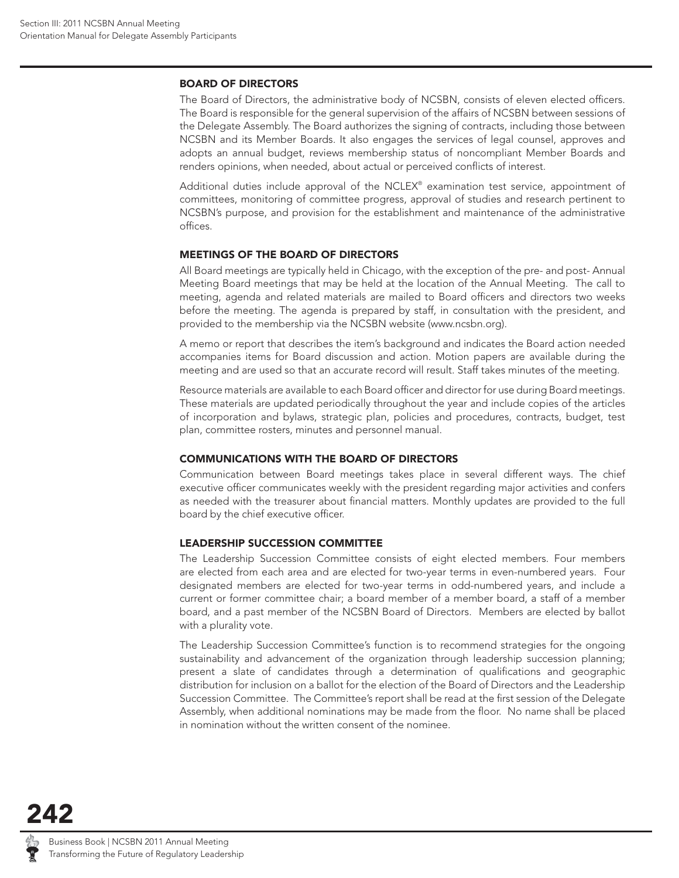## BOARD OF DIRECTORS

The Board of Directors, the administrative body of NCSBN, consists of eleven elected officers. The Board is responsible for the general supervision of the affairs of NCSBN between sessions of the Delegate Assembly. The Board authorizes the signing of contracts, including those between NCSBN and its Member Boards. It also engages the services of legal counsel, approves and adopts an annual budget, reviews membership status of noncompliant Member Boards and renders opinions, when needed, about actual or perceived conflicts of interest.

Additional duties include approval of the NCLEX® examination test service, appointment of committees, monitoring of committee progress, approval of studies and research pertinent to NCSBN's purpose, and provision for the establishment and maintenance of the administrative offices.

## MEETINGS OF THE BOARD OF DIRECTORS

All Board meetings are typically held in Chicago, with the exception of the pre- and post- Annual Meeting Board meetings that may be held at the location of the Annual Meeting. The call to meeting, agenda and related materials are mailed to Board officers and directors two weeks before the meeting. The agenda is prepared by staff, in consultation with the president, and provided to the membership via the NCSBN website (www.ncsbn.org).

A memo or report that describes the item's background and indicates the Board action needed accompanies items for Board discussion and action. Motion papers are available during the meeting and are used so that an accurate record will result. Staff takes minutes of the meeting.

Resource materials are available to each Board officer and director for use during Board meetings. These materials are updated periodically throughout the year and include copies of the articles of incorporation and bylaws, strategic plan, policies and procedures, contracts, budget, test plan, committee rosters, minutes and personnel manual.

## COMMUNICATIONS WITH THE BOARD OF DIRECTORS

Communication between Board meetings takes place in several different ways. The chief executive officer communicates weekly with the president regarding major activities and confers as needed with the treasurer about financial matters. Monthly updates are provided to the full board by the chief executive officer.

## LEADERSHIP SUCCESSION COMMITTEE

The Leadership Succession Committee consists of eight elected members. Four members are elected from each area and are elected for two-year terms in even-numbered years. Four designated members are elected for two-year terms in odd-numbered years, and include a current or former committee chair; a board member of a member board, a staff of a member board, and a past member of the NCSBN Board of Directors. Members are elected by ballot with a plurality vote.

The Leadership Succession Committee's function is to recommend strategies for the ongoing sustainability and advancement of the organization through leadership succession planning; present a slate of candidates through a determination of qualifications and geographic distribution for inclusion on a ballot for the election of the Board of Directors and the Leadership Succession Committee. The Committee's report shall be read at the first session of the Delegate Assembly, when additional nominations may be made from the floor. No name shall be placed in nomination without the written consent of the nominee.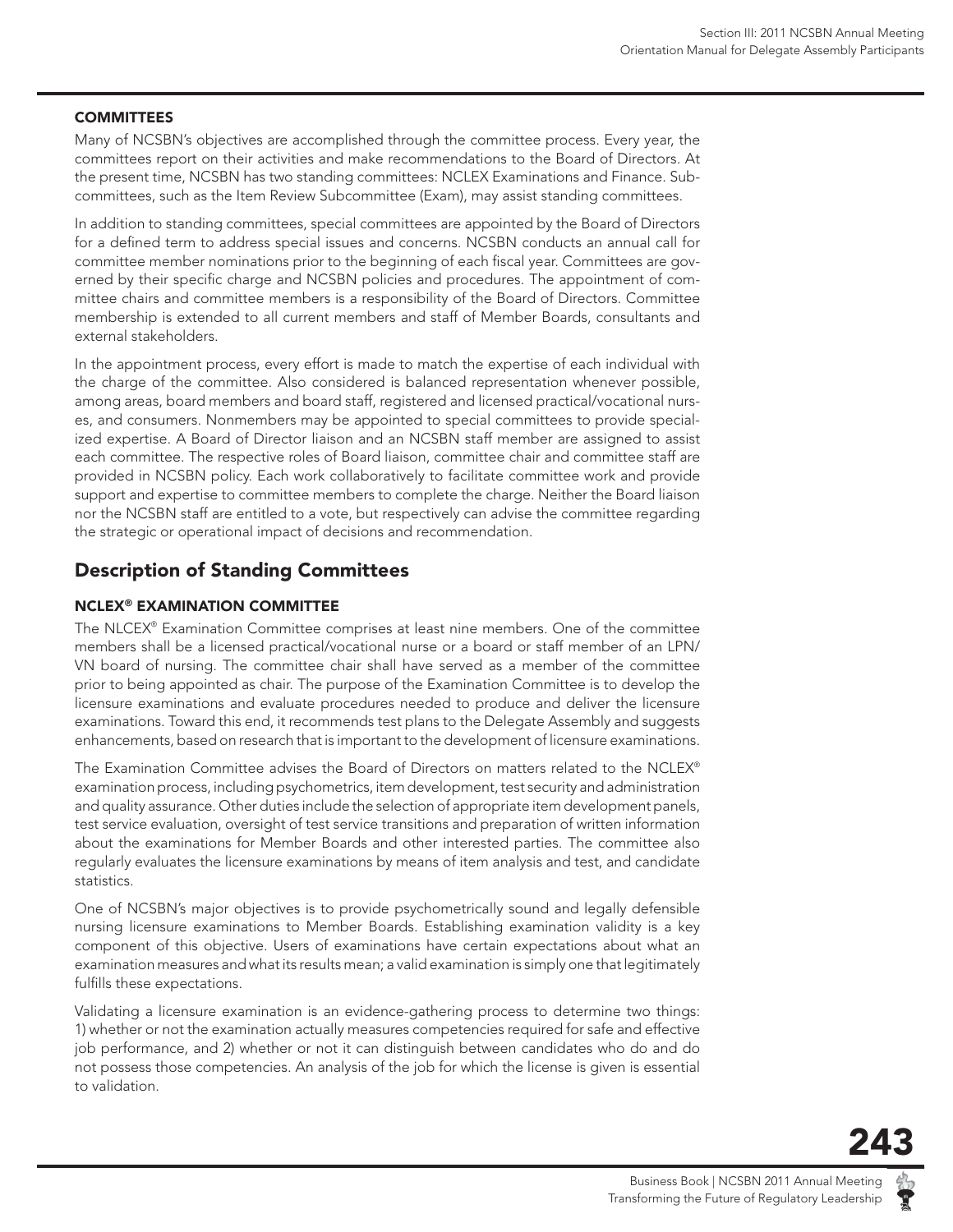### COMMITTEES

Many of NCSBN's objectives are accomplished through the committee process. Every year, the committees report on their activities and make recommendations to the Board of Directors. At the present time, NCSBN has two standing committees: NCLEX Examinations and Finance. Subcommittees, such as the Item Review Subcommittee (Exam), may assist standing committees.

In addition to standing committees, special committees are appointed by the Board of Directors for a defined term to address special issues and concerns. NCSBN conducts an annual call for committee member nominations prior to the beginning of each fiscal year. Committees are governed by their specific charge and NCSBN policies and procedures. The appointment of committee chairs and committee members is a responsibility of the Board of Directors. Committee membership is extended to all current members and staff of Member Boards, consultants and external stakeholders.

In the appointment process, every effort is made to match the expertise of each individual with the charge of the committee. Also considered is balanced representation whenever possible, among areas, board members and board staff, registered and licensed practical/vocational nurses, and consumers. Nonmembers may be appointed to special committees to provide specialized expertise. A Board of Director liaison and an NCSBN staff member are assigned to assist each committee. The respective roles of Board liaison, committee chair and committee staff are provided in NCSBN policy. Each work collaboratively to facilitate committee work and provide support and expertise to committee members to complete the charge. Neither the Board liaison nor the NCSBN staff are entitled to a vote, but respectively can advise the committee regarding the strategic or operational impact of decisions and recommendation.

## Description of Standing Committees

### NCLEX® EXAMINATION COMMITTEE

The NLCEX® Examination Committee comprises at least nine members. One of the committee members shall be a licensed practical/vocational nurse or a board or staff member of an LPN/VN board of nursing. The committee chair shall have served as a member of the committee prior to being appointed as chair. The purpose of the Examination Committee is to develop the licensure examinations and evaluate procedures needed to produce and deliver the licensure examinations. Toward this end, it recommends test plans to the Delegate Assembly and suggests enhancements, based on research that is important to the development of licensure examinations.

The Examination Committee advises the Board of Directors on matters related to the NCLEX® examination process, including psychometrics, item development, test security and administration and quality assurance. Other duties include the selection of appropriate item development panels, test service evaluation, oversight of test service transitions and preparation of written information about the examinations for Member Boards and other interested parties. The committee also regularly evaluates the licensure examinations by means of item analysis and test, and candidate statistics.

One of NCSBN's major objectives is to provide psychometrically sound and legally defensible nursing licensure examinations to Member Boards. Establishing examination validity is a key component of this objective. Users of examinations have certain expectations about what an examination measures and what its results mean; a valid examination is simply one that legitimately fulfills these expectations.

Validating a licensure examination is an evidence-gathering process to determine two things: 1) whether or not the examination actually measures competencies required for safe and effective job performance, and 2) whether or not it can distinguish between candidates who do and do not possess those competencies. An analysis of the job for which the license is given is essential to validation.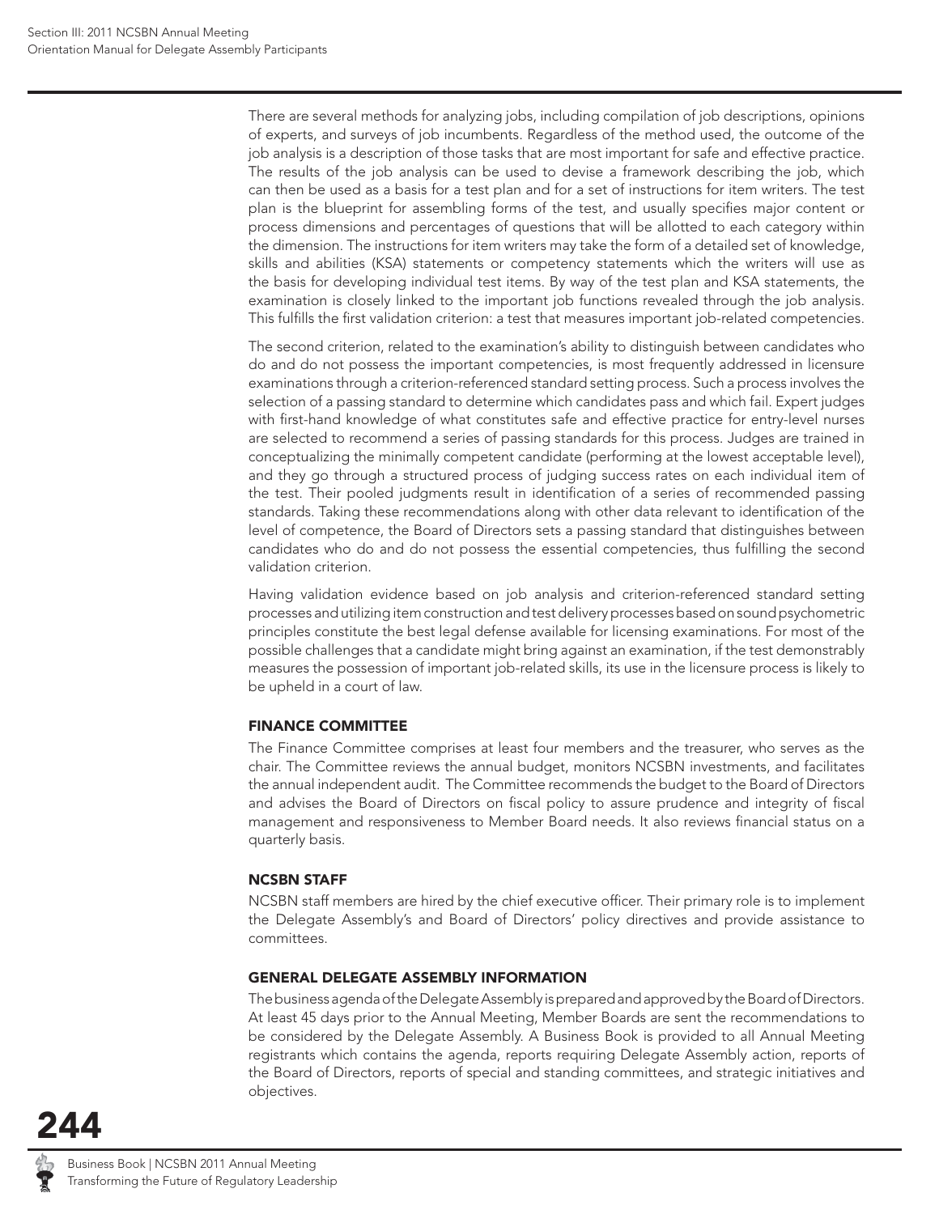There are several methods for analyzing jobs, including compilation of job descriptions, opinions of experts, and surveys of job incumbents. Regardless of the method used, the outcome of the job analysis is a description of those tasks that are most important for safe and effective practice. The results of the job analysis can be used to devise a framework describing the job, which can then be used as a basis for a test plan and for a set of instructions for item writers. The test plan is the blueprint for assembling forms of the test, and usually specifies major content or process dimensions and percentages of questions that will be allotted to each category within the dimension. The instructions for item writers may take the form of a detailed set of knowledge, skills and abilities (KSA) statements or competency statements which the writers will use as the basis for developing individual test items. By way of the test plan and KSA statements, the examination is closely linked to the important job functions revealed through the job analysis. This fulfills the first validation criterion: a test that measures important job-related competencies.

The second criterion, related to the examination's ability to distinguish between candidates who do and do not possess the important competencies, is most frequently addressed in licensure examinations through a criterion-referenced standard setting process. Such a process involves the selection of a passing standard to determine which candidates pass and which fail. Expert judges with first-hand knowledge of what constitutes safe and effective practice for entry-level nurses are selected to recommend a series of passing standards for this process. Judges are trained in conceptualizing the minimally competent candidate (performing at the lowest acceptable level), and they go through a structured process of judging success rates on each individual item of the test. Their pooled judgments result in identification of a series of recommended passing standards. Taking these recommendations along with other data relevant to identification of the level of competence, the Board of Directors sets a passing standard that distinguishes between candidates who do and do not possess the essential competencies, thus fulfilling the second validation criterion.

Having validation evidence based on job analysis and criterion-referenced standard setting processes and utilizing item construction and test delivery processes based on sound psychometric principles constitute the best legal defense available for licensing examinations. For most of the possible challenges that a candidate might bring against an examination, if the test demonstrably measures the possession of important job-related skills, its use in the licensure process is likely to be upheld in a court of law.

### FINANCE COMMITTEE

The Finance Committee comprises at least four members and the treasurer, who serves as the chair. The Committee reviews the annual budget, monitors NCSBN investments, and facilitates the annual independent audit. The Committee recommends the budget to the Board of Directors and advises the Board of Directors on fiscal policy to assure prudence and integrity of fiscal management and responsiveness to Member Board needs. It also reviews financial status on a quarterly basis.

### NCSBN STAFF

NCSBN staff members are hired by the chief executive officer. Their primary role is to implement the Delegate Assembly's and Board of Directors' policy directives and provide assistance to committees.

### GENERAL DELEGATE ASSEMBLY INFORMATION

The business agenda of the Delegate Assembly is prepared and approved by the Board of Directors. At least 45 days prior to the Annual Meeting, Member Boards are sent the recommendations to be considered by the Delegate Assembly. A Business Book is provided to all Annual Meeting registrants which contains the agenda, reports requiring Delegate Assembly action, reports of the Board of Directors, reports of special and standing committees, and strategic initiatives and objectives.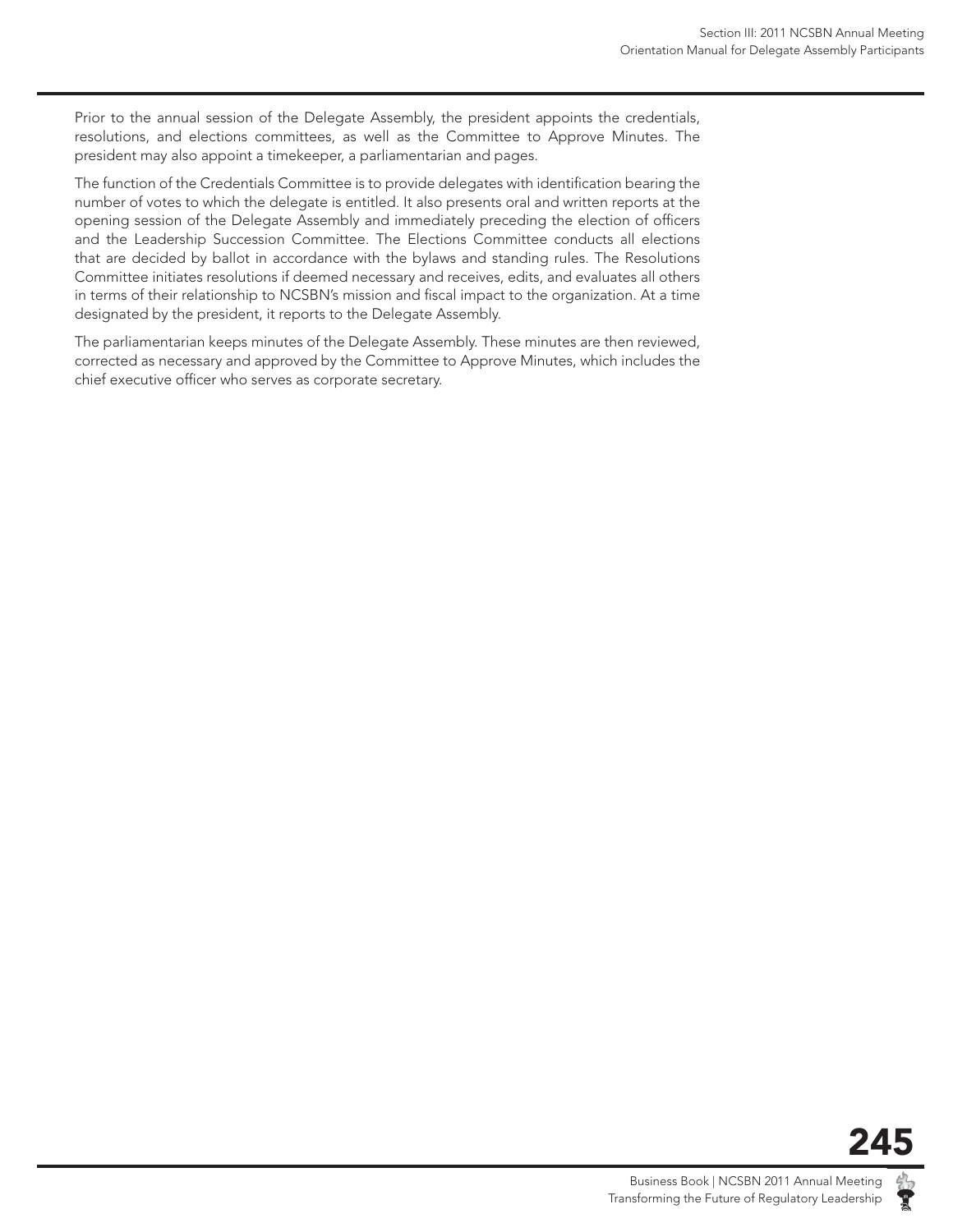Prior to the annual session of the Delegate Assembly, the president appoints the credentials, resolutions, and elections committees, as well as the Committee to Approve Minutes. The president may also appoint a timekeeper, a parliamentarian and pages.

The function of the Credentials Committee is to provide delegates with identification bearing the number of votes to which the delegate is entitled. It also presents oral and written reports at the opening session of the Delegate Assembly and immediately preceding the election of officers and the Leadership Succession Committee. The Elections Committee conducts all elections that are decided by ballot in accordance with the bylaws and standing rules. The Resolutions Committee initiates resolutions if deemed necessary and receives, edits, and evaluates all others in terms of their relationship to NCSBN's mission and fiscal impact to the organization. At a time designated by the president, it reports to the Delegate Assembly.

The parliamentarian keeps minutes of the Delegate Assembly. These minutes are then reviewed, corrected as necessary and approved by the Committee to Approve Minutes, which includes the chief executive officer who serves as corporate secretary.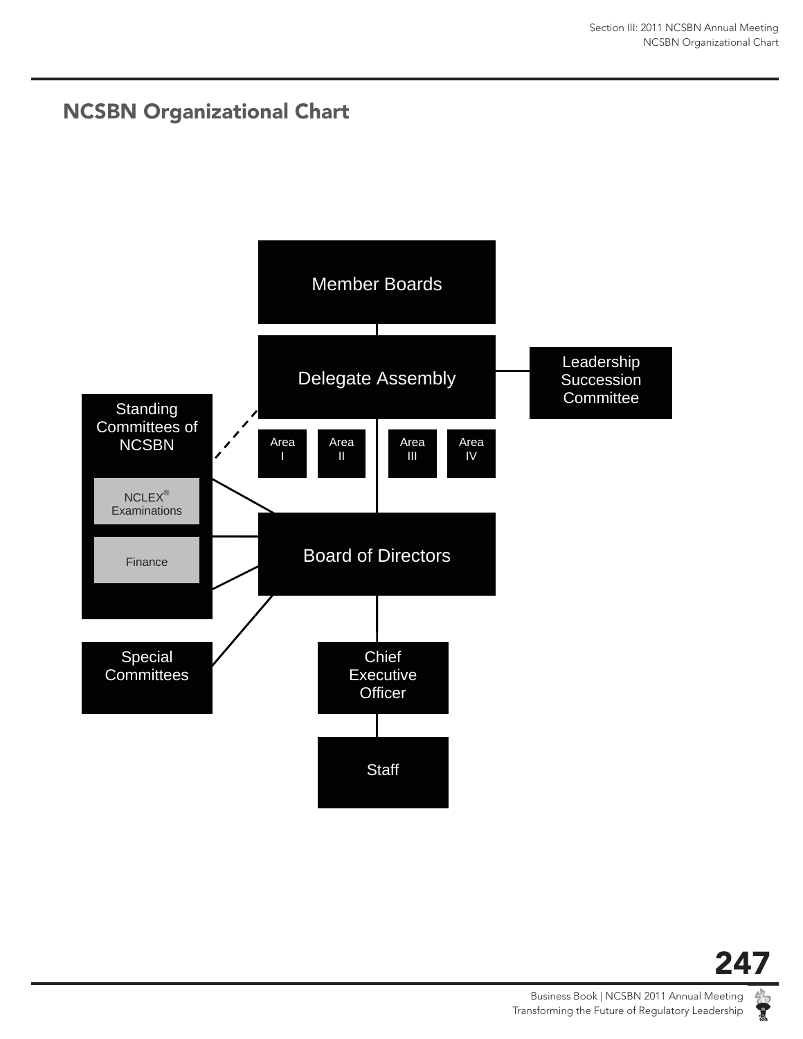# NCSBN Organizational Chart

Member Boards

Delegate Assembly

Leadership Succession Committee

Area I

Area II

Area III

Area IV

Standing Committees of NCSBN

NCLEX® Examinations

Finance

Board of Directors

Special Committees

Chief Executive Officer

Staff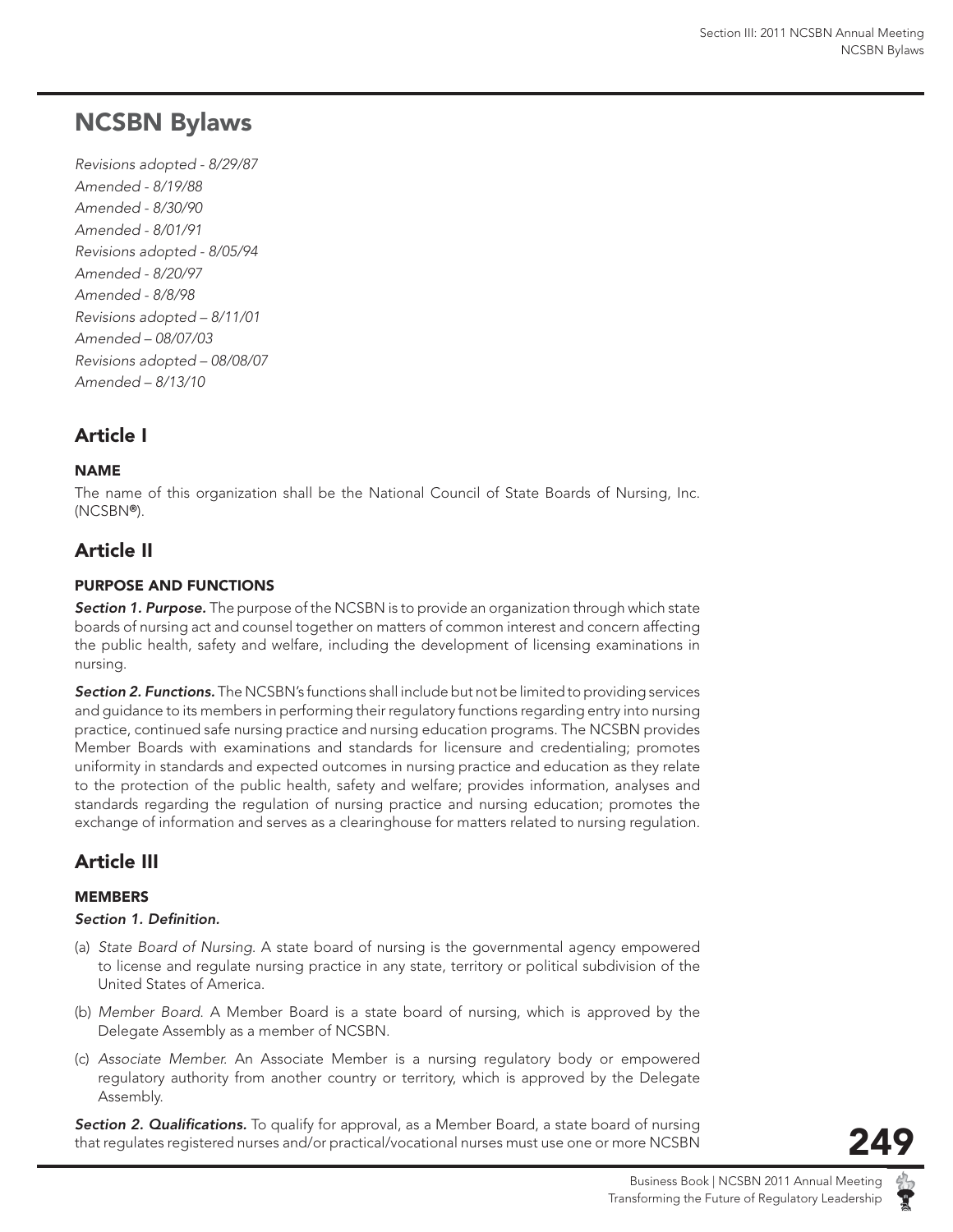# NCSBN Bylaws

*Revisions adopted - 8/29/87*
*Amended - 8/19/88*
*Amended - 8/30/90*
*Amended - 8/01/91*
*Revisions adopted - 8/05/94*
*Amended - 8/20/97*
*Amended - 8/8/98*
*Revisions adopted – 8/11/01*
*Amended – 08/07/03*
*Revisions adopted – 08/08/07*
*Amended – 8/13/10*

## Article I

### NAME

The name of this organization shall be the National Council of State Boards of Nursing, Inc. (NCSBN®).

## Article II

### PURPOSE AND FUNCTIONS

***Section 1. Purpose.*** The purpose of the NCSBN is to provide an organization through which state boards of nursing act and counsel together on matters of common interest and concern affecting the public health, safety and welfare, including the development of licensing examinations in nursing.

***Section 2. Functions.*** The NCSBN's functions shall include but not be limited to providing services and guidance to its members in performing their regulatory functions regarding entry into nursing practice, continued safe nursing practice and nursing education programs. The NCSBN provides Member Boards with examinations and standards for licensure and credentialing; promotes uniformity in standards and expected outcomes in nursing practice and education as they relate to the protection of the public health, safety and welfare; provides information, analyses and standards regarding the regulation of nursing practice and nursing education; promotes the exchange of information and serves as a clearinghouse for matters related to nursing regulation.

## Article III

### MEMBERS

***Section 1. Definition.***

(a) *State Board of Nursing.* A state board of nursing is the governmental agency empowered to license and regulate nursing practice in any state, territory or political subdivision of the United States of America.

(b) *Member Board.* A Member Board is a state board of nursing, which is approved by the Delegate Assembly as a member of NCSBN.

(c) *Associate Member.* An Associate Member is a nursing regulatory body or empowered regulatory authority from another country or territory, which is approved by the Delegate Assembly.

***Section 2. Qualifications.*** To qualify for approval, as a Member Board, a state board of nursing that regulates registered nurses and/or practical/vocational nurses must use one or more NCSBN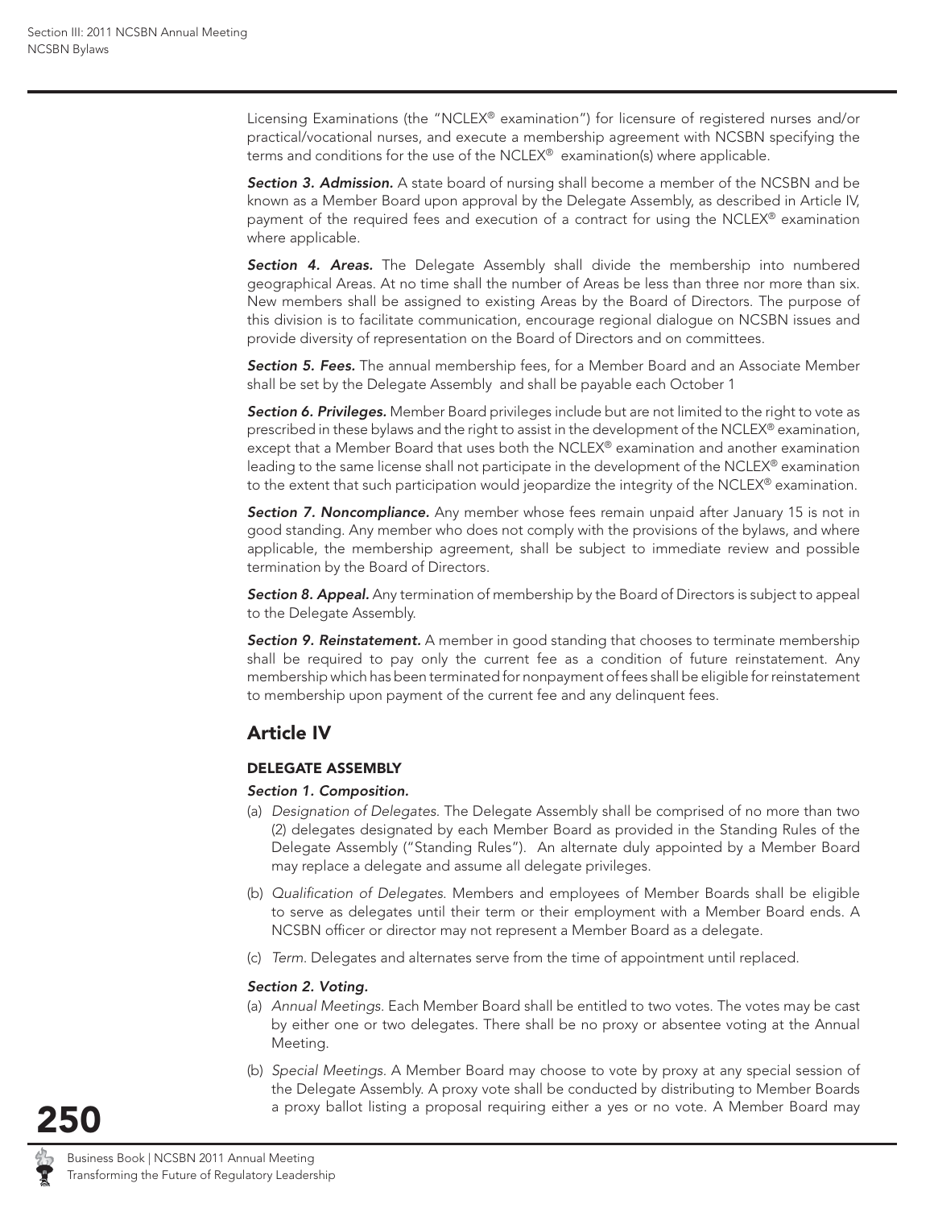Licensing Examinations (the "NCLEX® examination") for licensure of registered nurses and/or practical/vocational nurses, and execute a membership agreement with NCSBN specifying the terms and conditions for the use of the NCLEX® examination(s) where applicable.

***Section 3. Admission.*** A state board of nursing shall become a member of the NCSBN and be known as a Member Board upon approval by the Delegate Assembly, as described in Article IV, payment of the required fees and execution of a contract for using the NCLEX® examination where applicable.

***Section 4. Areas.*** The Delegate Assembly shall divide the membership into numbered geographical Areas. At no time shall the number of Areas be less than three nor more than six. New members shall be assigned to existing Areas by the Board of Directors. The purpose of this division is to facilitate communication, encourage regional dialogue on NCSBN issues and provide diversity of representation on the Board of Directors and on committees.

***Section 5. Fees.*** The annual membership fees, for a Member Board and an Associate Member shall be set by the Delegate Assembly and shall be payable each October 1

***Section 6. Privileges.*** Member Board privileges include but are not limited to the right to vote as prescribed in these bylaws and the right to assist in the development of the NCLEX® examination, except that a Member Board that uses both the NCLEX® examination and another examination leading to the same license shall not participate in the development of the NCLEX® examination to the extent that such participation would jeopardize the integrity of the NCLEX® examination.

***Section 7. Noncompliance.*** Any member whose fees remain unpaid after January 15 is not in good standing. Any member who does not comply with the provisions of the bylaws, and where applicable, the membership agreement, shall be subject to immediate review and possible termination by the Board of Directors.

***Section 8. Appeal.*** Any termination of membership by the Board of Directors is subject to appeal to the Delegate Assembly.

***Section 9. Reinstatement.*** A member in good standing that chooses to terminate membership shall be required to pay only the current fee as a condition of future reinstatement. Any membership which has been terminated for nonpayment of fees shall be eligible for reinstatement to membership upon payment of the current fee and any delinquent fees.

## Article IV

### DELEGATE ASSEMBLY

***Section 1. Composition.***

(a) *Designation of Delegates.* The Delegate Assembly shall be comprised of no more than two (2) delegates designated by each Member Board as provided in the Standing Rules of the Delegate Assembly ("Standing Rules"). An alternate duly appointed by a Member Board may replace a delegate and assume all delegate privileges.

(b) *Qualification of Delegates.* Members and employees of Member Boards shall be eligible to serve as delegates until their term or their employment with a Member Board ends. A NCSBN officer or director may not represent a Member Board as a delegate.

(c) *Term.* Delegates and alternates serve from the time of appointment until replaced.

***Section 2. Voting.***

(a) *Annual Meetings.* Each Member Board shall be entitled to two votes. The votes may be cast by either one or two delegates. There shall be no proxy or absentee voting at the Annual Meeting.

(b) *Special Meetings.* A Member Board may choose to vote by proxy at any special session of the Delegate Assembly. A proxy vote shall be conducted by distributing to Member Boards a proxy ballot listing a proposal requiring either a yes or no vote. A Member Board may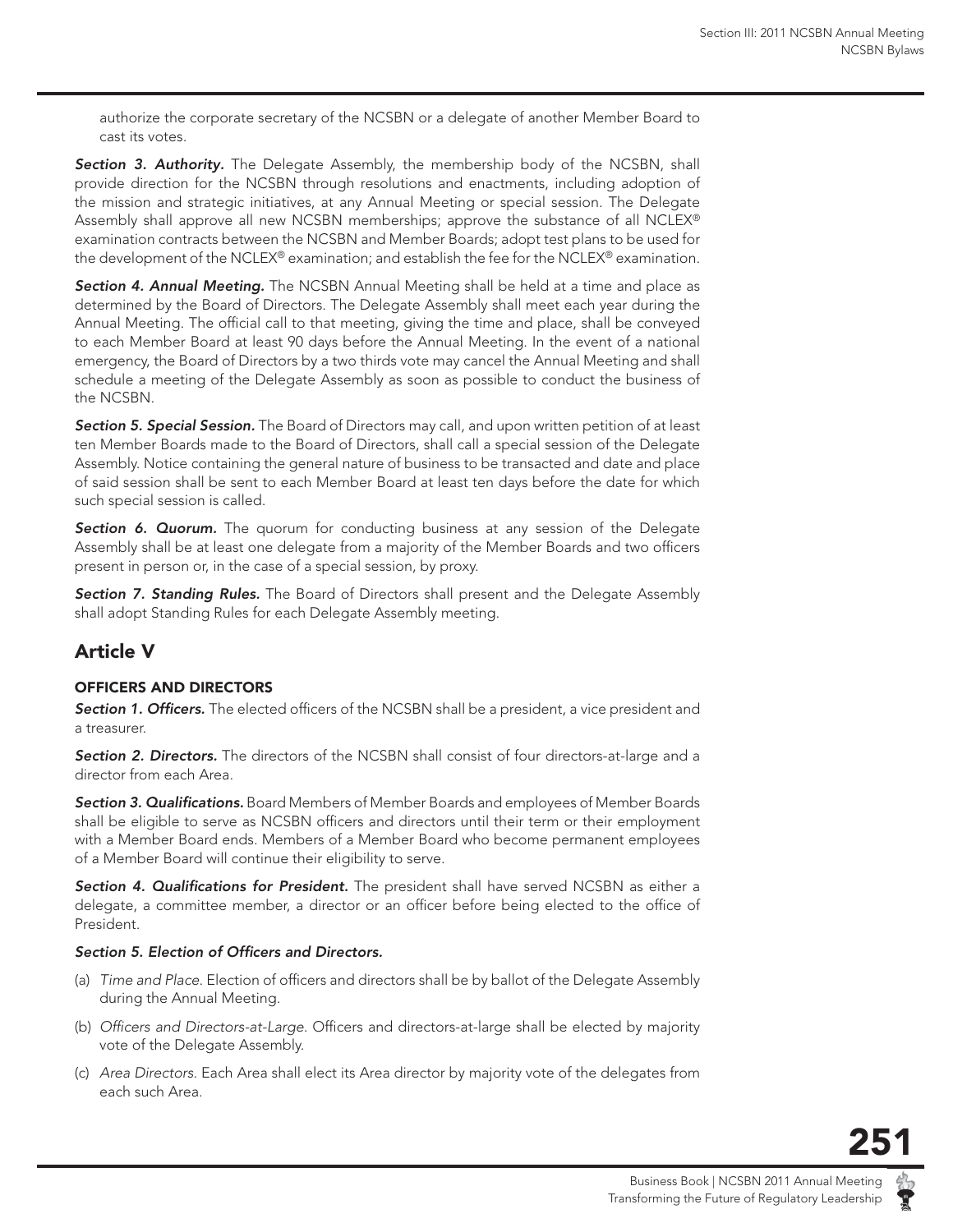authorize the corporate secretary of the NCSBN or a delegate of another Member Board to cast its votes.

***Section 3. Authority.*** The Delegate Assembly, the membership body of the NCSBN, shall provide direction for the NCSBN through resolutions and enactments, including adoption of the mission and strategic initiatives, at any Annual Meeting or special session. The Delegate Assembly shall approve all new NCSBN memberships; approve the substance of all NCLEX® examination contracts between the NCSBN and Member Boards; adopt test plans to be used for the development of the NCLEX® examination; and establish the fee for the NCLEX® examination.

***Section 4. Annual Meeting.*** The NCSBN Annual Meeting shall be held at a time and place as determined by the Board of Directors. The Delegate Assembly shall meet each year during the Annual Meeting. The official call to that meeting, giving the time and place, shall be conveyed to each Member Board at least 90 days before the Annual Meeting. In the event of a national emergency, the Board of Directors by a two thirds vote may cancel the Annual Meeting and shall schedule a meeting of the Delegate Assembly as soon as possible to conduct the business of the NCSBN.

***Section 5. Special Session.*** The Board of Directors may call, and upon written petition of at least ten Member Boards made to the Board of Directors, shall call a special session of the Delegate Assembly. Notice containing the general nature of business to be transacted and date and place of said session shall be sent to each Member Board at least ten days before the date for which such special session is called.

***Section 6. Quorum.*** The quorum for conducting business at any session of the Delegate Assembly shall be at least one delegate from a majority of the Member Boards and two officers present in person or, in the case of a special session, by proxy.

***Section 7. Standing Rules.*** The Board of Directors shall present and the Delegate Assembly shall adopt Standing Rules for each Delegate Assembly meeting.

## Article V

### OFFICERS AND DIRECTORS

***Section 1. Officers.*** The elected officers of the NCSBN shall be a president, a vice president and a treasurer.

***Section 2. Directors.*** The directors of the NCSBN shall consist of four directors-at-large and a director from each Area.

***Section 3. Qualifications.*** Board Members of Member Boards and employees of Member Boards shall be eligible to serve as NCSBN officers and directors until their term or their employment with a Member Board ends. Members of a Member Board who become permanent employees of a Member Board will continue their eligibility to serve.

***Section 4. Qualifications for President.*** The president shall have served NCSBN as either a delegate, a committee member, a director or an officer before being elected to the office of President.

***Section 5. Election of Officers and Directors.***

(a) *Time and Place.* Election of officers and directors shall be by ballot of the Delegate Assembly during the Annual Meeting.

(b) *Officers and Directors-at-Large.* Officers and directors-at-large shall be elected by majority vote of the Delegate Assembly.

(c) *Area Directors.* Each Area shall elect its Area director by majority vote of the delegates from each such Area.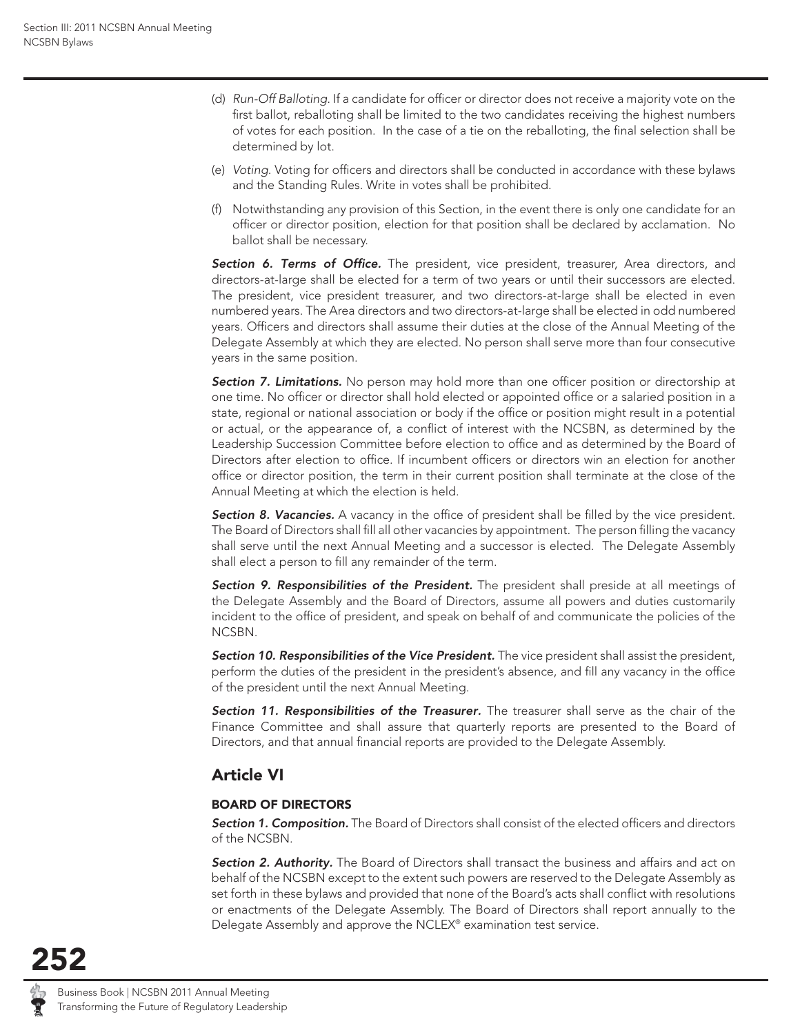(d) *Run-Off Balloting.* If a candidate for officer or director does not receive a majority vote on the first ballot, reballoting shall be limited to the two candidates receiving the highest numbers of votes for each position. In the case of a tie on the reballoting, the final selection shall be determined by lot.

(e) *Voting.* Voting for officers and directors shall be conducted in accordance with these bylaws and the Standing Rules. Write in votes shall be prohibited.

(f) Notwithstanding any provision of this Section, in the event there is only one candidate for an officer or director position, election for that position shall be declared by acclamation. No ballot shall be necessary.

***Section 6. Terms of Office.*** The president, vice president, treasurer, Area directors, and directors-at-large shall be elected for a term of two years or until their successors are elected. The president, vice president treasurer, and two directors-at-large shall be elected in even numbered years. The Area directors and two directors-at-large shall be elected in odd numbered years. Officers and directors shall assume their duties at the close of the Annual Meeting of the Delegate Assembly at which they are elected. No person shall serve more than four consecutive years in the same position.

***Section 7. Limitations.*** No person may hold more than one officer position or directorship at one time. No officer or director shall hold elected or appointed office or a salaried position in a state, regional or national association or body if the office or position might result in a potential or actual, or the appearance of, a conflict of interest with the NCSBN, as determined by the Leadership Succession Committee before election to office and as determined by the Board of Directors after election to office. If incumbent officers or directors win an election for another office or director position, the term in their current position shall terminate at the close of the Annual Meeting at which the election is held.

***Section 8. Vacancies.*** A vacancy in the office of president shall be filled by the vice president. The Board of Directors shall fill all other vacancies by appointment. The person filling the vacancy shall serve until the next Annual Meeting and a successor is elected. The Delegate Assembly shall elect a person to fill any remainder of the term.

***Section 9. Responsibilities of the President.*** The president shall preside at all meetings of the Delegate Assembly and the Board of Directors, assume all powers and duties customarily incident to the office of president, and speak on behalf of and communicate the policies of the NCSBN.

***Section 10. Responsibilities of the Vice President.*** The vice president shall assist the president, perform the duties of the president in the president's absence, and fill any vacancy in the office of the president until the next Annual Meeting.

***Section 11. Responsibilities of the Treasurer.*** The treasurer shall serve as the chair of the Finance Committee and shall assure that quarterly reports are presented to the Board of Directors, and that annual financial reports are provided to the Delegate Assembly.

## Article VI

### BOARD OF DIRECTORS

***Section 1. Composition.*** The Board of Directors shall consist of the elected officers and directors of the NCSBN.

***Section 2. Authority.*** The Board of Directors shall transact the business and affairs and act on behalf of the NCSBN except to the extent such powers are reserved to the Delegate Assembly as set forth in these bylaws and provided that none of the Board's acts shall conflict with resolutions or enactments of the Delegate Assembly. The Board of Directors shall report annually to the Delegate Assembly and approve the NCLEX® examination test service.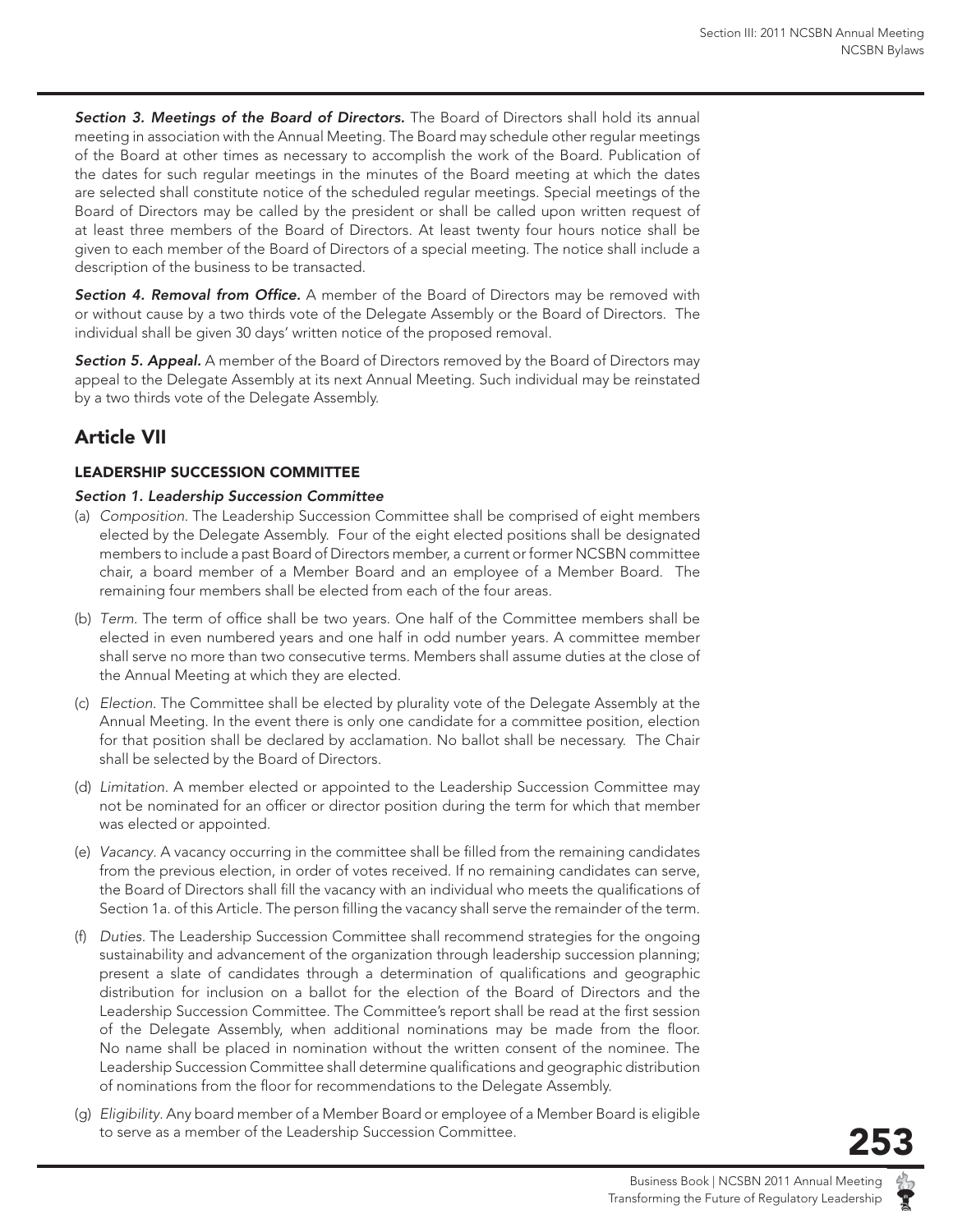**_Section 3. Meetings of the Board of Directors._** The Board of Directors shall hold its annual meeting in association with the Annual Meeting. The Board may schedule other regular meetings of the Board at other times as necessary to accomplish the work of the Board. Publication of the dates for such regular meetings in the minutes of the Board meeting at which the dates are selected shall constitute notice of the scheduled regular meetings. Special meetings of the Board of Directors may be called by the president or shall be called upon written request of at least three members of the Board of Directors. At least twenty four hours notice shall be given to each member of the Board of Directors of a special meeting. The notice shall include a description of the business to be transacted.

**_Section 4. Removal from Office._** A member of the Board of Directors may be removed with or without cause by a two thirds vote of the Delegate Assembly or the Board of Directors. The individual shall be given 30 days' written notice of the proposed removal.

**_Section 5. Appeal._** A member of the Board of Directors removed by the Board of Directors may appeal to the Delegate Assembly at its next Annual Meeting. Such individual may be reinstated by a two thirds vote of the Delegate Assembly.

## Article VII

### LEADERSHIP SUCCESSION COMMITTEE

#### *Section 1. Leadership Succession Committee*

(a) *Composition.* The Leadership Succession Committee shall be comprised of eight members elected by the Delegate Assembly. Four of the eight elected positions shall be designated members to include a past Board of Directors member, a current or former NCSBN committee chair, a board member of a Member Board and an employee of a Member Board. The remaining four members shall be elected from each of the four areas.

(b) *Term.* The term of office shall be two years. One half of the Committee members shall be elected in even numbered years and one half in odd number years. A committee member shall serve no more than two consecutive terms. Members shall assume duties at the close of the Annual Meeting at which they are elected.

(c) *Election.* The Committee shall be elected by plurality vote of the Delegate Assembly at the Annual Meeting. In the event there is only one candidate for a committee position, election for that position shall be declared by acclamation. No ballot shall be necessary. The Chair shall be selected by the Board of Directors.

(d) *Limitation.* A member elected or appointed to the Leadership Succession Committee may not be nominated for an officer or director position during the term for which that member was elected or appointed.

(e) *Vacancy.* A vacancy occurring in the committee shall be filled from the remaining candidates from the previous election, in order of votes received. If no remaining candidates can serve, the Board of Directors shall fill the vacancy with an individual who meets the qualifications of Section 1a. of this Article. The person filling the vacancy shall serve the remainder of the term.

(f) *Duties.* The Leadership Succession Committee shall recommend strategies for the ongoing sustainability and advancement of the organization through leadership succession planning; present a slate of candidates through a determination of qualifications and geographic distribution for inclusion on a ballot for the election of the Board of Directors and the Leadership Succession Committee. The Committee's report shall be read at the first session of the Delegate Assembly, when additional nominations may be made from the floor. No name shall be placed in nomination without the written consent of the nominee. The Leadership Succession Committee shall determine qualifications and geographic distribution of nominations from the floor for recommendations to the Delegate Assembly.

(g) *Eligibility.* Any board member of a Member Board or employee of a Member Board is eligible to serve as a member of the Leadership Succession Committee.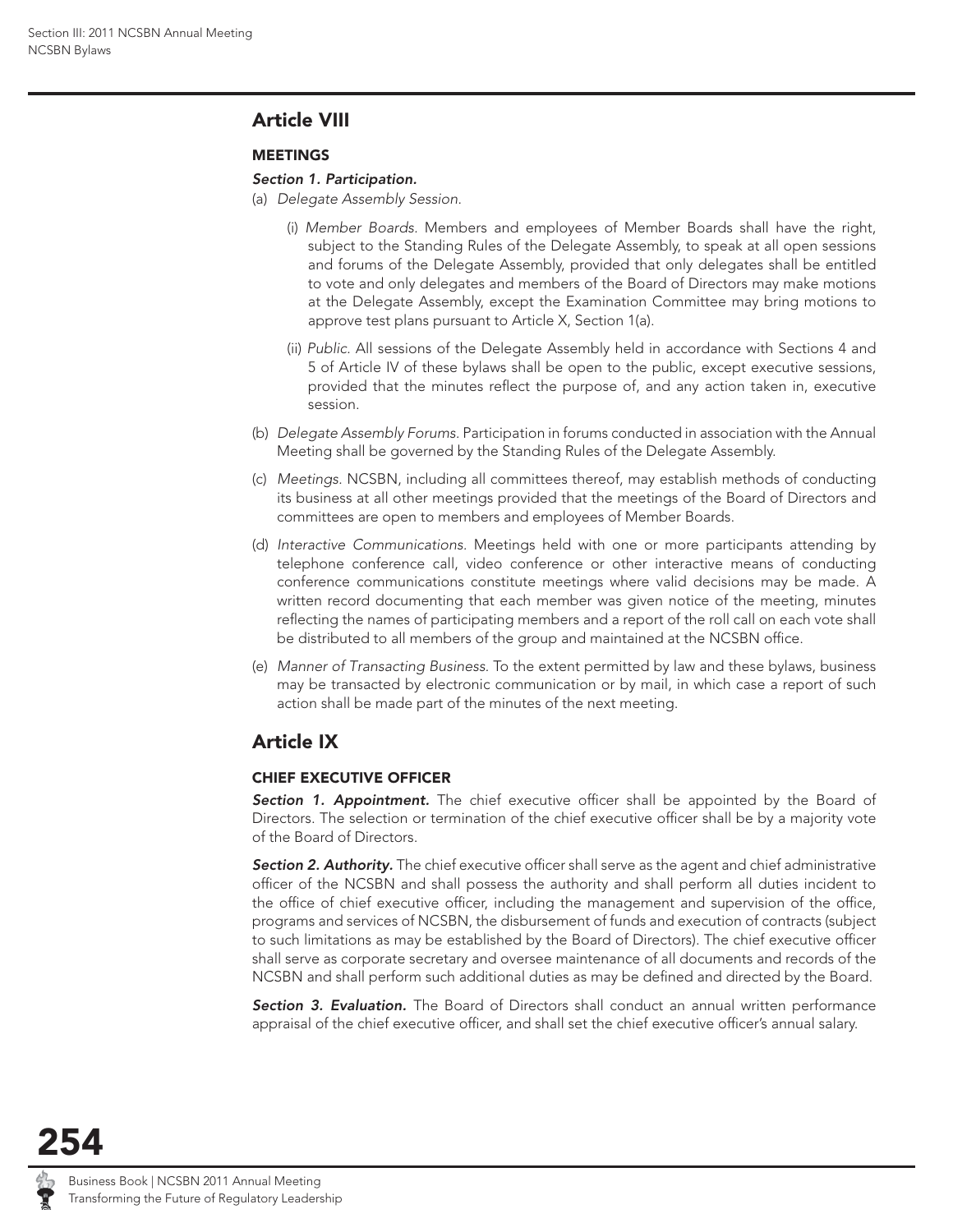## Article VIII

### MEETINGS

***Section 1. Participation.***

(a) *Delegate Assembly Session.*

(i) *Member Boards.* Members and employees of Member Boards shall have the right, subject to the Standing Rules of the Delegate Assembly, to speak at all open sessions and forums of the Delegate Assembly, provided that only delegates shall be entitled to vote and only delegates and members of the Board of Directors may make motions at the Delegate Assembly, except the Examination Committee may bring motions to approve test plans pursuant to Article X, Section 1(a).

(ii) *Public.* All sessions of the Delegate Assembly held in accordance with Sections 4 and 5 of Article IV of these bylaws shall be open to the public, except executive sessions, provided that the minutes reflect the purpose of, and any action taken in, executive session.

(b) *Delegate Assembly Forums.* Participation in forums conducted in association with the Annual Meeting shall be governed by the Standing Rules of the Delegate Assembly.

(c) *Meetings.* NCSBN, including all committees thereof, may establish methods of conducting its business at all other meetings provided that the meetings of the Board of Directors and committees are open to members and employees of Member Boards.

(d) *Interactive Communications.* Meetings held with one or more participants attending by telephone conference call, video conference or other interactive means of conducting conference communications constitute meetings where valid decisions may be made. A written record documenting that each member was given notice of the meeting, minutes reflecting the names of participating members and a report of the roll call on each vote shall be distributed to all members of the group and maintained at the NCSBN office.

(e) *Manner of Transacting Business.* To the extent permitted by law and these bylaws, business may be transacted by electronic communication or by mail, in which case a report of such action shall be made part of the minutes of the next meeting.

## Article IX

### CHIEF EXECUTIVE OFFICER

***Section 1. Appointment.*** The chief executive officer shall be appointed by the Board of Directors. The selection or termination of the chief executive officer shall be by a majority vote of the Board of Directors.

***Section 2. Authority.*** The chief executive officer shall serve as the agent and chief administrative officer of the NCSBN and shall possess the authority and shall perform all duties incident to the office of chief executive officer, including the management and supervision of the office, programs and services of NCSBN, the disbursement of funds and execution of contracts (subject to such limitations as may be established by the Board of Directors). The chief executive officer shall serve as corporate secretary and oversee maintenance of all documents and records of the NCSBN and shall perform such additional duties as may be defined and directed by the Board.

***Section 3. Evaluation.*** The Board of Directors shall conduct an annual written performance appraisal of the chief executive officer, and shall set the chief executive officer's annual salary.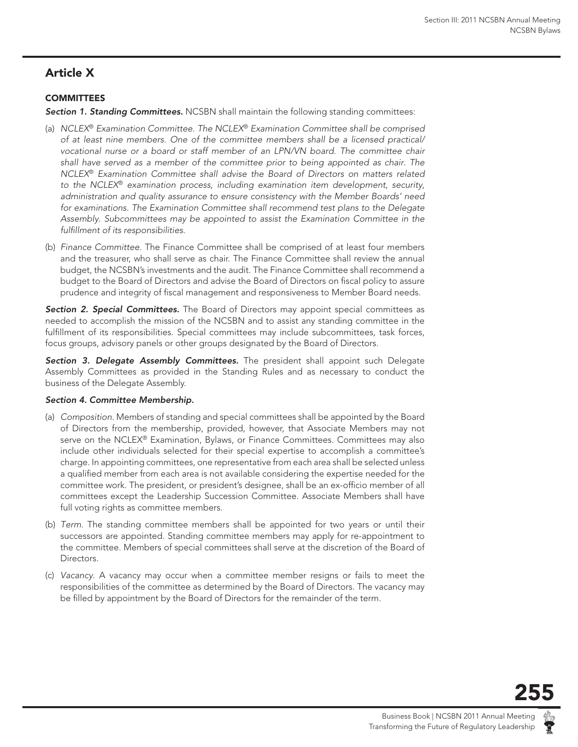## Article X

### COMMITTEES

***Section 1. Standing Committees.*** NCSBN shall maintain the following standing committees:

(a) *NCLEX® Examination Committee. The NCLEX® Examination Committee shall be comprised of at least nine members. One of the committee members shall be a licensed practical/vocational nurse or a board or staff member of an LPN/VN board. The committee chair shall have served as a member of the committee prior to being appointed as chair. The NCLEX® Examination Committee shall advise the Board of Directors on matters related to the NCLEX® examination process, including examination item development, security, administration and quality assurance to ensure consistency with the Member Boards' need for examinations. The Examination Committee shall recommend test plans to the Delegate Assembly. Subcommittees may be appointed to assist the Examination Committee in the fulfillment of its responsibilities.*

(b) *Finance Committee.* The Finance Committee shall be comprised of at least four members and the treasurer, who shall serve as chair. The Finance Committee shall review the annual budget, the NCSBN's investments and the audit. The Finance Committee shall recommend a budget to the Board of Directors and advise the Board of Directors on fiscal policy to assure prudence and integrity of fiscal management and responsiveness to Member Board needs.

***Section 2. Special Committees.*** The Board of Directors may appoint special committees as needed to accomplish the mission of the NCSBN and to assist any standing committee in the fulfillment of its responsibilities. Special committees may include subcommittees, task forces, focus groups, advisory panels or other groups designated by the Board of Directors.

***Section 3. Delegate Assembly Committees.*** The president shall appoint such Delegate Assembly Committees as provided in the Standing Rules and as necessary to conduct the business of the Delegate Assembly.

***Section 4. Committee Membership.***

(a) *Composition.* Members of standing and special committees shall be appointed by the Board of Directors from the membership, provided, however, that Associate Members may not serve on the NCLEX® Examination, Bylaws, or Finance Committees. Committees may also include other individuals selected for their special expertise to accomplish a committee's charge. In appointing committees, one representative from each area shall be selected unless a qualified member from each area is not available considering the expertise needed for the committee work. The president, or president's designee, shall be an ex-officio member of all committees except the Leadership Succession Committee. Associate Members shall have full voting rights as committee members.

(b) *Term.* The standing committee members shall be appointed for two years or until their successors are appointed. Standing committee members may apply for re-appointment to the committee. Members of special committees shall serve at the discretion of the Board of Directors.

(c) *Vacancy.* A vacancy may occur when a committee member resigns or fails to meet the responsibilities of the committee as determined by the Board of Directors. The vacancy may be filled by appointment by the Board of Directors for the remainder of the term.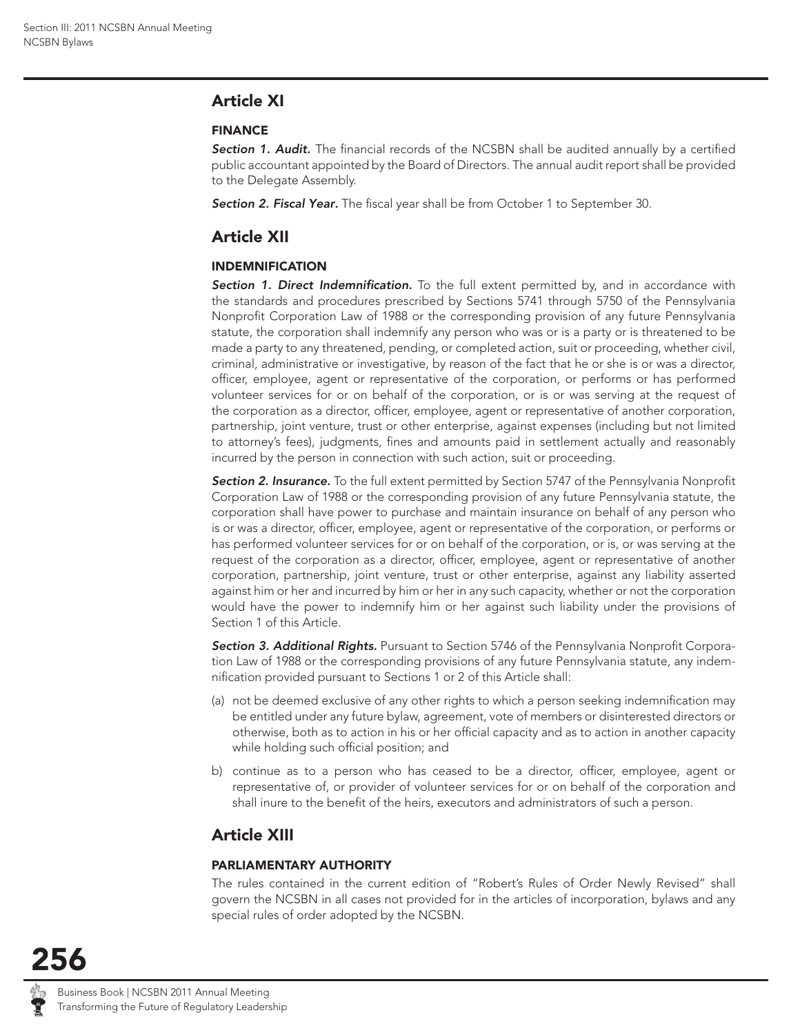## Article XI

### FINANCE

***Section 1. Audit.*** The financial records of the NCSBN shall be audited annually by a certified public accountant appointed by the Board of Directors. The annual audit report shall be provided to the Delegate Assembly.

***Section 2. Fiscal Year.*** The fiscal year shall be from October 1 to September 30.

## Article XII

### INDEMNIFICATION

***Section 1. Direct Indemnification.*** To the full extent permitted by, and in accordance with the standards and procedures prescribed by Sections 5741 through 5750 of the Pennsylvania Nonprofit Corporation Law of 1988 or the corresponding provision of any future Pennsylvania statute, the corporation shall indemnify any person who was or is a party or is threatened to be made a party to any threatened, pending, or completed action, suit or proceeding, whether civil, criminal, administrative or investigative, by reason of the fact that he or she is or was a director, officer, employee, agent or representative of the corporation, or performs or has performed volunteer services for or on behalf of the corporation, or is, or was serving at the request of the corporation as a director, officer, employee, agent or representative of another corporation, partnership, joint venture, trust or other enterprise, against expenses (including but not limited to attorney's fees), judgments, fines and amounts paid in settlement actually and reasonably incurred by the person in connection with such action, suit or proceeding.

***Section 2. Insurance.*** To the full extent permitted by Section 5747 of the Pennsylvania Nonprofit Corporation Law of 1988 or the corresponding provision of any future Pennsylvania statute, the corporation shall have power to purchase and maintain insurance on behalf of any person who is or was a director, officer, employee, agent or representative of the corporation, or performs or has performed volunteer services for or on behalf of the corporation, or is, or was serving at the request of the corporation as a director, officer, employee, agent or representative of another corporation, partnership, joint venture, trust or other enterprise, against any liability asserted against him or her and incurred by him or her in any such capacity, whether or not the corporation would have the power to indemnify him or her against such liability under the provisions of Section 1 of this Article.

***Section 3. Additional Rights.*** Pursuant to Section 5746 of the Pennsylvania Nonprofit Corporation Law of 1988 or the corresponding provisions of any future Pennsylvania statute, any indemnification provided pursuant to Sections 1 or 2 of this Article shall:

(a) not be deemed exclusive of any other rights to which a person seeking indemnification may be entitled under any future bylaw, agreement, vote of members or disinterested directors or otherwise, both as to action in his or her official capacity and as to action in another capacity while holding such official position; and

b) continue as to a person who has ceased to be a director, officer, employee, agent or representative of, or provider of volunteer services for or on behalf of the corporation and shall inure to the benefit of the heirs, executors and administrators of such a person.

## Article XIII

### PARLIAMENTARY AUTHORITY

The rules contained in the current edition of "Robert's Rules of Order Newly Revised" shall govern the NCSBN in all cases not provided for in the articles of incorporation, bylaws and any special rules of order adopted by the NCSBN.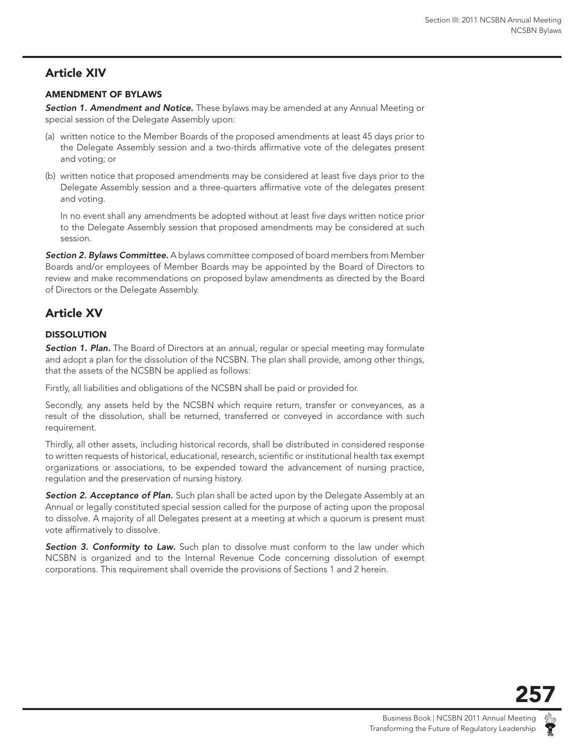## Article XIV

### AMENDMENT OF BYLAWS

***Section 1. Amendment and Notice.*** These bylaws may be amended at any Annual Meeting or special session of the Delegate Assembly upon:

(a) written notice to the Member Boards of the proposed amendments at least 45 days prior to the Delegate Assembly session and a two-thirds affirmative vote of the delegates present and voting; or

(b) written notice that proposed amendments may be considered at least five days prior to the Delegate Assembly session and a three-quarters affirmative vote of the delegates present and voting.

In no event shall any amendments be adopted without at least five days written notice prior to the Delegate Assembly session that proposed amendments may be considered at such session.

***Section 2. Bylaws Committee.*** A bylaws committee composed of board members from Member Boards and/or employees of Member Boards may be appointed by the Board of Directors to review and make recommendations on proposed bylaw amendments as directed by the Board of Directors or the Delegate Assembly.

## Article XV

### DISSOLUTION

***Section 1. Plan.*** The Board of Directors at an annual, regular or special meeting may formulate and adopt a plan for the dissolution of the NCSBN. The plan shall provide, among other things, that the assets of the NCSBN be applied as follows:

Firstly, all liabilities and obligations of the NCSBN shall be paid or provided for.

Secondly, any assets held by the NCSBN which require return, transfer or conveyances, as a result of the dissolution, shall be returned, transferred or conveyed in accordance with such requirement.

Thirdly, all other assets, including historical records, shall be distributed in considered response to written requests of historical, educational, research, scientific or institutional health tax exempt organizations or associations, to be expended toward the advancement of nursing practice, regulation and the preservation of nursing history.

***Section 2. Acceptance of Plan.*** Such plan shall be acted upon by the Delegate Assembly at an Annual or legally constituted special session called for the purpose of acting upon the proposal to dissolve. A majority of all Delegates present at a meeting at which a quorum is present must vote affirmatively to dissolve.

***Section 3. Conformity to Law.*** Such plan to dissolve must conform to the law under which NCSBN is organized and to the Internal Revenue Code concerning dissolution of exempt corporations. This requirement shall override the provisions of Sections 1 and 2 herein.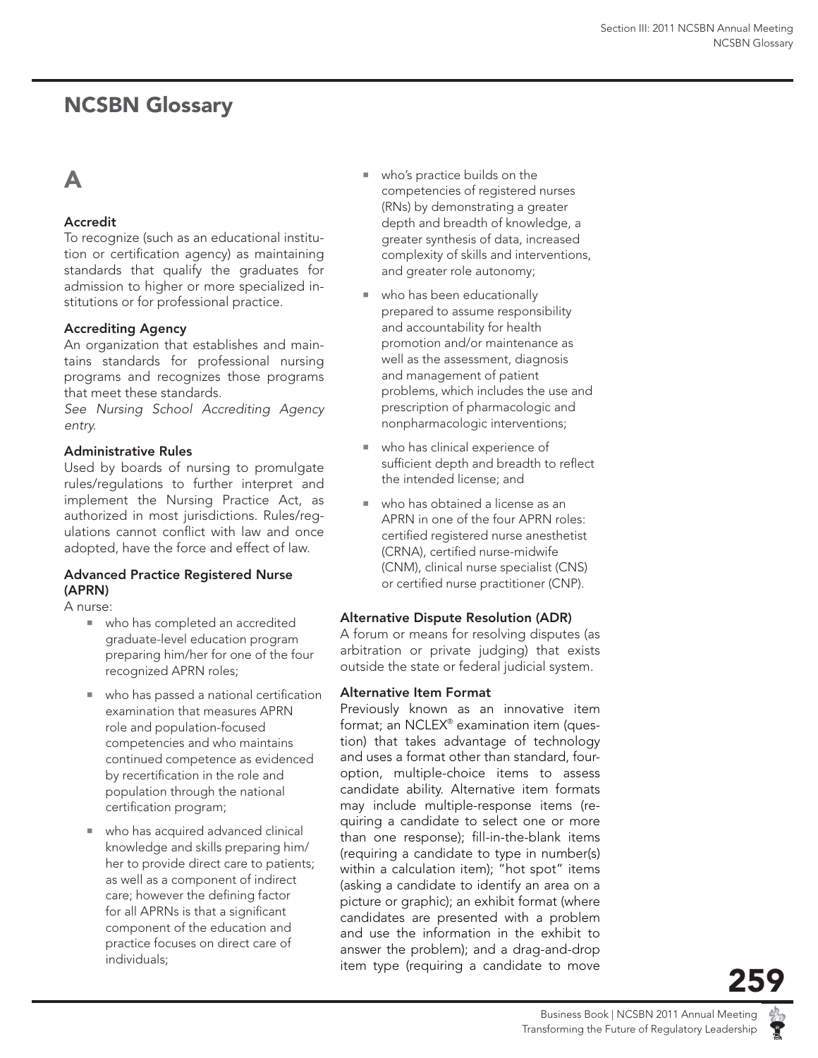# NCSBN Glossary

## A

### Accredit

To recognize (such as an educational institution or certification agency) as maintaining standards that qualify the graduates for admission to higher or more specialized institutions or for professional practice.

### Accrediting Agency

An organization that establishes and maintains standards for professional nursing programs and recognizes those programs that meet these standards.

*See Nursing School Accrediting Agency entry.*

### Administrative Rules

Used by boards of nursing to promulgate rules/regulations to further interpret and implement the Nursing Practice Act, as authorized in most jurisdictions. Rules/regulations cannot conflict with law and once adopted, have the force and effect of law.

### Advanced Practice Registered Nurse (APRN)

A nurse:

- who has completed an accredited graduate-level education program preparing him/her for one of the four recognized APRN roles;
- who has passed a national certification examination that measures APRN role and population-focused competencies and who maintains continued competence as evidenced by recertification in the role and population through the national certification program;
- who has acquired advanced clinical knowledge and skills preparing him/her to provide direct care to patients; as well as a component of indirect care; however the defining factor for all APRNs is that a significant component of the education and practice focuses on direct care of individuals;
- who's practice builds on the competencies of registered nurses (RNs) by demonstrating a greater depth and breadth of knowledge, a greater synthesis of data, increased complexity of skills and interventions, and greater role autonomy;
- who has been educationally prepared to assume responsibility and accountability for health promotion and/or maintenance as well as the assessment, diagnosis and management of patient problems, which includes the use and prescription of pharmacologic and nonpharmacologic interventions;
- who has clinical experience of sufficient depth and breadth to reflect the intended license; and
- who has obtained a license as an APRN in one of the four APRN roles: certified registered nurse anesthetist (CRNA), certified nurse-midwife (CNM), clinical nurse specialist (CNS) or certified nurse practitioner (CNP).

### Alternative Dispute Resolution (ADR)

A forum or means for resolving disputes (as arbitration or private judging) that exists outside the state or federal judicial system.

### Alternative Item Format

Previously known as an innovative item format; an NCLEX® examination item (question) that takes advantage of technology and uses a format other than standard, four-option, multiple-choice items to assess candidate ability. Alternative item formats may include multiple-response items (requiring a candidate to select one or more than one response); fill-in-the-blank items (requiring a candidate to type in number(s) within a calculation item); "hot spot" items (asking a candidate to identify an area on a picture or graphic); an exhibit format (where candidates are presented with a problem and use the information in the exhibit to answer the problem); and a drag-and-drop item type (requiring a candidate to move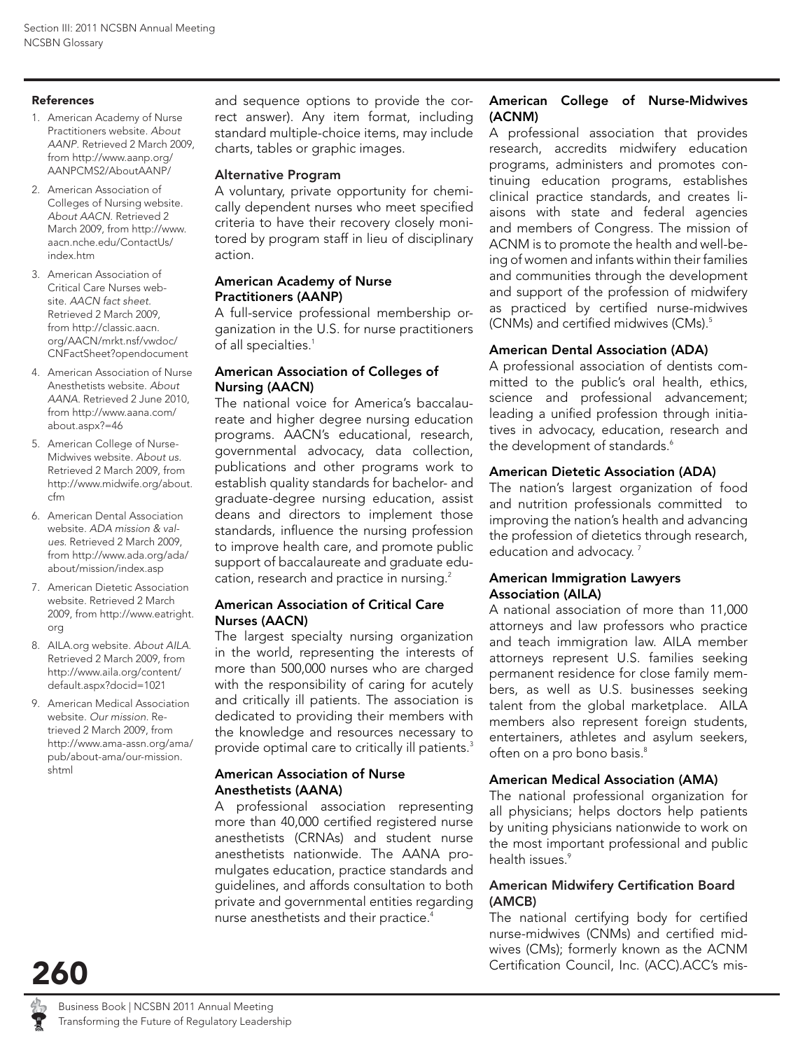### References

1. American Academy of Nurse Practitioners website. *About AANP*. Retrieved 2 March 2009, from http://www.aanp.org/AANPCMS2/AboutAANP/
2. American Association of Colleges of Nursing website. *About AACN*. Retrieved 2 March 2009, from http://www.aacn.nche.edu/ContactUs/index.htm
3. American Association of Critical Care Nurses website. *AACN fact sheet*. Retrieved 2 March 2009, from http://classic.aacn.org/AACN/mrkt.nsf/vwdoc/CNFactSheet?opendocument
4. American Association of Nurse Anesthetists website. *About AANA*. Retrieved 2 June 2010, from http://www.aana.com/about.aspx?=46
5. American College of Nurse-Midwives website. *About us*. Retrieved 2 March 2009, from http://www.midwife.org/about.cfm
6. American Dental Association website. *ADA mission & values*. Retrieved 2 March 2009, from http://www.ada.org/ada/about/mission/index.asp
7. American Dietetic Association website. Retrieved 2 March 2009, from http://www.eatright.org
8. AILA.org website. *About AILA*. Retrieved 2 March 2009, from http://www.aila.org/content/default.aspx?docid=1021
9. American Medical Association website. *Our mission*. Retrieved 2 March 2009, from http://www.ama-assn.org/ama/pub/about-ama/our-mission.shtml

and sequence options to provide the correct answer). Any item format, including standard multiple-choice items, may include charts, tables or graphic images.

### Alternative Program

A voluntary, private opportunity for chemically dependent nurses who meet specified criteria to have their recovery closely monitored by program staff in lieu of disciplinary action.

### American Academy of Nurse Practitioners (AANP)

A full-service professional membership organization in the U.S. for nurse practitioners of all specialties.[1]

### American Association of Colleges of Nursing (AACN)

The national voice for America's baccalaureate and higher degree nursing education programs. AACN's educational, research, governmental advocacy, data collection, publications and other programs work to establish quality standards for bachelor- and graduate-degree nursing education, assist deans and directors to implement those standards, influence the nursing profession to improve health care, and promote public support of baccalaureate and graduate education, research and practice in nursing.[2]

### American Association of Critical Care Nurses (AACN)

The largest specialty nursing organization in the world, representing the interests of more than 500,000 nurses who are charged with the responsibility of caring for acutely and critically ill patients. The association is dedicated to providing their members with the knowledge and resources necessary to provide optimal care to critically ill patients.[3]

### American Association of Nurse Anesthetists (AANA)

A professional association representing more than 40,000 certified registered nurse anesthetists (CRNAs) and student nurse anesthetists nationwide. The AANA promulgates education, practice standards and guidelines, and affords consultation to both private and governmental entities regarding nurse anesthetists and their practice.[4]

### American College of Nurse-Midwives (ACNM)

A professional association that provides research, accredits midwifery education programs, administers and promotes continuing education programs, establishes clinical practice standards, and creates liaisons with state and federal agencies and members of Congress. The mission of ACNM is to promote the health and well-being of women and infants within their families and communities through the development and support of the profession of midwifery as practiced by certified nurse-midwives (CNMs) and certified midwives (CMs).[5]

### American Dental Association (ADA)

A professional association of dentists committed to the public's oral health, ethics, science and professional advancement; leading a unified profession through initiatives in advocacy, education, research and the development of standards.[6]

### American Dietetic Association (ADA)

The nation's largest organization of food and nutrition professionals committed to improving the nation's health and advancing the profession of dietetics through research, education and advocacy.[7]

### American Immigration Lawyers Association (AILA)

A national association of more than 11,000 attorneys and law professors who practice and teach immigration law. AILA member attorneys represent U.S. families seeking permanent residence for close family members, as well as U.S. businesses seeking talent from the global marketplace. AILA members also represent foreign students, entertainers, athletes and asylum seekers, often on a pro bono basis.[8]

### American Medical Association (AMA)

The national professional organization for all physicians; helps doctors help patients by uniting physicians nationwide to work on the most important professional and public health issues.[9]

### American Midwifery Certification Board (AMCB)

The national certifying body for certified nurse-midwives (CNMs) and certified midwives (CMs); formerly known as the ACNM Certification Council, Inc. (ACC).ACC's mis-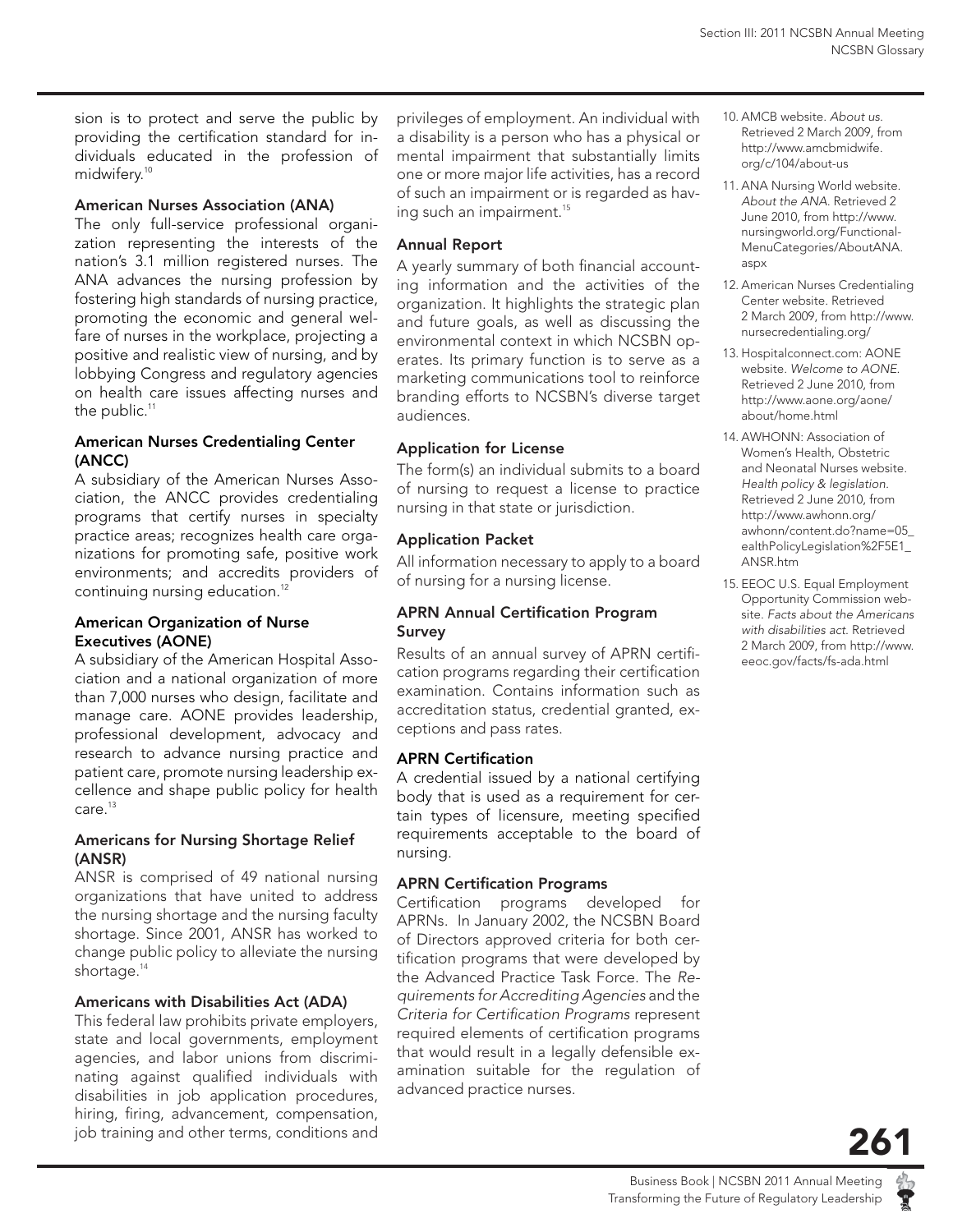sion is to protect and serve the public by providing the certification standard for individuals educated in the profession of midwifery.[10]

### American Nurses Association (ANA)

The only full-service professional organization representing the interests of the nation's 3.1 million registered nurses. The ANA advances the nursing profession by fostering high standards of nursing practice, promoting the economic and general welfare of nurses in the workplace, projecting a positive and realistic view of nursing, and by lobbying Congress and regulatory agencies on health care issues affecting nurses and the public.[11]

### American Nurses Credentialing Center (ANCC)

A subsidiary of the American Nurses Association, the ANCC provides credentialing programs that certify nurses in specialty practice areas; recognizes health care organizations for promoting safe, positive work environments; and accredits providers of continuing nursing education.[12]

### American Organization of Nurse Executives (AONE)

A subsidiary of the American Hospital Association and a national organization of more than 7,000 nurses who design, facilitate and manage care. AONE provides leadership, professional development, advocacy and research to advance nursing practice and patient care, promote nursing leadership excellence and shape public policy for health care.[13]

### Americans for Nursing Shortage Relief (ANSR)

ANSR is comprised of 49 national nursing organizations that have united to address the nursing shortage and the nursing faculty shortage. Since 2001, ANSR has worked to change public policy to alleviate the nursing shortage.[14]

### Americans with Disabilities Act (ADA)

This federal law prohibits private employers, state and local governments, employment agencies, and labor unions from discriminating against qualified individuals with disabilities in job application procedures, hiring, firing, advancement, compensation, job training and other terms, conditions and privileges of employment. An individual with a disability is a person who has a physical or mental impairment that substantially limits one or more major life activities, has a record of such an impairment or is regarded as having such an impairment.[15]

### Annual Report

A yearly summary of both financial accounting information and the activities of the organization. It highlights the strategic plan and future goals, as well as discussing the environmental context in which NCSBN operates. Its primary function is to serve as a marketing communications tool to reinforce branding efforts to NCSBN's diverse target audiences.

### Application for License

The form(s) an individual submits to a board of nursing to request a license to practice nursing in that state or jurisdiction.

### Application Packet

All information necessary to apply to a board of nursing for a nursing license.

### APRN Annual Certification Program Survey

Results of an annual survey of APRN certification programs regarding their certification examination. Contains information such as accreditation status, credential granted, exceptions and pass rates.

### APRN Certification

A credential issued by a national certifying body that is used as a requirement for certain types of licensure, meeting specified requirements acceptable to the board of nursing.

### APRN Certification Programs

Certification programs developed for APRNs. In January 2002, the NCSBN Board of Directors approved criteria for both certification programs that were developed by the Advanced Practice Task Force. The *Requirements for Accrediting Agencies* and the *Criteria for Certification Programs* represent required elements of certification programs that would result in a legally defensible examination suitable for the regulation of advanced practice nurses.

10. AMCB website. *About us.* Retrieved 2 March 2009, from http://www.amcbmidwife.org/c/104/about-us
11. ANA Nursing World website. *About the ANA.* Retrieved 2 June 2010, from http://www.nursingworld.org/FunctionalMenuCategories/AboutANA.aspx
12. American Nurses Credentialing Center website. Retrieved 2 March 2009, from http://www.nursecredentialing.org/
13. Hospitalconnect.com: AONE website. *Welcome to AONE.* Retrieved 2 June 2010, from http://www.aone.org/aone/about/home.html
14. AWHONN: Association of Women's Health, Obstetric and Neonatal Nurses website. *Health policy & legislation.* Retrieved 2 June 2010, from http://www.awhonn.org/awhonn/content.do?name=05_ealthPolicyLegislation%2F5E1_ANSR.htm
15. EEOC U.S. Equal Employment Opportunity Commission website. *Facts about the Americans with disabilities act.* Retrieved 2 March 2009, from http://www.eeoc.gov/facts/fs-ada.html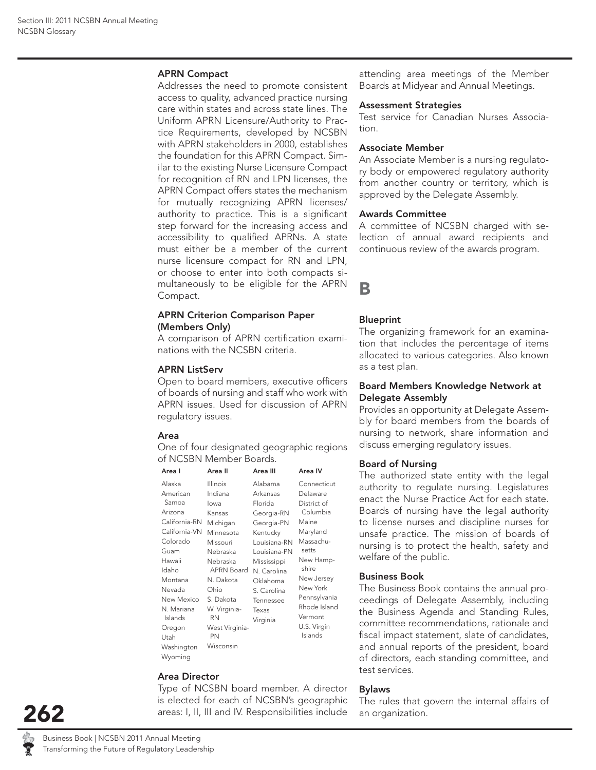### APRN Compact

Addresses the need to promote consistent access to quality, advanced practice nursing care within states and across state lines. The Uniform APRN Licensure/Authority to Practice Requirements, developed by NCSBN with APRN stakeholders in 2000, establishes the foundation for this APRN Compact. Similar to the existing Nurse Licensure Compact for recognition of RN and LPN licenses, the APRN Compact offers states the mechanism for mutually recognizing APRN licenses/authority to practice. This is a significant step forward for the increasing access and accessibility to qualified APRNs. A state must either be a member of the current nurse licensure compact for RN and LPN, or choose to enter into both compacts simultaneously to be eligible for the APRN Compact.

### APRN Criterion Comparison Paper (Members Only)

A comparison of APRN certification examinations with the NCSBN criteria.

### APRN ListServ

Open to board members, executive officers of boards of nursing and staff who work with APRN issues. Used for discussion of APRN regulatory issues.

### Area

One of four designated geographic regions of NCSBN Member Boards.

| Area I | Area II | Area III | Area IV |
|---|---|---|---|
| Alaska | Illinois | Alabama | Connecticut |
| American Samoa | Indiana | Arkansas | Delaware |
| Arizona | Iowa | Florida | District of Columbia |
| California-RN | Kansas | Georgia-RN | Maine |
| California-VN | Michigan | Georgia-PN | Maryland |
| Colorado | Minnesota | Kentucky | Massachusetts |
| Guam | Missouri | Louisiana-RN | New Hampshire |
| Hawaii | Nebraska | Louisiana-PN | New Jersey |
| Idaho | Nebraska APRN Board | Mississippi | New York |
| Montana | N. Dakota | N. Carolina | Pennsylvania |
| Nevada | Ohio | Oklahoma | Rhode Island |
| New Mexico | S. Dakota | S. Carolina | Vermont |
| N. Mariana Islands | W. Virginia-RN | Tennessee | U.S. Virgin Islands |
| Oregon | West Virginia-PN | Texas | |
| Utah | Wisconsin | Virginia | |
| Washington | | | |
| Wyoming | | | |

### Area Director

Type of NCSBN board member. A director is elected for each of NCSBN's geographic areas: I, II, III and IV. Responsibilities include attending area meetings of the Member Boards at Midyear and Annual Meetings.

### Assessment Strategies

Test service for Canadian Nurses Association.

### Associate Member

An Associate Member is a nursing regulatory body or empowered regulatory authority from another country or territory, which is approved by the Delegate Assembly.

### Awards Committee

A committee of NCSBN charged with selection of annual award recipients and continuous review of the awards program.

## B

### Blueprint

The organizing framework for an examination that includes the percentage of items allocated to various categories. Also known as a test plan.

### Board Members Knowledge Network at Delegate Assembly

Provides an opportunity at Delegate Assembly for board members from the boards of nursing to network, share information and discuss emerging regulatory issues.

### Board of Nursing

The authorized state entity with the legal authority to regulate nursing. Legislatures enact the Nurse Practice Act for each state. Boards of nursing have the legal authority to license nurses and discipline nurses for unsafe practice. The mission of boards of nursing is to protect the health, safety and welfare of the public.

### Business Book

The Business Book contains the annual proceedings of Delegate Assembly, including the Business Agenda and Standing Rules, committee recommendations, rationale and fiscal impact statement, slate of candidates, and annual reports of the president, board of directors, each standing committee, and test services.

### Bylaws

The rules that govern the internal affairs of an organization.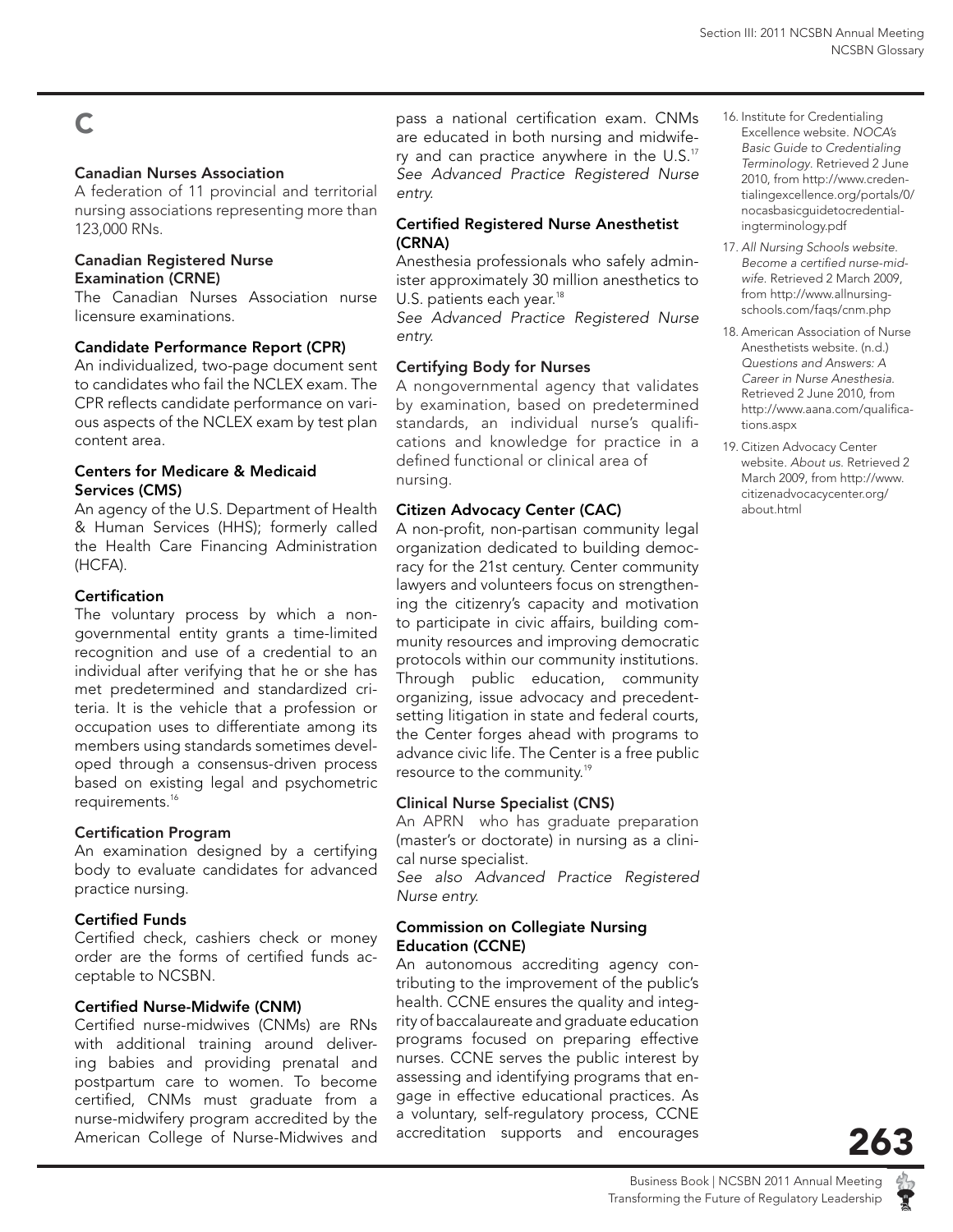# C

### Canadian Nurses Association

A federation of 11 provincial and territorial nursing associations representing more than 123,000 RNs.

### Canadian Registered Nurse Examination (CRNE)

The Canadian Nurses Association nurse licensure examinations.

### Candidate Performance Report (CPR)

An individualized, two-page document sent to candidates who fail the NCLEX exam. The CPR reflects candidate performance on various aspects of the NCLEX exam by test plan content area.

### Centers for Medicare & Medicaid Services (CMS)

An agency of the U.S. Department of Health & Human Services (HHS); formerly called the Health Care Financing Administration (HCFA).

### Certification

The voluntary process by which a nongovernmental entity grants a time-limited recognition and use of a credential to an individual after verifying that he or she has met predetermined and standardized criteria. It is the vehicle that a profession or occupation uses to differentiate among its members using standards sometimes developed through a consensus-driven process based on existing legal and psychometric requirements.[16]

### Certification Program

An examination designed by a certifying body to evaluate candidates for advanced practice nursing.

### Certified Funds

Certified check, cashiers check or money order are the forms of certified funds acceptable to NCSBN.

### Certified Nurse-Midwife (CNM)

Certified nurse-midwives (CNMs) are RNs with additional training around delivering babies and providing prenatal and postpartum care to women. To become certified, CNMs must graduate from a nurse-midwifery program accredited by the American College of Nurse-Midwives and pass a national certification exam. CNMs are educated in both nursing and midwifery and can practice anywhere in the U.S.[17]
*See Advanced Practice Registered Nurse entry.*

### Certified Registered Nurse Anesthetist (CRNA)

Anesthesia professionals who safely administer approximately 30 million anesthetics to U.S. patients each year.[18]
*See Advanced Practice Registered Nurse entry.*

### Certifying Body for Nurses

A nongovernmental agency that validates by examination, based on predetermined standards, an individual nurse's qualifications and knowledge for practice in a defined functional or clinical area of nursing.

### Citizen Advocacy Center (CAC)

A non-profit, non-partisan community legal organization dedicated to building democracy for the 21st century. Center community lawyers and volunteers focus on strengthening the citizenry's capacity and motivation to participate in civic affairs, building community resources and improving democratic protocols within our community institutions. Through public education, community organizing, issue advocacy and precedent-setting litigation in state and federal courts, the Center forges ahead with programs to advance civic life. The Center is a free public resource to the community.[19]

### Clinical Nurse Specialist (CNS)

An APRN who has graduate preparation (master's or doctorate) in nursing as a clinical nurse specialist.
*See also Advanced Practice Registered Nurse entry.*

### Commission on Collegiate Nursing Education (CCNE)

An autonomous accrediting agency contributing to the improvement of the public's health. CCNE ensures the quality and integrity of baccalaureate and graduate education programs focused on preparing effective nurses. CCNE serves the public interest by assessing and identifying programs that engage in effective educational practices. As a voluntary, self-regulatory process, CCNE accreditation supports and encourages

---

16. Institute for Credentialing Excellence website. *NOCA's Basic Guide to Credentialing Terminology*. Retrieved 2 June 2010, from http://www.credentialingexcellence.org/portals/0/nocasbasicguidetocredentialingterminology.pdf
17. *All Nursing Schools website. Become a certified nurse-midwife.* Retrieved 2 March 2009, from http://www.allnursingschools.com/faqs/cnm.php
18. American Association of Nurse Anesthetists website. (n.d.) *Questions and Answers: A Career in Nurse Anesthesia.* Retrieved 2 June 2010, from http://www.aana.com/qualifications.aspx
19. Citizen Advocacy Center website. *About us.* Retrieved 2 March 2009, from http://www.citizenadvocacycenter.org/about.html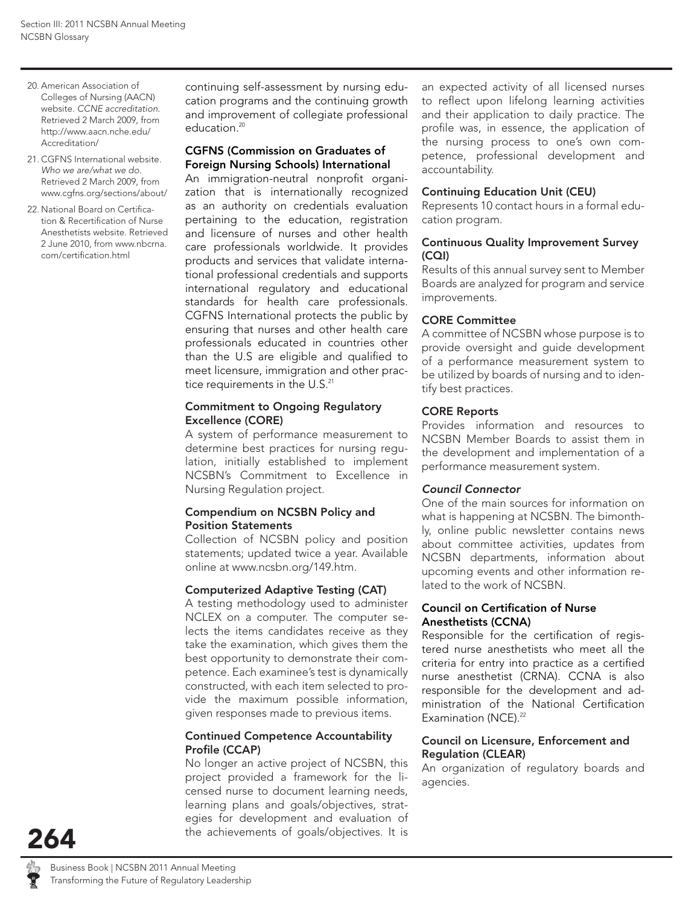continuing self-assessment by nursing education programs and the continuing growth and improvement of collegiate professional education.[20]

### CGFNS (Commission on Graduates of Foreign Nursing Schools) International

An immigration-neutral nonprofit organization that is internationally recognized as an authority on credentials evaluation pertaining to the education, registration and licensure of nurses and other health care professionals worldwide. It provides products and services that validate international professional credentials and supports international regulatory and educational standards for health care professionals. CGFNS International protects the public by ensuring that nurses and other health care professionals educated in countries other than the U.S are eligible and qualified to meet licensure, immigration and other practice requirements in the U.S.[21]

### Commitment to Ongoing Regulatory Excellence (CORE)

A system of performance measurement to determine best practices for nursing regulation, initially established to implement NCSBN's Commitment to Excellence in Nursing Regulation project.

### Compendium on NCSBN Policy and Position Statements

Collection of NCSBN policy and position statements; updated twice a year. Available online at www.ncsbn.org/149.htm.

### Computerized Adaptive Testing (CAT)

A testing methodology used to administer NCLEX on a computer. The computer selects the items candidates receive as they take the examination, which gives them the best opportunity to demonstrate their competence. Each examinee's test is dynamically constructed, with each item selected to provide the maximum possible information, given responses made to previous items.

### Continued Competence Accountability Profile (CCAP)

No longer an active project of NCSBN, this project provided a framework for the licensed nurse to document learning needs, learning plans and goals/objectives, strategies for development and evaluation of the achievements of goals/objectives. It is an expected activity of all licensed nurses to reflect upon lifelong learning activities and their application to daily practice. The profile was, in essence, the application of the nursing process to one's own competence, professional development and accountability.

### Continuing Education Unit (CEU)

Represents 10 contact hours in a formal education program.

### Continuous Quality Improvement Survey (CQI)

Results of this annual survey sent to Member Boards are analyzed for program and service improvements.

### CORE Committee

A committee of NCSBN whose purpose is to provide oversight and guide development of a performance measurement system to be utilized by boards of nursing and to identify best practices.

### CORE Reports

Provides information and resources to NCSBN Member Boards to assist them in the development and implementation of a performance measurement system.

### *Council Connector*

One of the main sources for information on what is happening at NCSBN. The bimonthly, online public newsletter contains news about committee activities, updates from NCSBN departments, information about upcoming events and other information related to the work of NCSBN.

### Council on Certification of Nurse Anesthetists (CCNA)

Responsible for the certification of registered nurse anesthetists who meet all the criteria for entry into practice as a certified nurse anesthetist (CRNA). CCNA is also responsible for the development and administration of the National Certification Examination (NCE).[22]

### Council on Licensure, Enforcement and Regulation (CLEAR)

An organization of regulatory boards and agencies.

---

20. American Association of Colleges of Nursing (AACN) website. *CCNE accreditation.* Retrieved 2 March 2009, from http://www.aacn.nche.edu/Accreditation/
21. CGFNS International website. *Who we are/what we do.* Retrieved 2 March 2009, from www.cgfns.org/sections/about/
22. National Board on Certification & Recertification of Nurse Anesthetists website. Retrieved 2 June 2010, from www.nbcrna.com/certification.html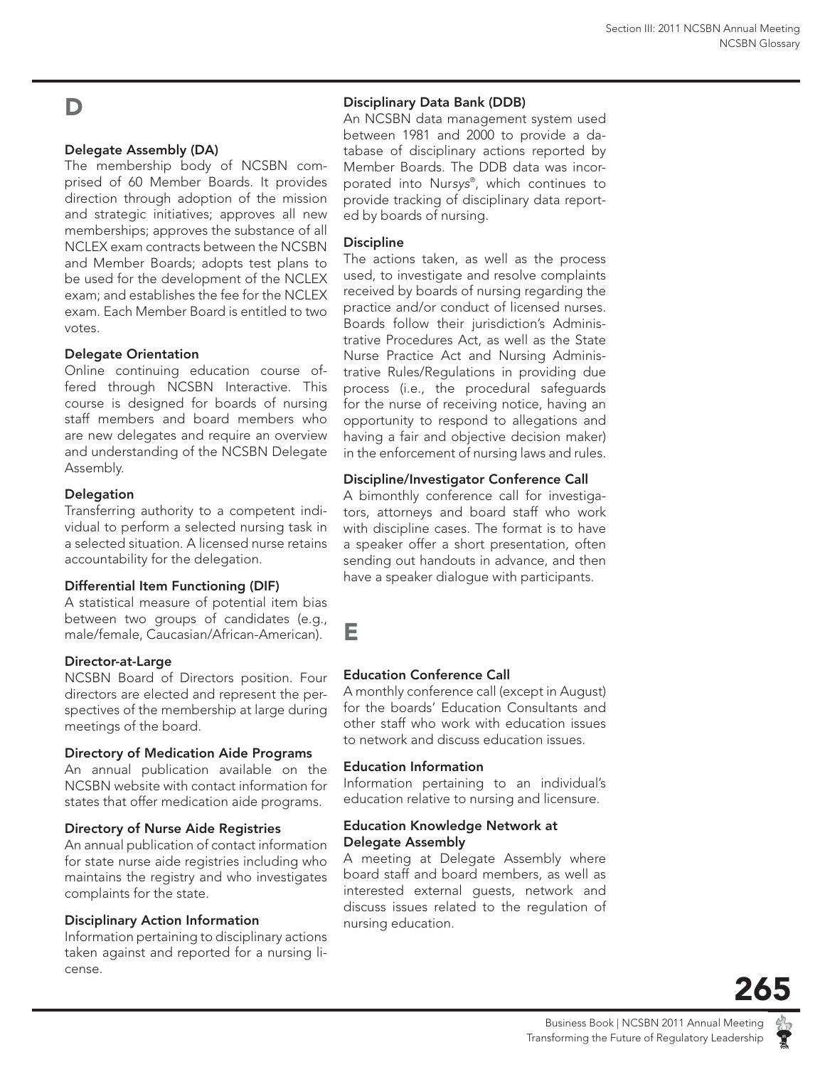# D

### Delegate Assembly (DA)

The membership body of NCSBN comprised of 60 Member Boards. It provides direction through adoption of the mission and strategic initiatives; approves all new memberships; approves the substance of all NCLEX exam contracts between the NCSBN and Member Boards; adopts test plans to be used for the development of the NCLEX exam; and establishes the fee for the NCLEX exam. Each Member Board is entitled to two votes.

### Delegate Orientation

Online continuing education course offered through NCSBN Interactive. This course is designed for boards of nursing staff members and board members who are new delegates and require an overview and understanding of the NCSBN Delegate Assembly.

### Delegation

Transferring authority to a competent individual to perform a selected nursing task in a selected situation. A licensed nurse retains accountability for the delegation.

### Differential Item Functioning (DIF)

A statistical measure of potential item bias between two groups of candidates (e.g., male/female, Caucasian/African-American).

### Director-at-Large

NCSBN Board of Directors position. Four directors are elected and represent the perspectives of the membership at large during meetings of the board.

### Directory of Medication Aide Programs

An annual publication available on the NCSBN website with contact information for states that offer medication aide programs.

### Directory of Nurse Aide Registries

An annual publication of contact information for state nurse aide registries including who maintains the registry and who investigates complaints for the state.

### Disciplinary Action Information

Information pertaining to disciplinary actions taken against and reported for a nursing license.

### Disciplinary Data Bank (DDB)

An NCSBN data management system used between 1981 and 2000 to provide a database of disciplinary actions reported by Member Boards. The DDB data was incorporated into Nur*sys*®, which continues to provide tracking of disciplinary data reported by boards of nursing.

### Discipline

The actions taken, as well as the process used, to investigate and resolve complaints received by boards of nursing regarding the practice and/or conduct of licensed nurses. Boards follow their jurisdiction's Administrative Procedures Act, as well as the State Nurse Practice Act and Nursing Administrative Rules/Regulations in providing due process (i.e., the procedural safeguards for the nurse of receiving notice, having an opportunity to respond to allegations and having a fair and objective decision maker) in the enforcement of nursing laws and rules.

### Discipline/Investigator Conference Call

A bimonthly conference call for investigators, attorneys and board staff who work with discipline cases. The format is to have a speaker offer a short presentation, often sending out handouts in advance, and then have a speaker dialogue with participants.

# E

### Education Conference Call

A monthly conference call (except in August) for the boards' Education Consultants and other staff who work with education issues to network and discuss education issues.

### Education Information

Information pertaining to an individual's education relative to nursing and licensure.

### Education Knowledge Network at Delegate Assembly

A meeting at Delegate Assembly where board staff and board members, as well as interested external guests, network and discuss issues related to the regulation of nursing education.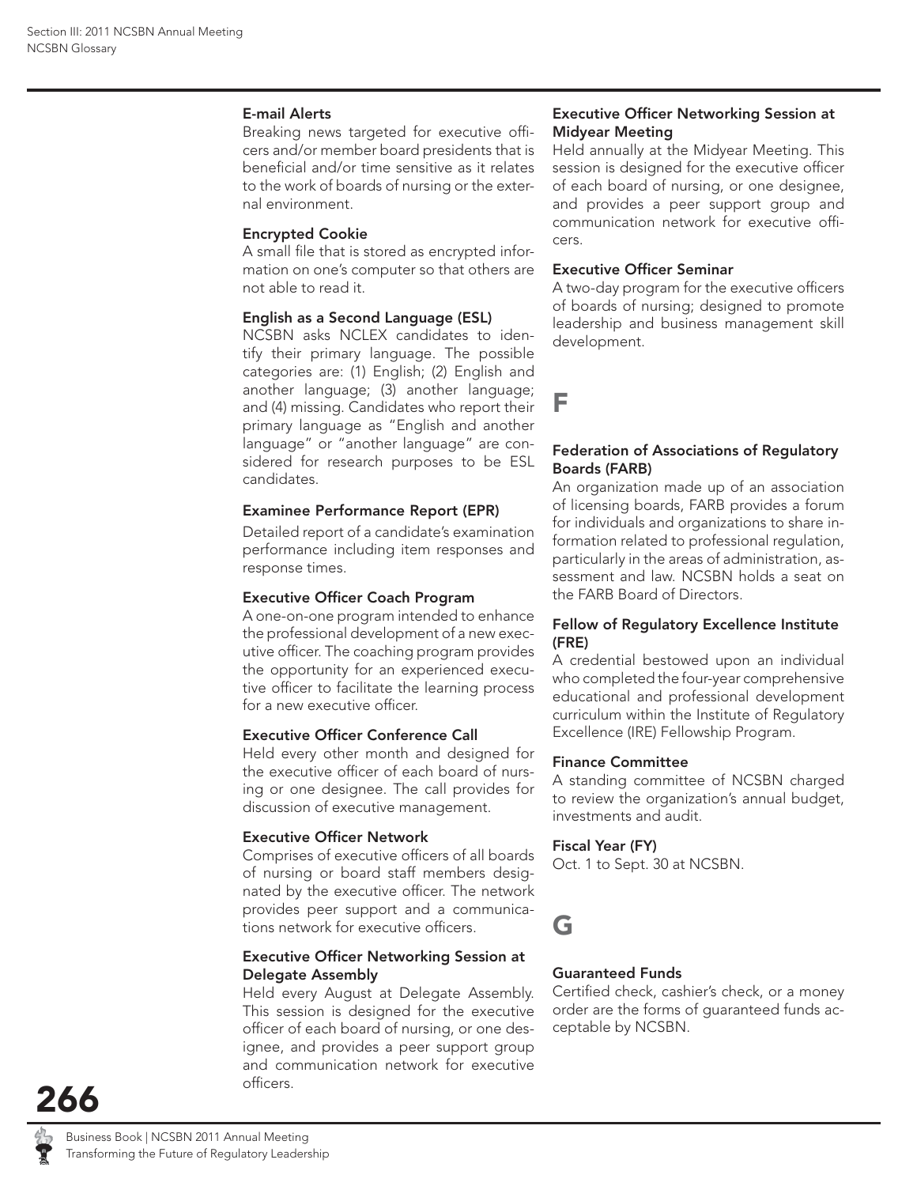#### E-mail Alerts

Breaking news targeted for executive officers and/or member board presidents that is beneficial and/or time sensitive as it relates to the work of boards of nursing or the external environment.

#### Encrypted Cookie

A small file that is stored as encrypted information on one's computer so that others are not able to read it.

#### English as a Second Language (ESL)

NCSBN asks NCLEX candidates to identify their primary language. The possible categories are: (1) English; (2) English and another language; (3) another language; and (4) missing. Candidates who report their primary language as "English and another language" or "another language" are considered for research purposes to be ESL candidates.

#### Examinee Performance Report (EPR)

Detailed report of a candidate's examination performance including item responses and response times.

#### Executive Officer Coach Program

A one-on-one program intended to enhance the professional development of a new executive officer. The coaching program provides the opportunity for an experienced executive officer to facilitate the learning process for a new executive officer.

#### Executive Officer Conference Call

Held every other month and designed for the executive officer of each board of nursing or one designee. The call provides for discussion of executive management.

#### Executive Officer Network

Comprises of executive officers of all boards of nursing or board staff members designated by the executive officer. The network provides peer support and a communications network for executive officers.

#### Executive Officer Networking Session at Delegate Assembly

Held every August at Delegate Assembly. This session is designed for the executive officer of each board of nursing, or one designee, and provides a peer support group and communication network for executive officers.

#### Executive Officer Networking Session at Midyear Meeting

Held annually at the Midyear Meeting. This session is designed for the executive officer of each board of nursing, or one designee, and provides a peer support group and communication network for executive officers.

#### Executive Officer Seminar

A two-day program for the executive officers of boards of nursing; designed to promote leadership and business management skill development.

## F

#### Federation of Associations of Regulatory Boards (FARB)

An organization made up of an association of licensing boards, FARB provides a forum for individuals and organizations to share information related to professional regulation, particularly in the areas of administration, assessment and law. NCSBN holds a seat on the FARB Board of Directors.

#### Fellow of Regulatory Excellence Institute (FRE)

A credential bestowed upon an individual who completed the four-year comprehensive educational and professional development curriculum within the Institute of Regulatory Excellence (IRE) Fellowship Program.

#### Finance Committee

A standing committee of NCSBN charged to review the organization's annual budget, investments and audit.

#### Fiscal Year (FY)

Oct. 1 to Sept. 30 at NCSBN.

## G

#### Guaranteed Funds

Certified check, cashier's check, or a money order are the forms of guaranteed funds acceptable by NCSBN.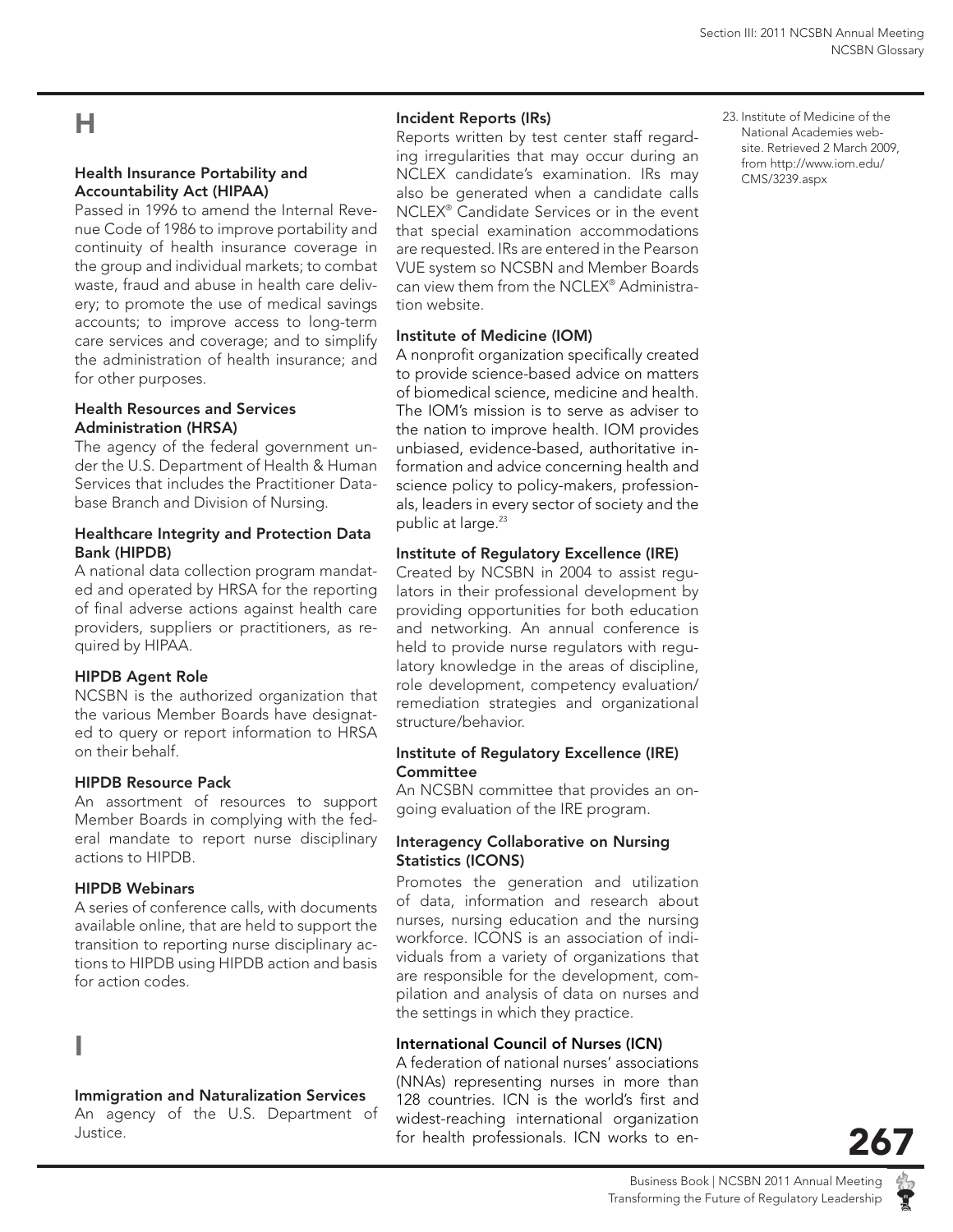## H

### Health Insurance Portability and Accountability Act (HIPAA)

Passed in 1996 to amend the Internal Revenue Code of 1986 to improve portability and continuity of health insurance coverage in the group and individual markets; to combat waste, fraud and abuse in health care delivery; to promote the use of medical savings accounts; to improve access to long-term care services and coverage; and to simplify the administration of health insurance; and for other purposes.

### Health Resources and Services Administration (HRSA)

The agency of the federal government under the U.S. Department of Health & Human Services that includes the Practitioner Database Branch and Division of Nursing.

### Healthcare Integrity and Protection Data Bank (HIPDB)

A national data collection program mandated and operated by HRSA for the reporting of final adverse actions against health care providers, suppliers or practitioners, as required by HIPAA.

### HIPDB Agent Role

NCSBN is the authorized organization that the various Member Boards have designated to query or report information to HRSA on their behalf.

### HIPDB Resource Pack

An assortment of resources to support Member Boards in complying with the federal mandate to report nurse disciplinary actions to HIPDB.

### HIPDB Webinars

A series of conference calls, with documents available online, that are held to support the transition to reporting nurse disciplinary actions to HIPDB using HIPDB action and basis for action codes.

## I

### Immigration and Naturalization Services

An agency of the U.S. Department of Justice.

### Incident Reports (IRs)

Reports written by test center staff regarding irregularities that may occur during an NCLEX candidate's examination. IRs may also be generated when a candidate calls NCLEX® Candidate Services or in the event that special examination accommodations are requested. IRs are entered in the Pearson VUE system so NCSBN and Member Boards can view them from the NCLEX® Administration website.

### Institute of Medicine (IOM)

A nonprofit organization specifically created to provide science-based advice on matters of biomedical science, medicine and health. The IOM's mission is to serve as adviser to the nation to improve health. IOM provides unbiased, evidence-based, authoritative information and advice concerning health and science policy to policy-makers, professionals, leaders in every sector of society and the public at large.[23]

### Institute of Regulatory Excellence (IRE)

Created by NCSBN in 2004 to assist regulators in their professional development by providing opportunities for both education and networking. An annual conference is held to provide nurse regulators with regulatory knowledge in the areas of discipline, role development, competency evaluation/ remediation strategies and organizational structure/behavior.

### Institute of Regulatory Excellence (IRE) Committee

An NCSBN committee that provides an ongoing evaluation of the IRE program.

### Interagency Collaborative on Nursing Statistics (ICONS)

Promotes the generation and utilization of data, information and research about nurses, nursing education and the nursing workforce. ICONS is an association of individuals from a variety of organizations that are responsible for the development, compilation and analysis of data on nurses and the settings in which they practice.

### International Council of Nurses (ICN)

A federation of national nurses' associations (NNAs) representing nurses in more than 128 countries. ICN is the world's first and widest-reaching international organization for health professionals. ICN works to en-

23. Institute of Medicine of the National Academies website. Retrieved 2 March 2009, from http://www.iom.edu/CMS/3239.aspx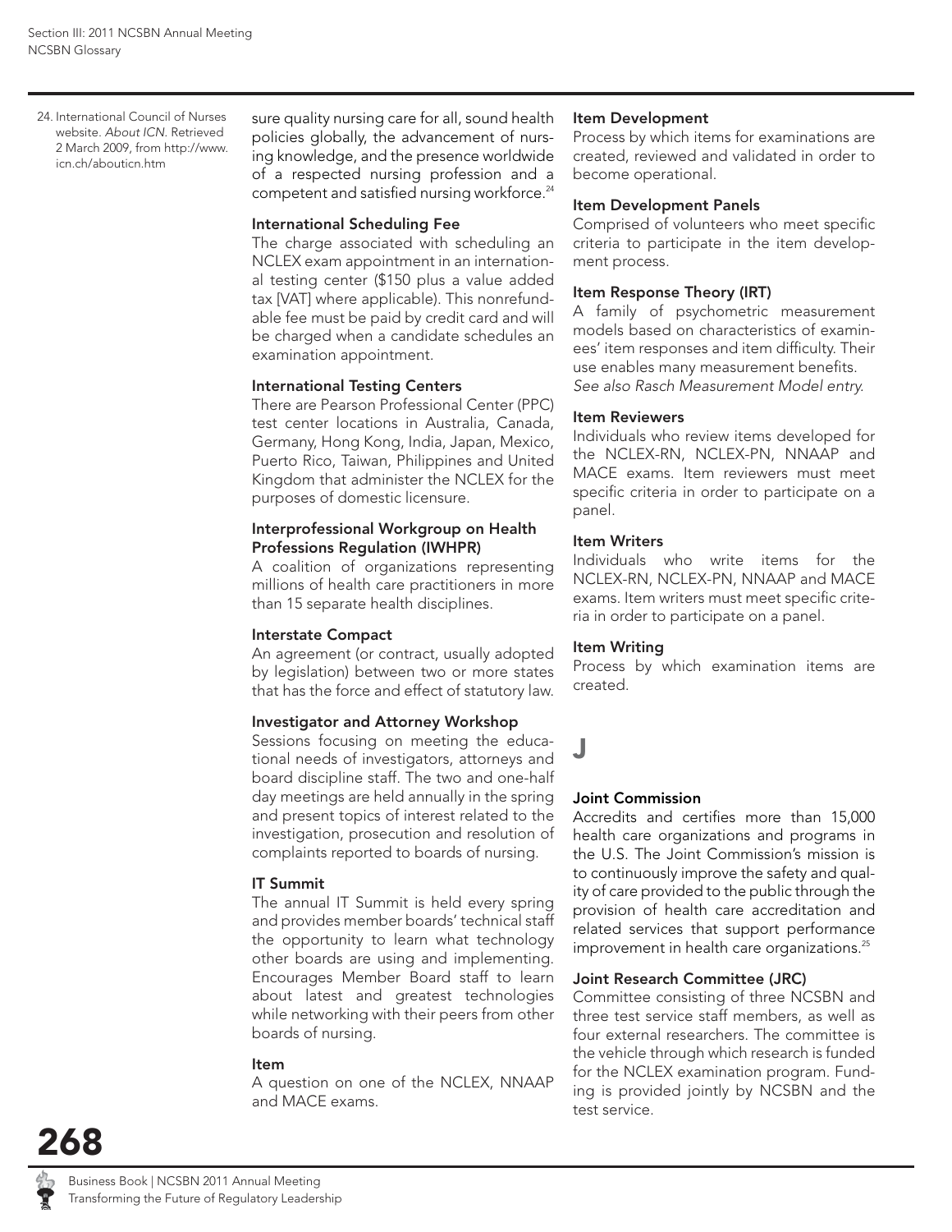sure quality nursing care for all, sound health policies globally, the advancement of nursing knowledge, and the presence worldwide of a respected nursing profession and a competent and satisfied nursing workforce.[24]

24. International Council of Nurses website. *About ICN*. Retrieved 2 March 2009, from http://www.icn.ch/abouticn.htm

**International Scheduling Fee**

The charge associated with scheduling an NCLEX exam appointment in an international testing center ($150 plus a value added tax [VAT] where applicable). This nonrefundable fee must be paid by credit card and will be charged when a candidate schedules an examination appointment.

**International Testing Centers**

There are Pearson Professional Center (PPC) test center locations in Australia, Canada, Germany, Hong Kong, India, Japan, Mexico, Puerto Rico, Taiwan, Philippines and United Kingdom that administer the NCLEX for the purposes of domestic licensure.

**Interprofessional Workgroup on Health Professions Regulation (IWHPR)**

A coalition of organizations representing millions of health care practitioners in more than 15 separate health disciplines.

**Interstate Compact**

An agreement (or contract, usually adopted by legislation) between two or more states that has the force and effect of statutory law.

**Investigator and Attorney Workshop**

Sessions focusing on meeting the educational needs of investigators, attorneys and board discipline staff. The two and one-half day meetings are held annually in the spring and present topics of interest related to the investigation, prosecution and resolution of complaints reported to boards of nursing.

**IT Summit**

The annual IT Summit is held every spring and provides member boards' technical staff the opportunity to learn what technology other boards are using and implementing. Encourages Member Board staff to learn about latest and greatest technologies while networking with their peers from other boards of nursing.

**Item**

A question on one of the NCLEX, NNAAP and MACE exams.

**Item Development**

Process by which items for examinations are created, reviewed and validated in order to become operational.

**Item Development Panels**

Comprised of volunteers who meet specific criteria to participate in the item development process.

**Item Response Theory (IRT)**

A family of psychometric measurement models based on characteristics of examinees' item responses and item difficulty. Their use enables many measurement benefits. *See also Rasch Measurement Model entry.*

**Item Reviewers**

Individuals who review items developed for the NCLEX-RN, NCLEX-PN, NNAAP and MACE exams. Item reviewers must meet specific criteria in order to participate on a panel.

**Item Writers**

Individuals who write items for the NCLEX-RN, NCLEX-PN, NNAAP and MACE exams. Item writers must meet specific criteria in order to participate on a panel.

**Item Writing**

Process by which examination items are created.

## J

**Joint Commission**

Accredits and certifies more than 15,000 health care organizations and programs in the U.S. The Joint Commission's mission is to continuously improve the safety and quality of care provided to the public through the provision of health care accreditation and related services that support performance improvement in health care organizations.[25]

**Joint Research Committee (JRC)**

Committee consisting of three NCSBN and three test service staff members, as well as four external researchers. The committee is the vehicle through which research is funded for the NCLEX examination program. Funding is provided jointly by NCSBN and the test service.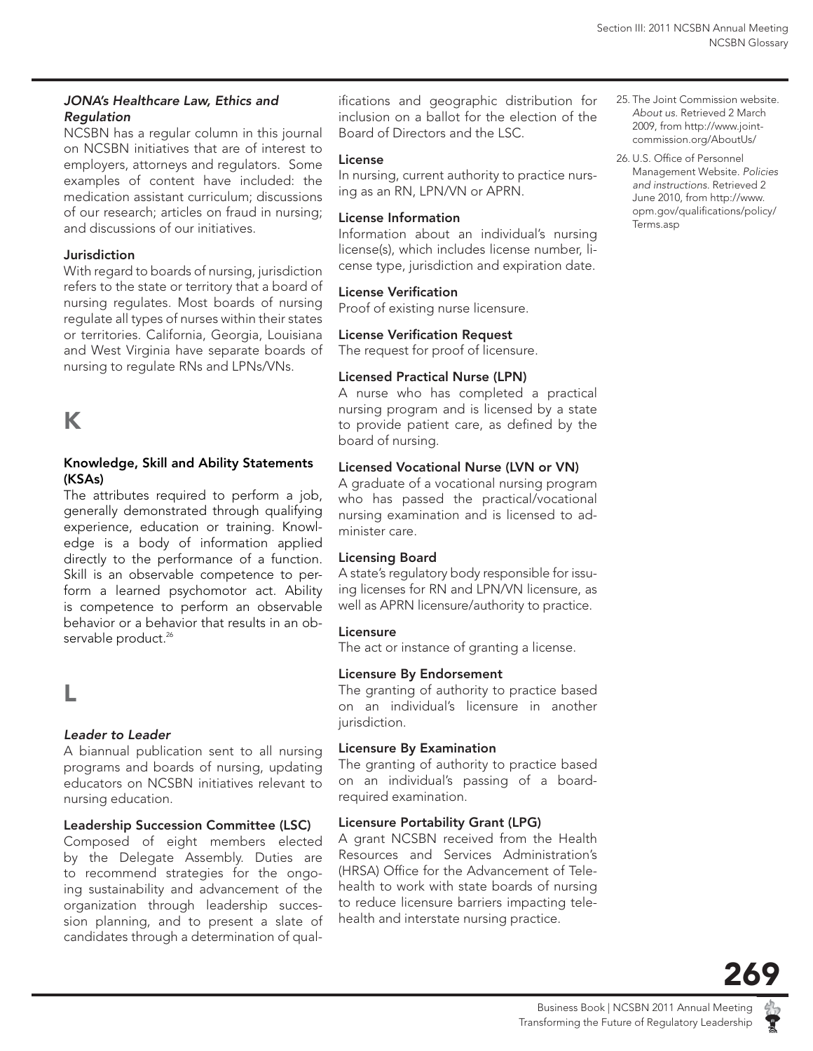***JONA's Healthcare Law, Ethics and Regulation***

NCSBN has a regular column in this journal on NCSBN initiatives that are of interest to employers, attorneys and regulators. Some examples of content have included: the medication assistant curriculum; discussions of our research; articles on fraud in nursing; and discussions of our initiatives.

**Jurisdiction**

With regard to boards of nursing, jurisdiction refers to the state or territory that a board of nursing regulates. Most boards of nursing regulate all types of nurses within their states or territories. California, Georgia, Louisiana and West Virginia have separate boards of nursing to regulate RNs and LPNs/VNs.

# K

**Knowledge, Skill and Ability Statements (KSAs)**

The attributes required to perform a job, generally demonstrated through qualifying experience, education or training. Knowledge is a body of information applied directly to the performance of a function. Skill is an observable competence to perform a learned psychomotor act. Ability is competence to perform an observable behavior or a behavior that results in an observable product.[26]

# L

***Leader to Leader***

A biannual publication sent to all nursing programs and boards of nursing, updating educators on NCSBN initiatives relevant to nursing education.

**Leadership Succession Committee (LSC)**

Composed of eight members elected by the Delegate Assembly. Duties are to recommend strategies for the ongoing sustainability and advancement of the organization through leadership succession planning, and to present a slate of candidates through a determination of qualifications and geographic distribution for inclusion on a ballot for the election of the Board of Directors and the LSC.

**License**

In nursing, current authority to practice nursing as an RN, LPN/VN or APRN.

**License Information**

Information about an individual's nursing license(s), which includes license number, license type, jurisdiction and expiration date.

**License Verification**

Proof of existing nurse licensure.

**License Verification Request**

The request for proof of licensure.

**Licensed Practical Nurse (LPN)**

A nurse who has completed a practical nursing program and is licensed by a state to provide patient care, as defined by the board of nursing.

**Licensed Vocational Nurse (LVN or VN)**

A graduate of a vocational nursing program who has passed the practical/vocational nursing examination and is licensed to administer care.

**Licensing Board**

A state's regulatory body responsible for issuing licenses for RN and LPN/VN licensure, as well as APRN licensure/authority to practice.

**Licensure**

The act or instance of granting a license.

**Licensure By Endorsement**

The granting of authority to practice based on an individual's licensure in another jurisdiction.

**Licensure By Examination**

The granting of authority to practice based on an individual's passing of a board-required examination.

**Licensure Portability Grant (LPG)**

A grant NCSBN received from the Health Resources and Services Administration's (HRSA) Office for the Advancement of Telehealth to work with state boards of nursing to reduce licensure barriers impacting telehealth and interstate nursing practice.

25. The Joint Commission website. *About us.* Retrieved 2 March 2009, from http://www.jointcommission.org/AboutUs/
26. U.S. Office of Personnel Management Website. *Policies and instructions.* Retrieved 2 June 2010, from http://www.opm.gov/qualifications/policy/Terms.asp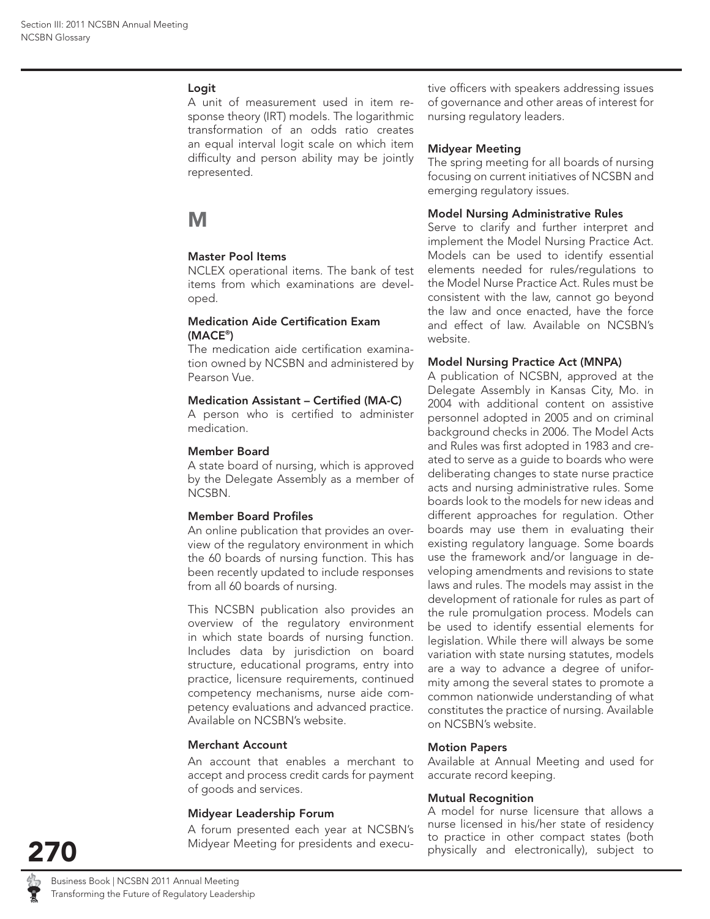**Logit**
A unit of measurement used in item response theory (IRT) models. The logarithmic transformation of an odds ratio creates an equal interval logit scale on which item difficulty and person ability may be jointly represented.

# M

**Master Pool Items**
NCLEX operational items. The bank of test items from which examinations are developed.

**Medication Aide Certification Exam (MACE®)**
The medication aide certification examination owned by NCSBN and administered by Pearson Vue.

**Medication Assistant – Certified (MA-C)**
A person who is certified to administer medication.

**Member Board**
A state board of nursing, which is approved by the Delegate Assembly as a member of NCSBN.

**Member Board Profiles**
An online publication that provides an overview of the regulatory environment in which the 60 boards of nursing function. This has been recently updated to include responses from all 60 boards of nursing.

This NCSBN publication also provides an overview of the regulatory environment in which state boards of nursing function. Includes data by jurisdiction on board structure, educational programs, entry into practice, licensure requirements, continued competency mechanisms, nurse aide competency evaluations and advanced practice. Available on NCSBN's website.

**Merchant Account**
An account that enables a merchant to accept and process credit cards for payment of goods and services.

**Midyear Leadership Forum**
A forum presented each year at NCSBN's Midyear Meeting for presidents and executive officers with speakers addressing issues of governance and other areas of interest for nursing regulatory leaders.

**Midyear Meeting**
The spring meeting for all boards of nursing focusing on current initiatives of NCSBN and emerging regulatory issues.

**Model Nursing Administrative Rules**
Serve to clarify and further interpret and implement the Model Nursing Practice Act. Models can be used to identify essential elements needed for rules/regulations to the Model Nurse Practice Act. Rules must be consistent with the law, cannot go beyond the law and once enacted, have the force and effect of law. Available on NCSBN's website.

**Model Nursing Practice Act (MNPA)**
A publication of NCSBN, approved at the Delegate Assembly in Kansas City, Mo. in 2004 with additional content on assistive personnel adopted in 2005 and on criminal background checks in 2006. The Model Acts and Rules was first adopted in 1983 and created to serve as a guide to boards who were deliberating changes to state nurse practice acts and nursing administrative rules. Some boards look to the models for new ideas and different approaches for regulation. Other boards may use them in evaluating their existing regulatory language. Some boards use the framework and/or language in developing amendments and revisions to state laws and rules. The models may assist in the development of rationale for rules as part of the rule promulgation process. Models can be used to identify essential elements for legislation. While there will always be some variation with state nursing statutes, models are a way to advance a degree of uniformity among the several states to promote a common nationwide understanding of what constitutes the practice of nursing. Available on NCSBN's website.

**Motion Papers**
Available at Annual Meeting and used for accurate record keeping.

**Mutual Recognition**
A model for nurse licensure that allows a nurse licensed in his/her state of residency to practice in other compact states (both physically and electronically), subject to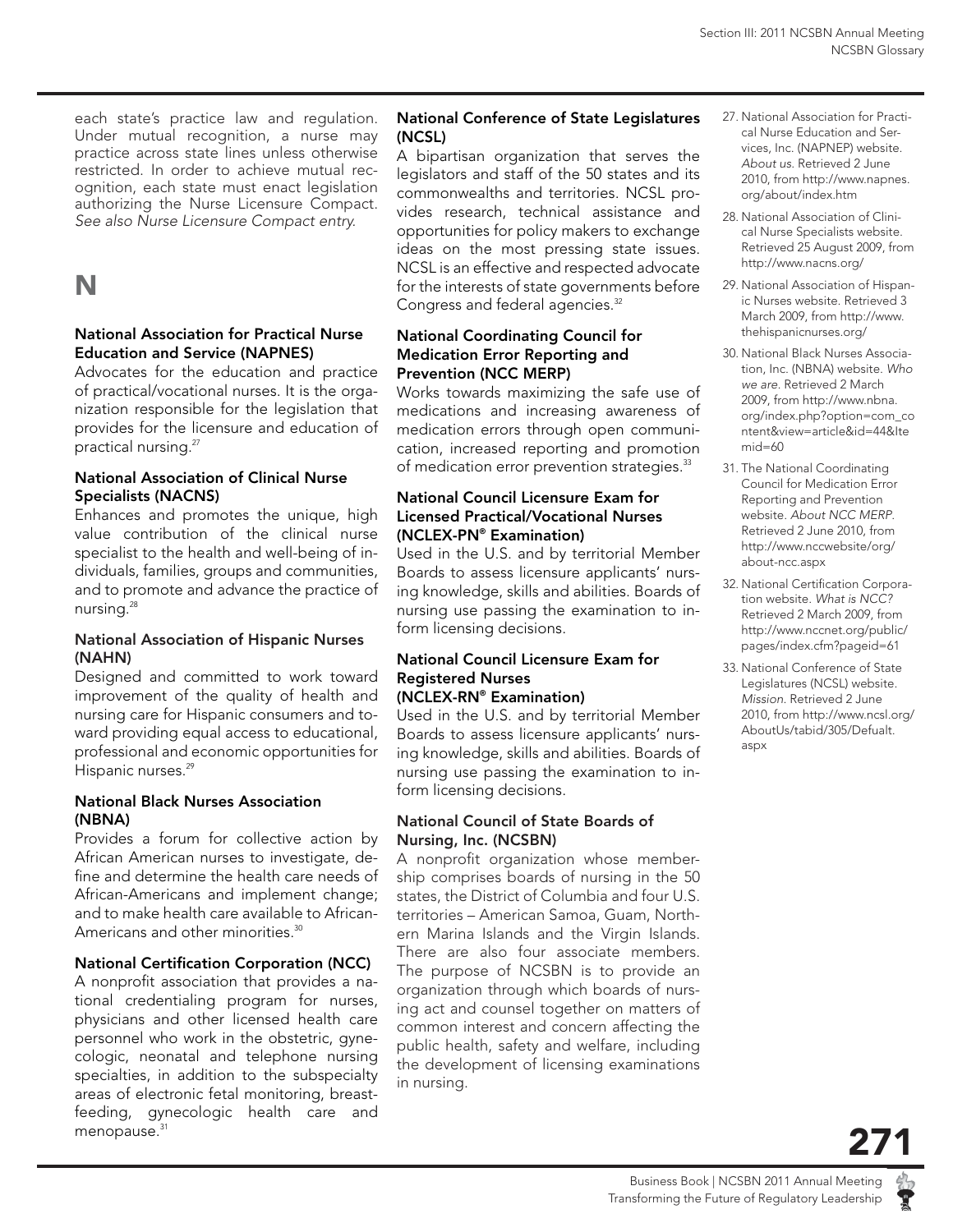each state's practice law and regulation. Under mutual recognition, a nurse may practice across state lines unless otherwise restricted. In order to achieve mutual recognition, each state must enact legislation authorizing the Nurse Licensure Compact. *See also Nurse Licensure Compact entry.*

# N

### National Association for Practical Nurse Education and Service (NAPNES)

Advocates for the education and practice of practical/vocational nurses. It is the organization responsible for the legislation that provides for the licensure and education of practical nursing.[27]

### National Association of Clinical Nurse Specialists (NACNS)

Enhances and promotes the unique, high value contribution of the clinical nurse specialist to the health and well-being of individuals, families, groups and communities, and to promote and advance the practice of nursing.[28]

### National Association of Hispanic Nurses (NAHN)

Designed and committed to work toward improvement of the quality of health and nursing care for Hispanic consumers and toward providing equal access to educational, professional and economic opportunities for Hispanic nurses.[29]

### National Black Nurses Association (NBNA)

Provides a forum for collective action by African American nurses to investigate, define and determine the health care needs of African-Americans and implement change; and to make health care available to African-Americans and other minorities.[30]

### National Certification Corporation (NCC)

A nonprofit association that provides a national credentialing program for nurses, physicians and other licensed health care personnel who work in the obstetric, gynecologic, neonatal and telephone nursing specialties, in addition to the subspecialty areas of electronic fetal monitoring, breastfeeding, gynecologic health care and menopause.[31]

### National Conference of State Legislatures (NCSL)

A bipartisan organization that serves the legislators and staff of the 50 states and its commonwealths and territories. NCSL provides research, technical assistance and opportunities for policy makers to exchange ideas on the most pressing state issues. NCSL is an effective and respected advocate for the interests of state governments before Congress and federal agencies.[32]

### National Coordinating Council for Medication Error Reporting and Prevention (NCC MERP)

Works towards maximizing the safe use of medications and increasing awareness of medication errors through open communication, increased reporting and promotion of medication error prevention strategies.[33]

### National Council Licensure Exam for Licensed Practical/Vocational Nurses (NCLEX-PN® Examination)

Used in the U.S. and by territorial Member Boards to assess licensure applicants' nursing knowledge, skills and abilities. Boards of nursing use passing the examination to inform licensing decisions.

### National Council Licensure Exam for Registered Nurses (NCLEX-RN® Examination)

Used in the U.S. and by territorial Member Boards to assess licensure applicants' nursing knowledge, skills and abilities. Boards of nursing use passing the examination to inform licensing decisions.

### National Council of State Boards of Nursing, Inc. (NCSBN)

A nonprofit organization whose membership comprises boards of nursing in the 50 states, the District of Columbia and four U.S. territories – American Samoa, Guam, Northern Marina Islands and the Virgin Islands. There are also four associate members. The purpose of NCSBN is to provide an organization through which boards of nursing act and counsel together on matters of common interest and concern affecting the public health, safety and welfare, including the development of licensing examinations in nursing.

27. National Association for Practical Nurse Education and Services, Inc. (NAPNEP) website. *About us.* Retrieved 2 June 2010, from http://www.napnes.org/about/index.htm
28. National Association of Clinical Nurse Specialists website. Retrieved 25 August 2009, from http://www.nacns.org/
29. National Association of Hispanic Nurses website. Retrieved 3 March 2009, from http://www.thehispanicnurses.org/
30. National Black Nurses Association, Inc. (NBNA) website. *Who we are.* Retrieved 2 March 2009, from http://www.nbna.org/index.php?option=com_content&view=article&id=44&Itemid=60
31. The National Coordinating Council for Medication Error Reporting and Prevention website. *About NCC MERP.* Retrieved 2 June 2010, from http://www.nccwebsite/org/about-ncc.aspx
32. National Certification Corporation website. *What is NCC?* Retrieved 2 March 2009, from http://www.nccnet.org/public/pages/index.cfm?pageid=61
33. National Conference of State Legislatures (NCSL) website. *Mission.* Retrieved 2 June 2010, from http://www.ncsl.org/AboutUs/tabid/305/Defualt.aspx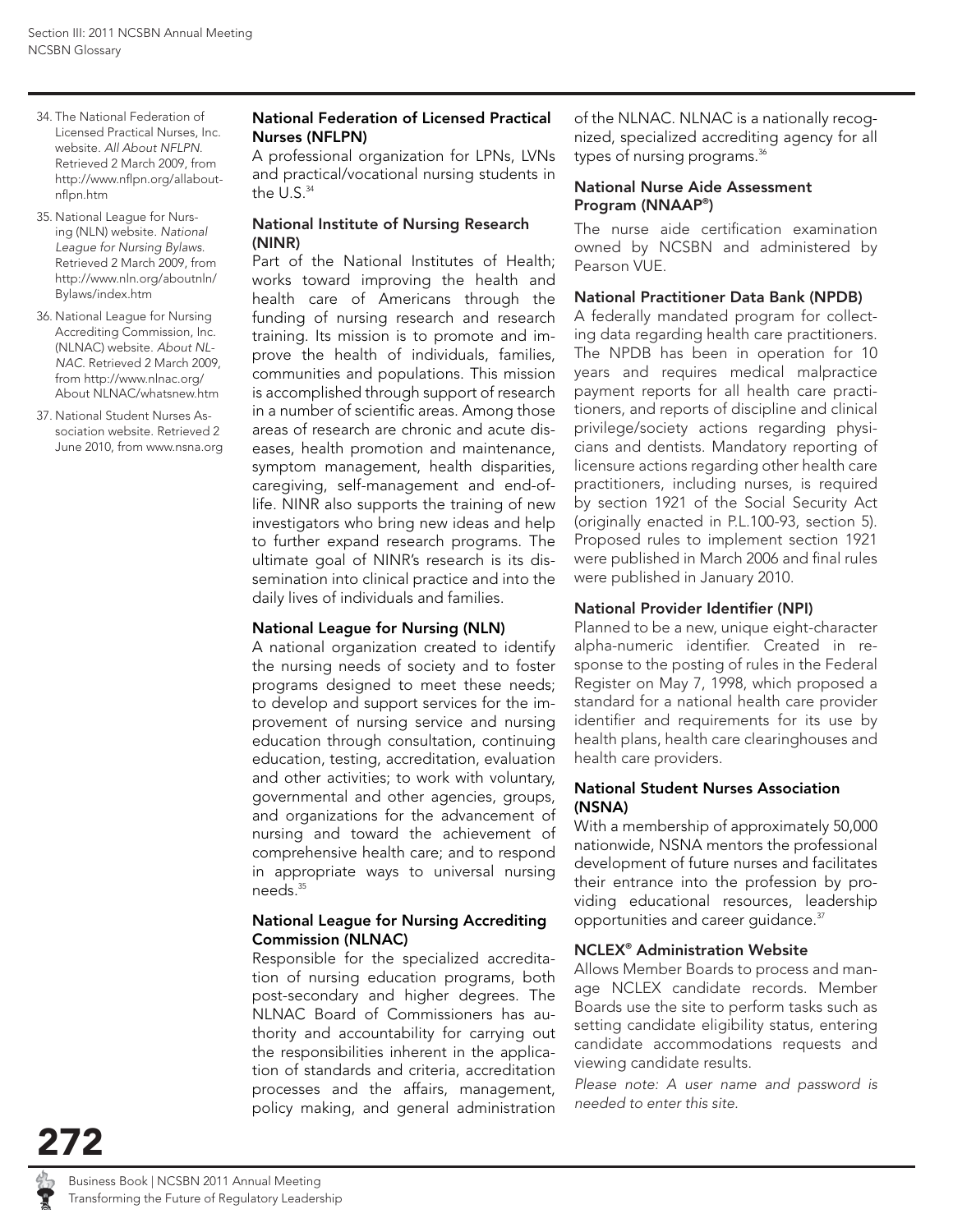### National Federation of Licensed Practical Nurses (NFLPN)

A professional organization for LPNs, LVNs and practical/vocational nursing students in the U.S.[34]

### National Institute of Nursing Research (NINR)

Part of the National Institutes of Health; works toward improving the health and health care of Americans through the funding of nursing research and research training. Its mission is to promote and improve the health of individuals, families, communities and populations. This mission is accomplished through support of research in a number of scientific areas. Among those areas of research are chronic and acute diseases, health promotion and maintenance, symptom management, health disparities, caregiving, self-management and end-of-life. NINR also supports the training of new investigators who bring new ideas and help to further expand research programs. The ultimate goal of NINR's research is its dissemination into clinical practice and into the daily lives of individuals and families.

### National League for Nursing (NLN)

A national organization created to identify the nursing needs of society and to foster programs designed to meet these needs; to develop and support services for the improvement of nursing service and nursing education through consultation, continuing education, testing, accreditation, evaluation and other activities; to work with voluntary, governmental and other agencies, groups, and organizations for the advancement of nursing and toward the achievement of comprehensive health care; and to respond in appropriate ways to universal nursing needs.[35]

### National League for Nursing Accrediting Commission (NLNAC)

Responsible for the specialized accreditation of nursing education programs, both post-secondary and higher degrees. The NLNAC Board of Commissioners has authority and accountability for carrying out the responsibilities inherent in the application of standards and criteria, accreditation processes and the affairs, management, policy making, and general administration of the NLNAC. NLNAC is a nationally recognized, specialized accrediting agency for all types of nursing programs.[36]

### National Nurse Aide Assessment Program (NNAAP®)

The nurse aide certification examination owned by NCSBN and administered by Pearson VUE.

### National Practitioner Data Bank (NPDB)

A federally mandated program for collecting data regarding health care practitioners. The NPDB has been in operation for 10 years and requires medical malpractice payment reports for all health care practitioners, and reports of discipline and clinical privilege/society actions regarding physicians and dentists. Mandatory reporting of licensure actions regarding other health care practitioners, including nurses, is required by section 1921 of the Social Security Act (originally enacted in P.L.100-93, section 5). Proposed rules to implement section 1921 were published in March 2006 and final rules were published in January 2010.

### National Provider Identifier (NPI)

Planned to be a new, unique eight-character alpha-numeric identifier. Created in response to the posting of rules in the Federal Register on May 7, 1998, which proposed a standard for a national health care provider identifier and requirements for its use by health plans, health care clearinghouses and health care providers.

### National Student Nurses Association (NSNA)

With a membership of approximately 50,000 nationwide, NSNA mentors the professional development of future nurses and facilitates their entrance into the profession by providing educational resources, leadership opportunities and career guidance.[37]

### NCLEX® Administration Website

Allows Member Boards to process and manage NCLEX candidate records. Member Boards use the site to perform tasks such as setting candidate eligibility status, entering candidate accommodations requests and viewing candidate results.

*Please note: A user name and password is needed to enter this site.*

---

34. The National Federation of Licensed Practical Nurses, Inc. website. *All About NFLPN*. Retrieved 2 March 2009, from http://www.nflpn.org/allabout-nflpn.htm
35. National League for Nursing (NLN) website. *National League for Nursing Bylaws*. Retrieved 2 March 2009, from http://www.nln.org/aboutnln/Bylaws/index.htm
36. National League for Nursing Accrediting Commission, Inc. (NLNAC) website. *About NLNAC*. Retrieved 2 March 2009, from http://www.nlnac.org/About NLNAC/whatsnew.htm
37. National Student Nurses Association website. Retrieved 2 June 2010, from www.nsna.org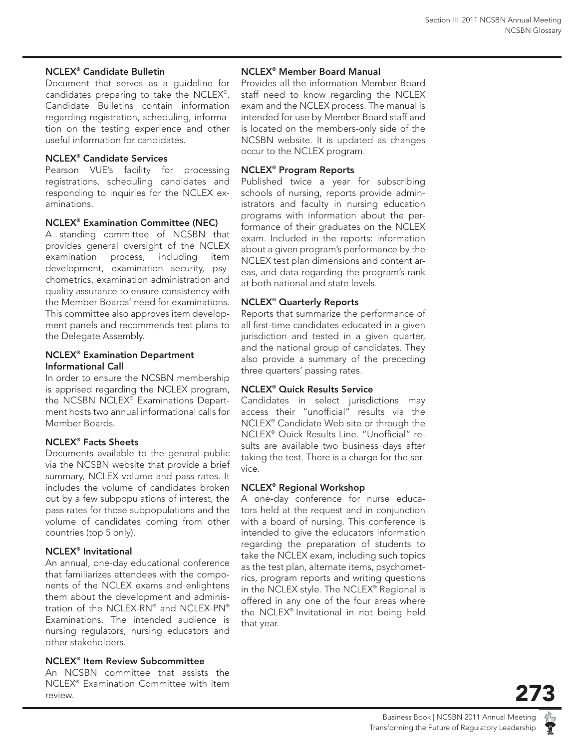### NCLEX® Candidate Bulletin

Document that serves as a guideline for candidates preparing to take the NCLEX®. Candidate Bulletins contain information regarding registration, scheduling, information on the testing experience and other useful information for candidates.

### NCLEX® Candidate Services

Pearson VUE's facility for processing registrations, scheduling candidates and responding to inquiries for the NCLEX examinations.

### NCLEX® Examination Committee (NEC)

A standing committee of NCSBN that provides general oversight of the NCLEX examination process, including item development, examination security, psychometrics, examination administration and quality assurance to ensure consistency with the Member Boards' need for examinations. This committee also approves item development panels and recommends test plans to the Delegate Assembly.

### NCLEX® Examination Department Informational Call

In order to ensure the NCSBN membership is apprised regarding the NCLEX program, the NCSBN NCLEX® Examinations Department hosts two annual informational calls for Member Boards.

### NCLEX® Facts Sheets

Documents available to the general public via the NCSBN website that provide a brief summary, NCLEX volume and pass rates. It includes the volume of candidates broken out by a few subpopulations of interest, the pass rates for those subpopulations and the volume of candidates coming from other countries (top 5 only).

### NCLEX® Invitational

An annual, one-day educational conference that familiarizes attendees with the components of the NCLEX exams and enlightens them about the development and administration of the NCLEX-RN® and NCLEX-PN® Examinations. The intended audience is nursing regulators, nursing educators and other stakeholders.

### NCLEX® Item Review Subcommittee

An NCSBN committee that assists the NCLEX® Examination Committee with item review.

### NCLEX® Member Board Manual

Provides all the information Member Board staff need to know regarding the NCLEX exam and the NCLEX process. The manual is intended for use by Member Board staff and is located on the members-only side of the NCSBN website. It is updated as changes occur to the NCLEX program.

### NCLEX® Program Reports

Published twice a year for subscribing schools of nursing, reports provide administrators and faculty in nursing education programs with information about the performance of their graduates on the NCLEX exam. Included in the reports: information about a given program's performance by the NCLEX test plan dimensions and content areas, and data regarding the program's rank at both national and state levels.

### NCLEX® Quarterly Reports

Reports that summarize the performance of all first-time candidates educated in a given jurisdiction and tested in a given quarter, and the national group of candidates. They also provide a summary of the preceding three quarters' passing rates.

### NCLEX® Quick Results Service

Candidates in select jurisdictions may access their "unofficial" results via the NCLEX® Candidate Web site or through the NCLEX® Quick Results Line. "Unofficial" results are available two business days after taking the test. There is a charge for the service.

### NCLEX® Regional Workshop

A one-day conference for nurse educators held at the request and in conjunction with a board of nursing. This conference is intended to give the educators information regarding the preparation of students to take the NCLEX exam, including such topics as the test plan, alternate items, psychometrics, program reports and writing questions in the NCLEX style. The NCLEX® Regional is offered in any one of the four areas where the NCLEX® Invitational in not being held that year.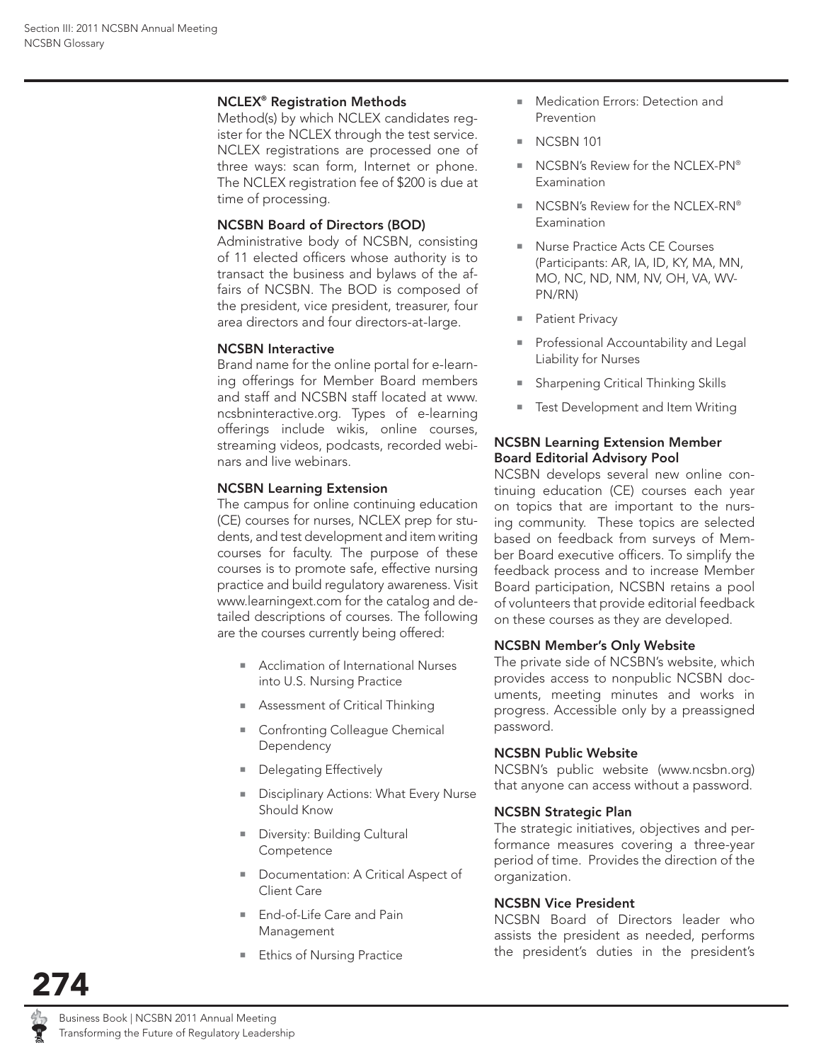### NCLEX® Registration Methods

Method(s) by which NCLEX candidates register for the NCLEX through the test service. NCLEX registrations are processed one of three ways: scan form, Internet or phone. The NCLEX registration fee of $200 is due at time of processing.

### NCSBN Board of Directors (BOD)

Administrative body of NCSBN, consisting of 11 elected officers whose authority is to transact the business and bylaws of the affairs of NCSBN. The BOD is composed of the president, vice president, treasurer, four area directors and four directors-at-large.

### NCSBN Interactive

Brand name for the online portal for e-learning offerings for Member Board members and staff and NCSBN staff located at www.ncsbninteractive.org. Types of e-learning offerings include wikis, online courses, streaming videos, podcasts, recorded webinars and live webinars.

### NCSBN Learning Extension

The campus for online continuing education (CE) courses for nurses, NCLEX prep for students, and test development and item writing courses for faculty. The purpose of these courses is to promote safe, effective nursing practice and build regulatory awareness. Visit www.learningext.com for the catalog and detailed descriptions of courses. The following are the courses currently being offered:

- Acclimation of International Nurses into U.S. Nursing Practice
- Assessment of Critical Thinking
- Confronting Colleague Chemical Dependency
- Delegating Effectively
- Disciplinary Actions: What Every Nurse Should Know
- Diversity: Building Cultural Competence
- Documentation: A Critical Aspect of Client Care
- End-of-Life Care and Pain Management
- Ethics of Nursing Practice
- Medication Errors: Detection and Prevention
- NCSBN 101
- NCSBN's Review for the NCLEX-PN® Examination
- NCSBN's Review for the NCLEX-RN® Examination
- Nurse Practice Acts CE Courses (Participants: AR, IA, ID, KY, MA, MN, MO, NC, ND, NM, NV, OH, VA, WV-PN/RN)
- Patient Privacy
- Professional Accountability and Legal Liability for Nurses
- Sharpening Critical Thinking Skills
- Test Development and Item Writing

### NCSBN Learning Extension Member Board Editorial Advisory Pool

NCSBN develops several new online continuing education (CE) courses each year on topics that are important to the nursing community. These topics are selected based on feedback from surveys of Member Board executive officers. To simplify the feedback process and to increase Member Board participation, NCSBN retains a pool of volunteers that provide editorial feedback on these courses as they are developed.

### NCSBN Member's Only Website

The private side of NCSBN's website, which provides access to nonpublic NCSBN documents, meeting minutes and works in progress. Accessible only by a preassigned password.

### NCSBN Public Website

NCSBN's public website (www.ncsbn.org) that anyone can access without a password.

### NCSBN Strategic Plan

The strategic initiatives, objectives and performance measures covering a three-year period of time. Provides the direction of the organization.

### NCSBN Vice President

NCSBN Board of Directors leader who assists the president as needed, performs the president's duties in the president's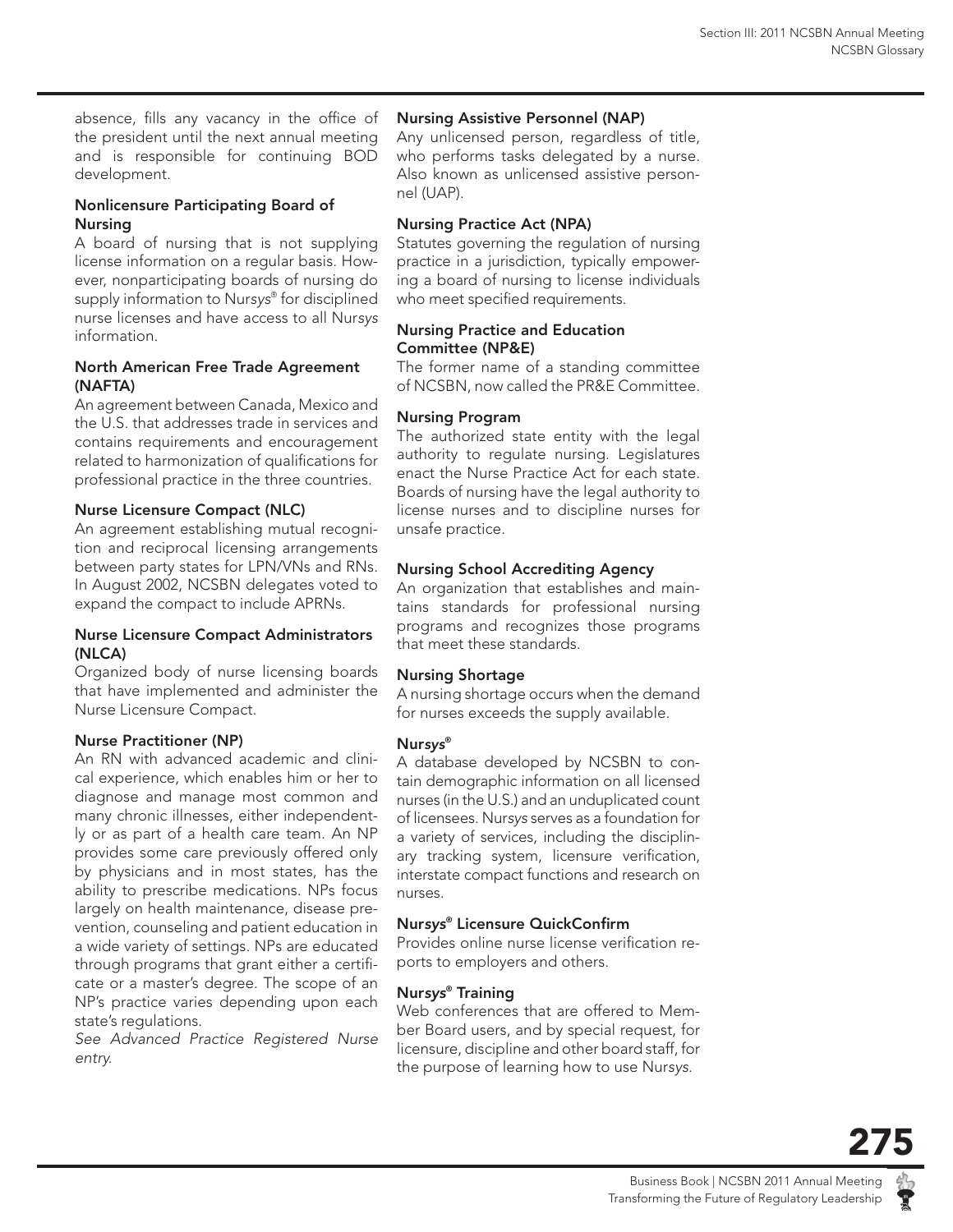absence, fills any vacancy in the office of the president until the next annual meeting and is responsible for continuing BOD development.

**Nonlicensure Participating Board of Nursing**

A board of nursing that is not supplying license information on a regular basis. However, nonparticipating boards of nursing do supply information to Nur*sys*® for disciplined nurse licenses and have access to all Nur*sys* information.

**North American Free Trade Agreement (NAFTA)**

An agreement between Canada, Mexico and the U.S. that addresses trade in services and contains requirements and encouragement related to harmonization of qualifications for professional practice in the three countries.

**Nurse Licensure Compact (NLC)**

An agreement establishing mutual recognition and reciprocal licensing arrangements between party states for LPN/VNs and RNs. In August 2002, NCSBN delegates voted to expand the compact to include APRNs.

**Nurse Licensure Compact Administrators (NLCA)**

Organized body of nurse licensing boards that have implemented and administer the Nurse Licensure Compact.

**Nurse Practitioner (NP)**

An RN with advanced academic and clinical experience, which enables him or her to diagnose and manage most common and many chronic illnesses, either independently or as part of a health care team. An NP provides some care previously offered only by physicians and in most states, has the ability to prescribe medications. NPs focus largely on health maintenance, disease prevention, counseling and patient education in a wide variety of settings. NPs are educated through programs that grant either a certificate or a master's degree. The scope of an NP's practice varies depending upon each state's regulations.

*See Advanced Practice Registered Nurse entry.*

**Nursing Assistive Personnel (NAP)**

Any unlicensed person, regardless of title, who performs tasks delegated by a nurse. Also known as unlicensed assistive personnel (UAP).

**Nursing Practice Act (NPA)**

Statutes governing the regulation of nursing practice in a jurisdiction, typically empowering a board of nursing to license individuals who meet specified requirements.

**Nursing Practice and Education Committee (NP&E)**

The former name of a standing committee of NCSBN, now called the PR&E Committee.

**Nursing Program**

The authorized state entity with the legal authority to regulate nursing. Legislatures enact the Nurse Practice Act for each state. Boards of nursing have the legal authority to license nurses and to discipline nurses for unsafe practice.

**Nursing School Accrediting Agency**

An organization that establishes and maintains standards for professional nursing programs and recognizes those programs that meet these standards.

**Nursing Shortage**

A nursing shortage occurs when the demand for nurses exceeds the supply available.

**Nur*sys*®**

A database developed by NCSBN to contain demographic information on all licensed nurses (in the U.S.) and an unduplicated count of licensees. Nur*sys* serves as a foundation for a variety of services, including the disciplinary tracking system, licensure verification, interstate compact functions and research on nurses.

**Nur*sys*® Licensure QuickConfirm**

Provides online nurse license verification reports to employers and others.

**Nur*sys*® Training**

Web conferences that are offered to Member Board users, and by special request, for licensure, discipline and other board staff, for the purpose of learning how to use Nur*sys*.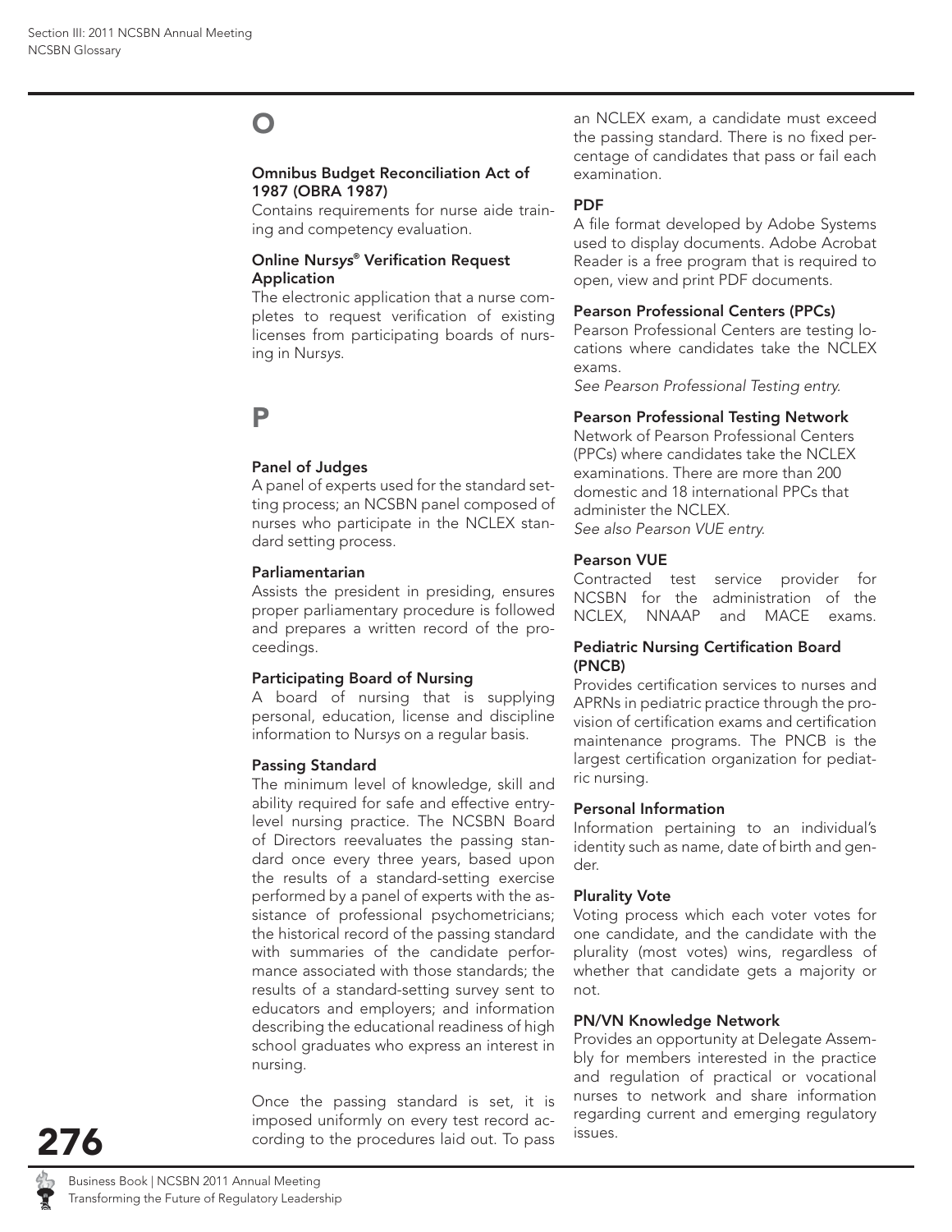# O

### Omnibus Budget Reconciliation Act of 1987 (OBRA 1987)

Contains requirements for nurse aide training and competency evaluation.

### Online Nur*sys*® Verification Request Application

The electronic application that a nurse completes to request verification of existing licenses from participating boards of nursing in Nur*sys*.

# P

### Panel of Judges

A panel of experts used for the standard setting process; an NCSBN panel composed of nurses who participate in the NCLEX standard setting process.

### Parliamentarian

Assists the president in presiding, ensures proper parliamentary procedure is followed and prepares a written record of the proceedings.

### Participating Board of Nursing

A board of nursing that is supplying personal, education, license and discipline information to Nur*sys* on a regular basis.

### Passing Standard

The minimum level of knowledge, skill and ability required for safe and effective entry-level nursing practice. The NCSBN Board of Directors reevaluates the passing standard once every three years, based upon the results of a standard-setting exercise performed by a panel of experts with the assistance of professional psychometricians; the historical record of the passing standard with summaries of the candidate performance associated with those standards; the results of a standard-setting survey sent to educators and employers; and information describing the educational readiness of high school graduates who express an interest in nursing.

Once the passing standard is set, it is imposed uniformly on every test record according to the procedures laid out. To pass an NCLEX exam, a candidate must exceed the passing standard. There is no fixed percentage of candidates that pass or fail each examination.

### PDF

A file format developed by Adobe Systems used to display documents. Adobe Acrobat Reader is a free program that is required to open, view and print PDF documents.

### Pearson Professional Centers (PPCs)

Pearson Professional Centers are testing locations where candidates take the NCLEX exams.

*See Pearson Professional Testing entry.*

### Pearson Professional Testing Network

Network of Pearson Professional Centers (PPCs) where candidates take the NCLEX examinations. There are more than 200 domestic and 18 international PPCs that administer the NCLEX.

*See also Pearson VUE entry.*

### Pearson VUE

Contracted test service provider for NCSBN for the administration of the NCLEX, NNAAP and MACE exams.

### Pediatric Nursing Certification Board (PNCB)

Provides certification services to nurses and APRNs in pediatric practice through the provision of certification exams and certification maintenance programs. The PNCB is the largest certification organization for pediatric nursing.

### Personal Information

Information pertaining to an individual's identity such as name, date of birth and gender.

### Plurality Vote

Voting process which each voter votes for one candidate, and the candidate with the plurality (most votes) wins, regardless of whether that candidate gets a majority or not.

### PN/VN Knowledge Network

Provides an opportunity at Delegate Assembly for members interested in the practice and regulation of practical or vocational nurses to network and share information regarding current and emerging regulatory issues.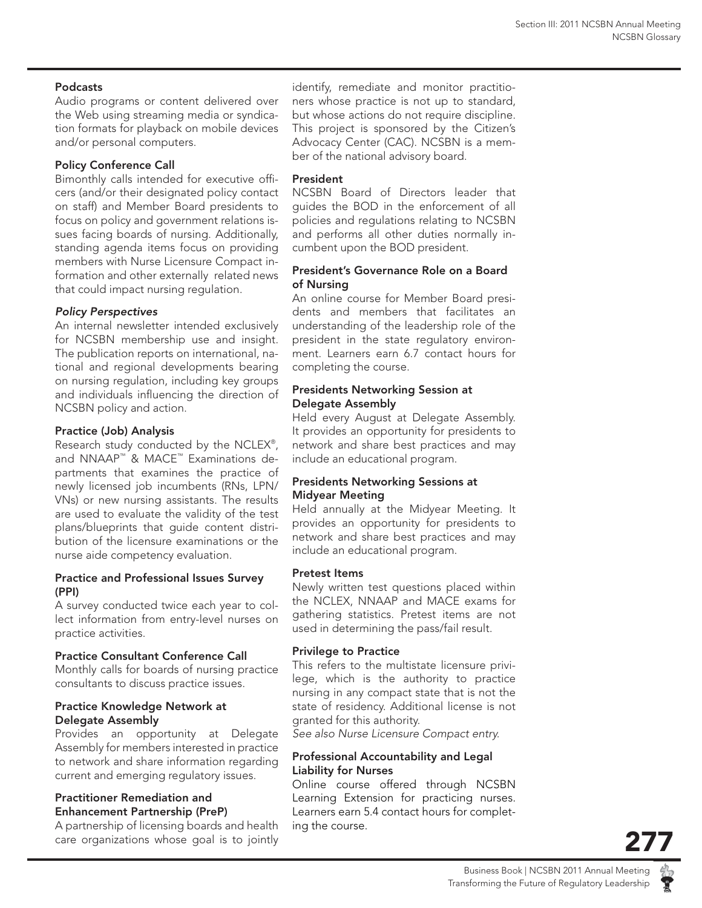### Podcasts

Audio programs or content delivered over the Web using streaming media or syndication formats for playback on mobile devices and/or personal computers.

### Policy Conference Call

Bimonthly calls intended for executive officers (and/or their designated policy contact on staff) and Member Board presidents to focus on policy and government relations issues facing boards of nursing. Additionally, standing agenda items focus on providing members with Nurse Licensure Compact information and other externally related news that could impact nursing regulation.

### *Policy Perspectives*

An internal newsletter intended exclusively for NCSBN membership use and insight. The publication reports on international, national and regional developments bearing on nursing regulation, including key groups and individuals influencing the direction of NCSBN policy and action.

### Practice (Job) Analysis

Research study conducted by the NCLEX®, and NNAAP™ & MACE™ Examinations departments that examines the practice of newly licensed job incumbents (RNs, LPN/VNs) or new nursing assistants. The results are used to evaluate the validity of the test plans/blueprints that guide content distribution of the licensure examinations or the nurse aide competency evaluation.

### Practice and Professional Issues Survey (PPI)

A survey conducted twice each year to collect information from entry-level nurses on practice activities.

### Practice Consultant Conference Call

Monthly calls for boards of nursing practice consultants to discuss practice issues.

### Practice Knowledge Network at Delegate Assembly

Provides an opportunity at Delegate Assembly for members interested in practice to network and share information regarding current and emerging regulatory issues.

### Practitioner Remediation and Enhancement Partnership (PreP)

A partnership of licensing boards and health care organizations whose goal is to jointly identify, remediate and monitor practitioners whose practice is not up to standard, but whose actions do not require discipline. This project is sponsored by the Citizen's Advocacy Center (CAC). NCSBN is a member of the national advisory board.

### President

NCSBN Board of Directors leader that guides the BOD in the enforcement of all policies and regulations relating to NCSBN and performs all other duties normally incumbent upon the BOD president.

### President's Governance Role on a Board of Nursing

An online course for Member Board presidents and members that facilitates an understanding of the leadership role of the president in the state regulatory environment. Learners earn 6.7 contact hours for completing the course.

### Presidents Networking Session at Delegate Assembly

Held every August at Delegate Assembly. It provides an opportunity for presidents to network and share best practices and may include an educational program.

### Presidents Networking Sessions at Midyear Meeting

Held annually at the Midyear Meeting. It provides an opportunity for presidents to network and share best practices and may include an educational program.

### Pretest Items

Newly written test questions placed within the NCLEX, NNAAP and MACE exams for gathering statistics. Pretest items are not used in determining the pass/fail result.

### Privilege to Practice

This refers to the multistate licensure privilege, which is the authority to practice nursing in any compact state that is not the state of residency. Additional license is not granted for this authority.

*See also Nurse Licensure Compact entry.*

### Professional Accountability and Legal Liability for Nurses

Online course offered through NCSBN Learning Extension for practicing nurses. Learners earn 5.4 contact hours for completing the course.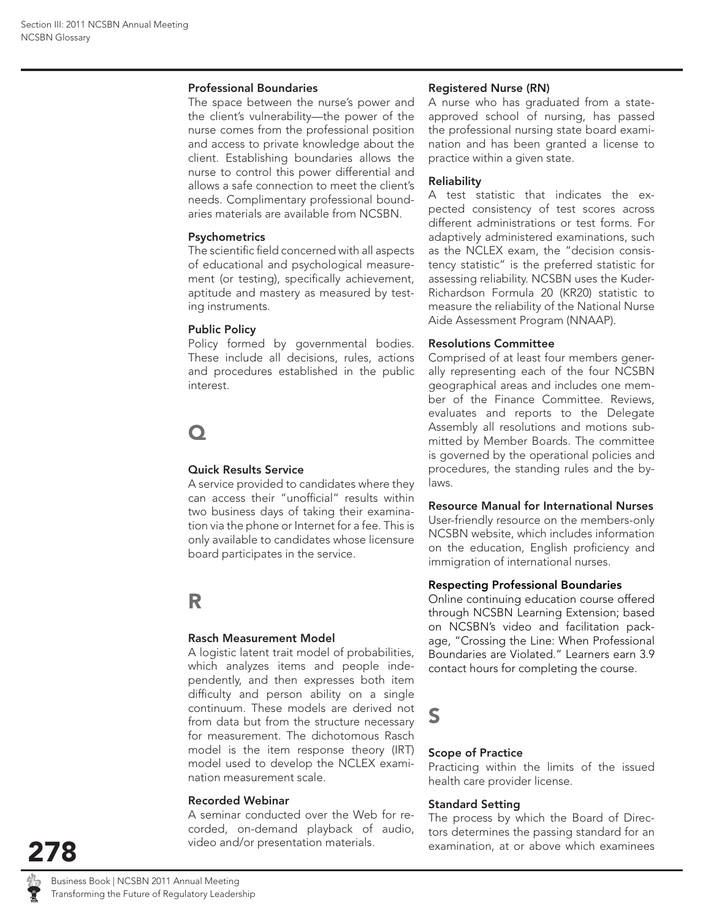### Professional Boundaries

The space between the nurse's power and the client's vulnerability—the power of the nurse comes from the professional position and access to private knowledge about the client. Establishing boundaries allows the nurse to control this power differential and allows a safe connection to meet the client's needs. Complimentary professional boundaries materials are available from NCSBN.

### Psychometrics

The scientific field concerned with all aspects of educational and psychological measurement (or testing), specifically achievement, aptitude and mastery as measured by testing instruments.

### Public Policy

Policy formed by governmental bodies. These include all decisions, rules, actions and procedures established in the public interest.

## Q

### Quick Results Service

A service provided to candidates where they can access their "unofficial" results within two business days of taking their examination via the phone or Internet for a fee. This is only available to candidates whose licensure board participates in the service.

## R

### Rasch Measurement Model

A logistic latent trait model of probabilities, which analyzes items and people independently, and then expresses both item difficulty and person ability on a single continuum. These models are derived not from data but from the structure necessary for measurement. The dichotomous Rasch model is the item response theory (IRT) model used to develop the NCLEX examination measurement scale.

### Recorded Webinar

A seminar conducted over the Web for recorded, on-demand playback of audio, video and/or presentation materials.

### Registered Nurse (RN)

A nurse who has graduated from a state-approved school of nursing, has passed the professional nursing state board examination and has been granted a license to practice within a given state.

### Reliability

A test statistic that indicates the expected consistency of test scores across different administrations or test forms. For adaptively administered examinations, such as the NCLEX exam, the "decision consistency statistic" is the preferred statistic for assessing reliability. NCSBN uses the Kuder-Richardson Formula 20 (KR20) statistic to measure the reliability of the National Nurse Aide Assessment Program (NNAAP).

### Resolutions Committee

Comprised of at least four members generally representing each of the four NCSBN geographical areas and includes one member of the Finance Committee. Reviews, evaluates and reports to the Delegate Assembly all resolutions and motions submitted by Member Boards. The committee is governed by the operational policies and procedures, the standing rules and the bylaws.

### Resource Manual for International Nurses

User-friendly resource on the members-only NCSBN website, which includes information on the education, English proficiency and immigration of international nurses.

### Respecting Professional Boundaries

Online continuing education course offered through NCSBN Learning Extension; based on NCSBN's video and facilitation package, "Crossing the Line: When Professional Boundaries are Violated." Learners earn 3.9 contact hours for completing the course.

## S

### Scope of Practice

Practicing within the limits of the issued health care provider license.

### Standard Setting

The process by which the Board of Directors determines the passing standard for an examination, at or above which examinees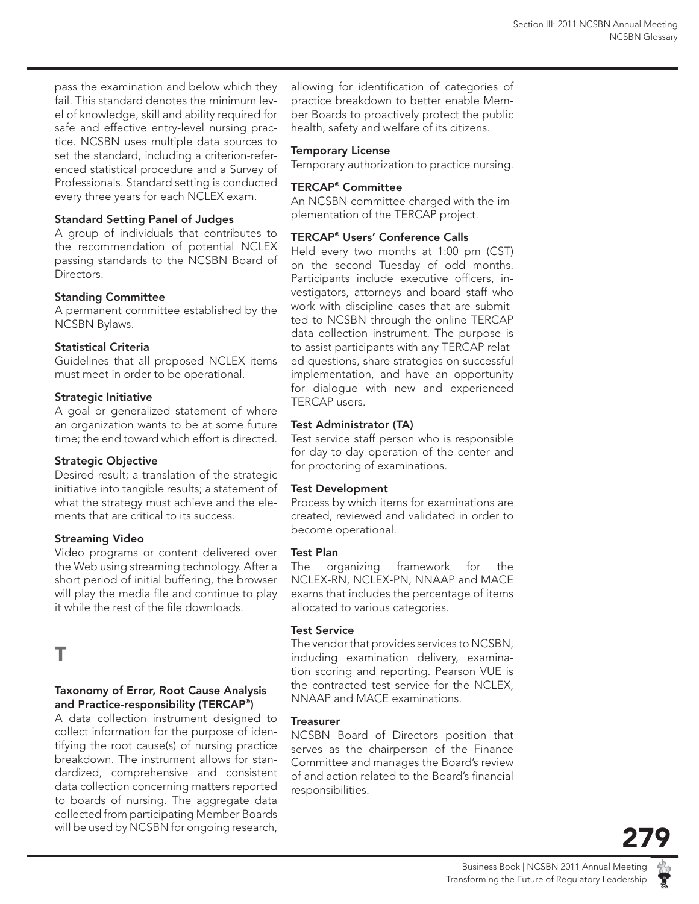pass the examination and below which they fail. This standard denotes the minimum level of knowledge, skill and ability required for safe and effective entry-level nursing practice. NCSBN uses multiple data sources to set the standard, including a criterion-referenced statistical procedure and a Survey of Professionals. Standard setting is conducted every three years for each NCLEX exam.

**Standard Setting Panel of Judges**
A group of individuals that contributes to the recommendation of potential NCLEX passing standards to the NCSBN Board of Directors.

**Standing Committee**
A permanent committee established by the NCSBN Bylaws.

**Statistical Criteria**
Guidelines that all proposed NCLEX items must meet in order to be operational.

**Strategic Initiative**
A goal or generalized statement of where an organization wants to be at some future time; the end toward which effort is directed.

**Strategic Objective**
Desired result; a translation of the strategic initiative into tangible results; a statement of what the strategy must achieve and the elements that are critical to its success.

**Streaming Video**
Video programs or content delivered over the Web using streaming technology. After a short period of initial buffering, the browser will play the media file and continue to play it while the rest of the file downloads.

# T

**Taxonomy of Error, Root Cause Analysis and Practice-responsibility (TERCAP®)**
A data collection instrument designed to collect information for the purpose of identifying the root cause(s) of nursing practice breakdown. The instrument allows for standardized, comprehensive and consistent data collection concerning matters reported to boards of nursing. The aggregate data collected from participating Member Boards will be used by NCSBN for ongoing research, allowing for identification of categories of practice breakdown to better enable Member Boards to proactively protect the public health, safety and welfare of its citizens.

**Temporary License**
Temporary authorization to practice nursing.

**TERCAP® Committee**
An NCSBN committee charged with the implementation of the TERCAP project.

**TERCAP® Users' Conference Calls**
Held every two months at 1:00 pm (CST) on the second Tuesday of odd months. Participants include executive officers, investigators, attorneys and board staff who work with discipline cases that are submitted to NCSBN through the online TERCAP data collection instrument. The purpose is to assist participants with any TERCAP related questions, share strategies on successful implementation, and have an opportunity for dialogue with new and experienced TERCAP users.

**Test Administrator (TA)**
Test service staff person who is responsible for day-to-day operation of the center and for proctoring of examinations.

**Test Development**
Process by which items for examinations are created, reviewed and validated in order to become operational.

**Test Plan**
The organizing framework for the NCLEX-RN, NCLEX-PN, NNAAP and MACE exams that includes the percentage of items allocated to various categories.

**Test Service**
The vendor that provides services to NCSBN, including examination delivery, examination scoring and reporting. Pearson VUE is the contracted test service for the NCLEX, NNAAP and MACE examinations.

**Treasurer**
NCSBN Board of Directors position that serves as the chairperson of the Finance Committee and manages the Board's review of and action related to the Board's financial responsibilities.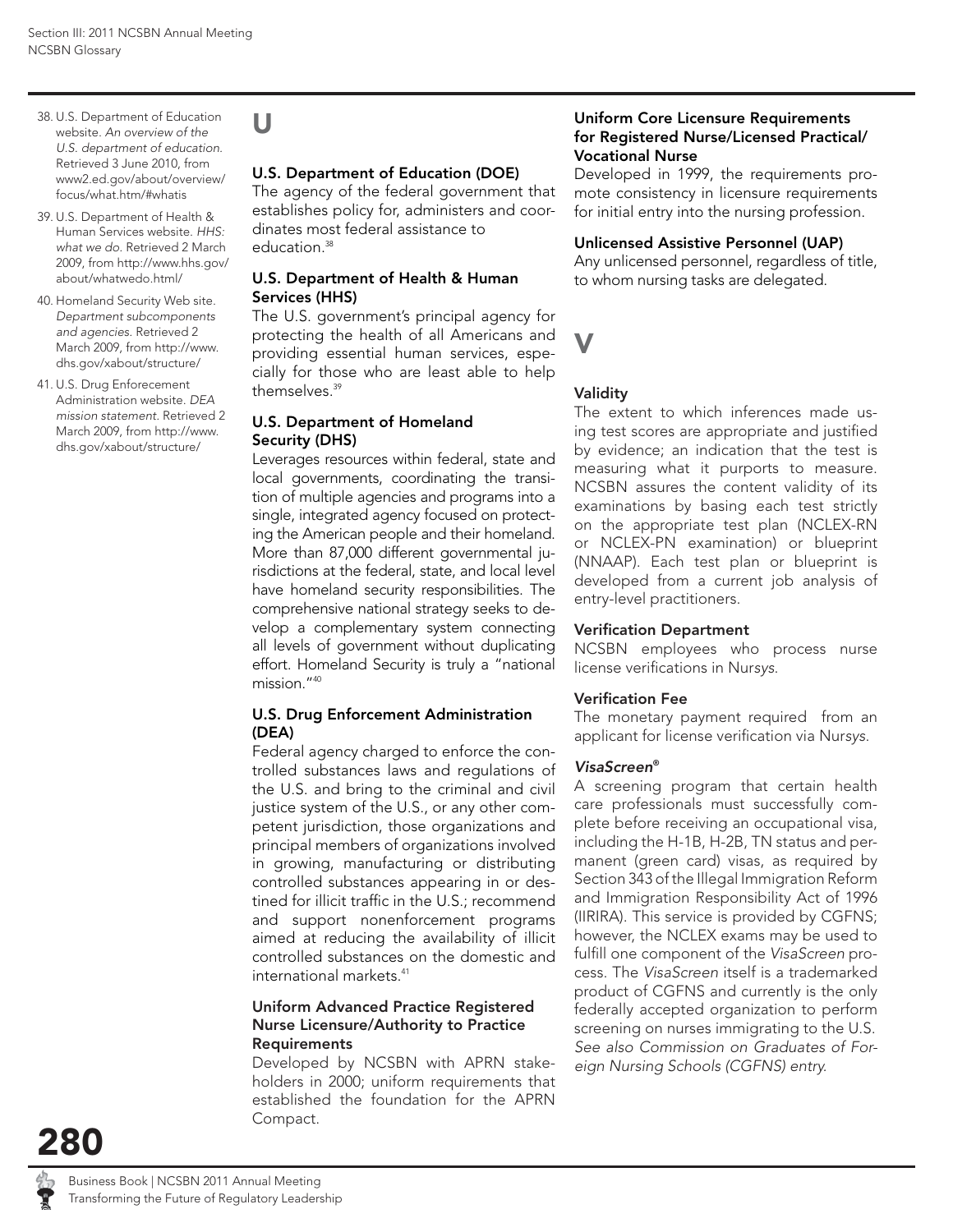## U

### U.S. Department of Education (DOE)

The agency of the federal government that establishes policy for, administers and coordinates most federal assistance to education.[38]

### U.S. Department of Health & Human Services (HHS)

The U.S. government's principal agency for protecting the health of all Americans and providing essential human services, especially for those who are least able to help themselves.[39]

### U.S. Department of Homeland Security (DHS)

Leverages resources within federal, state and local governments, coordinating the transition of multiple agencies and programs into a single, integrated agency focused on protecting the American people and their homeland. More than 87,000 different governmental jurisdictions at the federal, state, and local level have homeland security responsibilities. The comprehensive national strategy seeks to develop a complementary system connecting all levels of government without duplicating effort. Homeland Security is truly a "national mission."[40]

### U.S. Drug Enforcement Administration (DEA)

Federal agency charged to enforce the controlled substances laws and regulations of the U.S. and bring to the criminal and civil justice system of the U.S., or any other competent jurisdiction, those organizations and principal members of organizations involved in growing, manufacturing or distributing controlled substances appearing in or destined for illicit traffic in the U.S.; recommend and support nonenforcement programs aimed at reducing the availability of illicit controlled substances on the domestic and international markets.[41]

### Uniform Advanced Practice Registered Nurse Licensure/Authority to Practice Requirements

Developed by NCSBN with APRN stakeholders in 2000; uniform requirements that established the foundation for the APRN Compact.

### Uniform Core Licensure Requirements for Registered Nurse/Licensed Practical/Vocational Nurse

Developed in 1999, the requirements promote consistency in licensure requirements for initial entry into the nursing profession.

### Unlicensed Assistive Personnel (UAP)

Any unlicensed personnel, regardless of title, to whom nursing tasks are delegated.

## V

### Validity

The extent to which inferences made using test scores are appropriate and justified by evidence; an indication that the test is measuring what it purports to measure. NCSBN assures the content validity of its examinations by basing each test strictly on the appropriate test plan (NCLEX-RN or NCLEX-PN examination) or blueprint (NNAAP). Each test plan or blueprint is developed from a current job analysis of entry-level practitioners.

### Verification Department

NCSBN employees who process nurse license verifications in Nur*sys*.

### Verification Fee

The monetary payment required from an applicant for license verification via Nur*sys*.

### *VisaScreen®*

A screening program that certain health care professionals must successfully complete before receiving an occupational visa, including the H-1B, H-2B, TN status and permanent (green card) visas, as required by Section 343 of the Illegal Immigration Reform and Immigration Responsibility Act of 1996 (IIRIRA). This service is provided by CGFNS; however, the NCLEX exams may be used to fulfill one component of the *VisaScreen* process. The *VisaScreen* itself is a trademarked product of CGFNS and currently is the only federally accepted organization to perform screening on nurses immigrating to the U.S. *See also Commission on Graduates of Foreign Nursing Schools (CGFNS) entry.*

---

38. U.S. Department of Education website. *An overview of the U.S. department of education.* Retrieved 3 June 2010, from www2.ed.gov/about/overview/focus/what.htm/#whatis
39. U.S. Department of Health & Human Services website. *HHS: what we do.* Retrieved 2 March 2009, from http://www.hhs.gov/about/whatwedo.html/
40. Homeland Security Web site. *Department subcomponents and agencies.* Retrieved 2 March 2009, from http://www.dhs.gov/xabout/structure/
41. U.S. Drug Enforecement Administration website. *DEA mission statement.* Retrieved 2 March 2009, from http://www.dhs.gov/xabout/structure/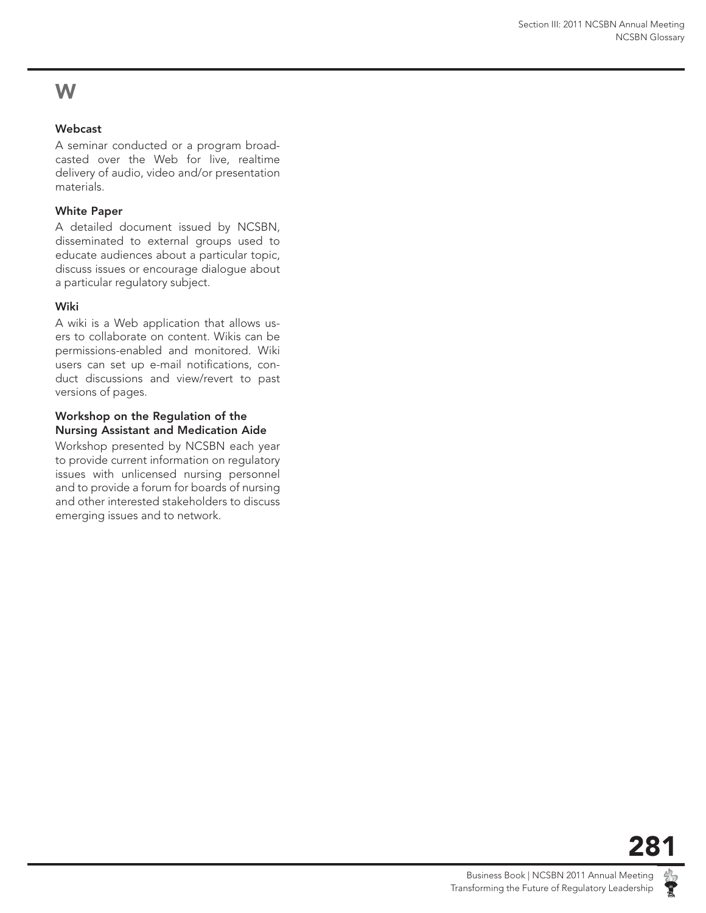# W

### Webcast

A seminar conducted or a program broadcasted over the Web for live, realtime delivery of audio, video and/or presentation materials.

### White Paper

A detailed document issued by NCSBN, disseminated to external groups used to educate audiences about a particular topic, discuss issues or encourage dialogue about a particular regulatory subject.

### Wiki

A wiki is a Web application that allows users to collaborate on content. Wikis can be permissions-enabled and monitored. Wiki users can set up e-mail notifications, conduct discussions and view/revert to past versions of pages.

### Workshop on the Regulation of the Nursing Assistant and Medication Aide

Workshop presented by NCSBN each year to provide current information on regulatory issues with unlicensed nursing personnel and to provide a forum for boards of nursing and other interested stakeholders to discuss emerging issues and to network.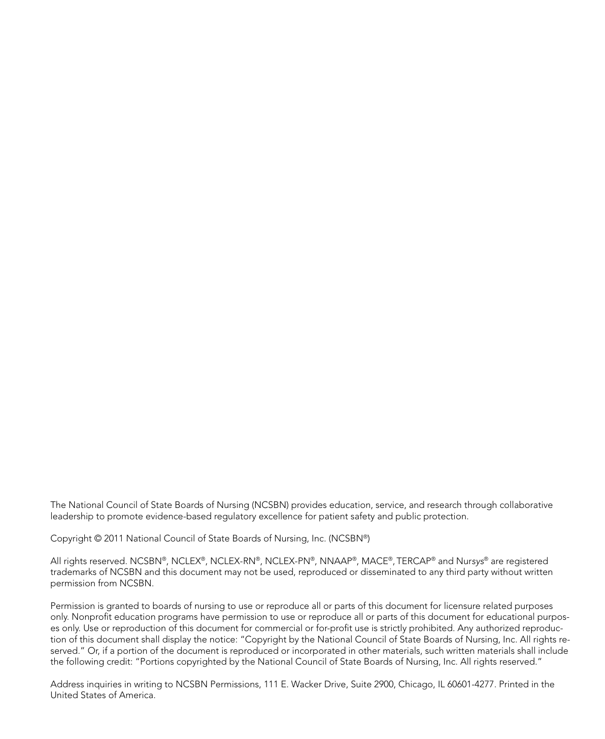The National Council of State Boards of Nursing (NCSBN) provides education, service, and research through collaborative leadership to promote evidence-based regulatory excellence for patient safety and public protection.

Copyright © 2011 National Council of State Boards of Nursing, Inc. (NCSBN®)

All rights reserved. NCSBN®, NCLEX®, NCLEX-RN®, NCLEX-PN®, NNAAP®, MACE®, TERCAP® and Nur*sys*® are registered trademarks of NCSBN and this document may not be used, reproduced or disseminated to any third party without written permission from NCSBN.

Permission is granted to boards of nursing to use or reproduce all or parts of this document for licensure related purposes only. Nonprofit education programs have permission to use or reproduce all or parts of this document for educational purposes only. Use or reproduction of this document for commercial or for-profit use is strictly prohibited. Any authorized reproduction of this document shall display the notice: "Copyright by the National Council of State Boards of Nursing, Inc. All rights reserved." Or, if a portion of the document is reproduced or incorporated in other materials, such written materials shall include the following credit: "Portions copyrighted by the National Council of State Boards of Nursing, Inc. All rights reserved."

Address inquiries in writing to NCSBN Permissions, 111 E. Wacker Drive, Suite 2900, Chicago, IL 60601-4277. Printed in the United States of America.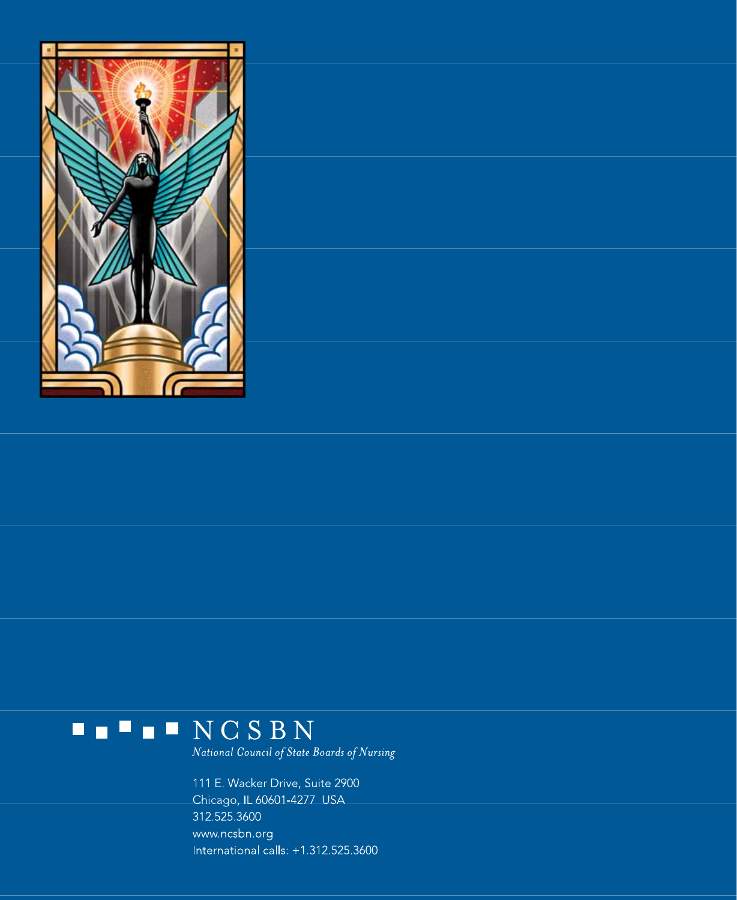NCSBN

*National Council of State Boards of Nursing*

111 E. Wacker Drive, Suite 2900
Chicago, IL 60601-4277 USA
312.525.3600
www.ncsbn.org
International calls: +1.312.525.3600